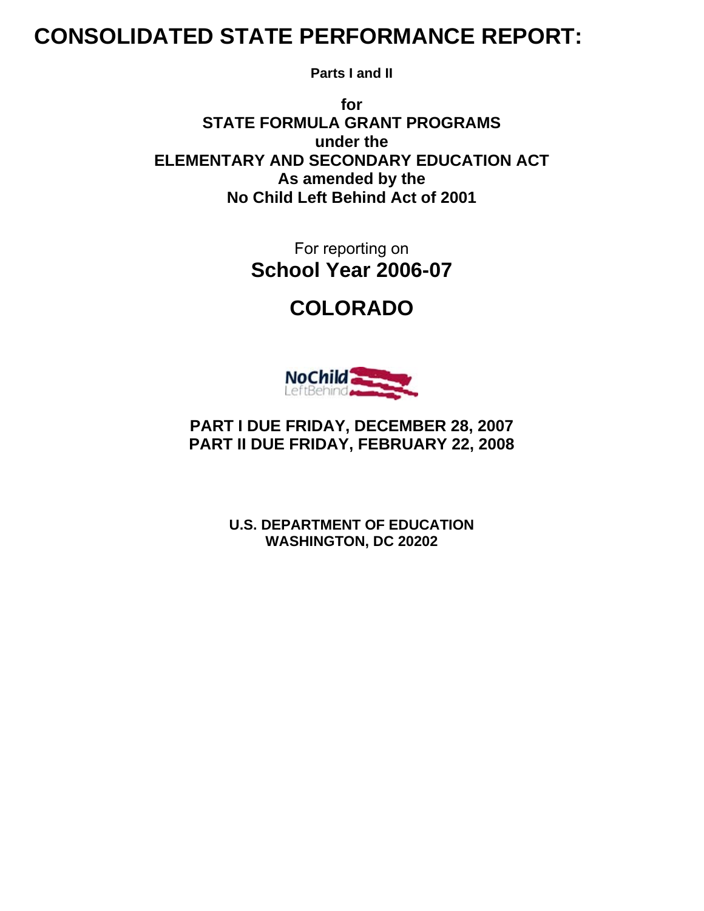# CONSOLIDATED STATE PERFORMANCE REPORT:

**Parts I and II**

**for**
**STATE FORMULA GRANT PROGRAMS**
**under the**
**ELEMENTARY AND SECONDARY EDUCATION ACT**
**As amended by the**
**No Child Left Behind Act of 2001**

For reporting on
**School Year 2006-07**

## COLORADO

**PART I DUE FRIDAY, DECEMBER 28, 2007**
**PART II DUE FRIDAY, FEBRUARY 22, 2008**

**U.S. DEPARTMENT OF EDUCATION**
**WASHINGTON, DC 20202**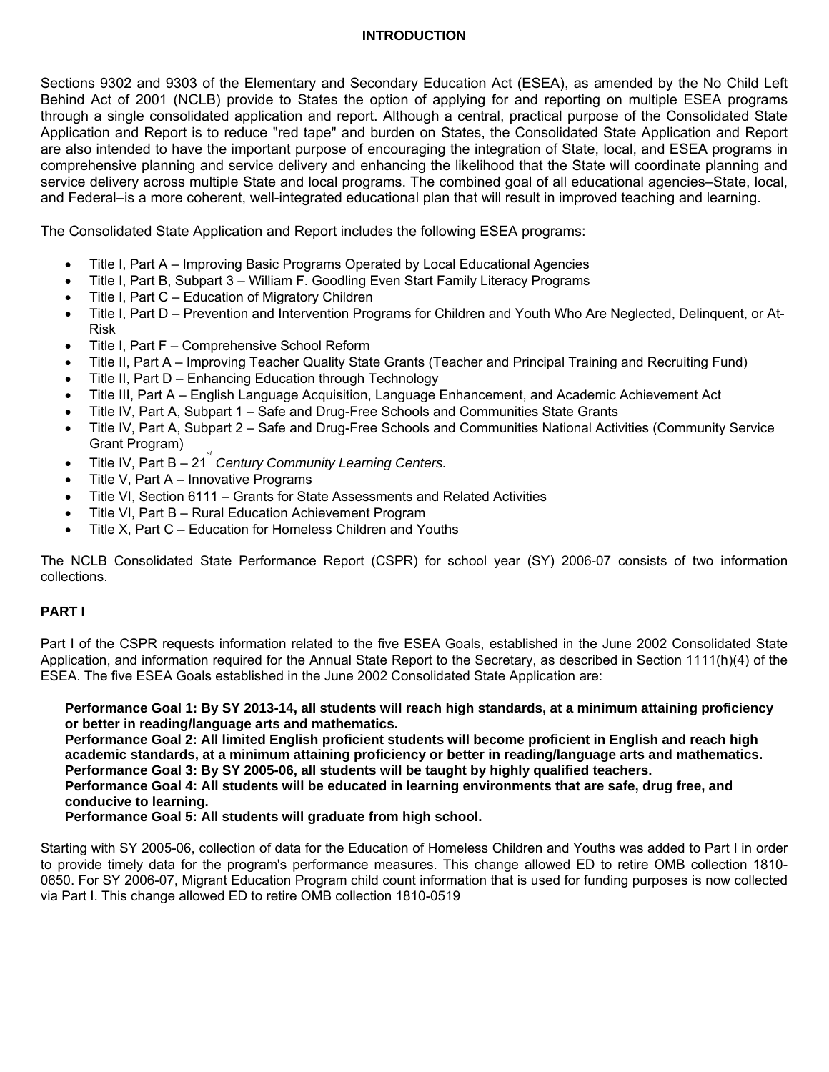# INTRODUCTION

Sections 9302 and 9303 of the Elementary and Secondary Education Act (ESEA), as amended by the No Child Left Behind Act of 2001 (NCLB) provide to States the option of applying for and reporting on multiple ESEA programs through a single consolidated application and report. Although a central, practical purpose of the Consolidated State Application and Report is to reduce "red tape" and burden on States, the Consolidated State Application and Report are also intended to have the important purpose of encouraging the integration of State, local, and ESEA programs in comprehensive planning and service delivery and enhancing the likelihood that the State will coordinate planning and service delivery across multiple State and local programs. The combined goal of all educational agencies–State, local, and Federal–is a more coherent, well-integrated educational plan that will result in improved teaching and learning.

The Consolidated State Application and Report includes the following ESEA programs:

- Title I, Part A – Improving Basic Programs Operated by Local Educational Agencies
- Title I, Part B, Subpart 3 – William F. Goodling Even Start Family Literacy Programs
- Title I, Part C – Education of Migratory Children
- Title I, Part D – Prevention and Intervention Programs for Children and Youth Who Are Neglected, Delinquent, or At-Risk
- Title I, Part F – Comprehensive School Reform
- Title II, Part A – Improving Teacher Quality State Grants (Teacher and Principal Training and Recruiting Fund)
- Title II, Part D – Enhancing Education through Technology
- Title III, Part A – English Language Acquisition, Language Enhancement, and Academic Achievement Act
- Title IV, Part A, Subpart 1 – Safe and Drug-Free Schools and Communities State Grants
- Title IV, Part A, Subpart 2 – Safe and Drug-Free Schools and Communities National Activities (Community Service Grant Program)
- Title IV, Part B – 21st *Century Community Learning Centers.*
- Title V, Part A – Innovative Programs
- Title VI, Section 6111 – Grants for State Assessments and Related Activities
- Title VI, Part B – Rural Education Achievement Program
- Title X, Part C – Education for Homeless Children and Youths

The NCLB Consolidated State Performance Report (CSPR) for school year (SY) 2006-07 consists of two information collections.

## PART I

Part I of the CSPR requests information related to the five ESEA Goals, established in the June 2002 Consolidated State Application, and information required for the Annual State Report to the Secretary, as described in Section 1111(h)(4) of the ESEA. The five ESEA Goals established in the June 2002 Consolidated State Application are:

**Performance Goal 1: By SY 2013-14, all students will reach high standards, at a minimum attaining proficiency or better in reading/language arts and mathematics.**
**Performance Goal 2: All limited English proficient students will become proficient in English and reach high academic standards, at a minimum attaining proficiency or better in reading/language arts and mathematics.**
**Performance Goal 3: By SY 2005-06, all students will be taught by highly qualified teachers.**
**Performance Goal 4: All students will be educated in learning environments that are safe, drug free, and conducive to learning.**
**Performance Goal 5: All students will graduate from high school.**

Starting with SY 2005-06, collection of data for the Education of Homeless Children and Youths was added to Part I in order to provide timely data for the program's performance measures. This change allowed ED to retire OMB collection 1810-0650. For SY 2006-07, Migrant Education Program child count information that is used for funding purposes is now collected via Part I. This change allowed ED to retire OMB collection 1810-0519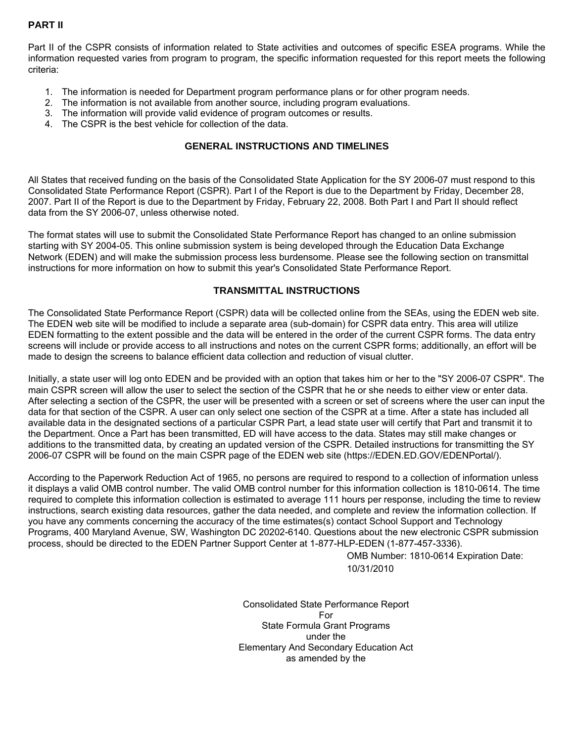**PART II**

Part II of the CSPR consists of information related to State activities and outcomes of specific ESEA programs. While the information requested varies from program to program, the specific information requested for this report meets the following criteria:

1. The information is needed for Department program performance plans or for other program needs.
2. The information is not available from another source, including program evaluations.
3. The information will provide valid evidence of program outcomes or results.
4. The CSPR is the best vehicle for collection of the data.

## GENERAL INSTRUCTIONS AND TIMELINES

All States that received funding on the basis of the Consolidated State Application for the SY 2006-07 must respond to this Consolidated State Performance Report (CSPR). Part I of the Report is due to the Department by Friday, December 28, 2007. Part II of the Report is due to the Department by Friday, February 22, 2008. Both Part I and Part II should reflect data from the SY 2006-07, unless otherwise noted.

The format states will use to submit the Consolidated State Performance Report has changed to an online submission starting with SY 2004-05. This online submission system is being developed through the Education Data Exchange Network (EDEN) and will make the submission process less burdensome. Please see the following section on transmittal instructions for more information on how to submit this year's Consolidated State Performance Report.

## TRANSMITTAL INSTRUCTIONS

The Consolidated State Performance Report (CSPR) data will be collected online from the SEAs, using the EDEN web site. The EDEN web site will be modified to include a separate area (sub-domain) for CSPR data entry. This area will utilize EDEN formatting to the extent possible and the data will be entered in the order of the current CSPR forms. The data entry screens will include or provide access to all instructions and notes on the current CSPR forms; additionally, an effort will be made to design the screens to balance efficient data collection and reduction of visual clutter.

Initially, a state user will log onto EDEN and be provided with an option that takes him or her to the "SY 2006-07 CSPR". The main CSPR screen will allow the user to select the section of the CSPR that he or she needs to either view or enter data. After selecting a section of the CSPR, the user will be presented with a screen or set of screens where the user can input the data for that section of the CSPR. A user can only select one section of the CSPR at a time. After a state has included all available data in the designated sections of a particular CSPR Part, a lead state user will certify that Part and transmit it to the Department. Once a Part has been transmitted, ED will have access to the data. States may still make changes or additions to the transmitted data, by creating an updated version of the CSPR. Detailed instructions for transmitting the SY 2006-07 CSPR will be found on the main CSPR page of the EDEN web site (https://EDEN.ED.GOV/EDENPortal/).

According to the Paperwork Reduction Act of 1965, no persons are required to respond to a collection of information unless it displays a valid OMB control number. The valid OMB control number for this information collection is 1810-0614. The time required to complete this information collection is estimated to average 111 hours per response, including the time to review instructions, search existing data resources, gather the data needed, and complete and review the information collection. If you have any comments concerning the accuracy of the time estimates(s) contact School Support and Technology Programs, 400 Maryland Avenue, SW, Washington DC 20202-6140. Questions about the new electronic CSPR submission process, should be directed to the EDEN Partner Support Center at 1-877-HLP-EDEN (1-877-457-3336).

OMB Number: 1810-0614 Expiration Date: 10/31/2010

Consolidated State Performance Report
For
State Formula Grant Programs
under the
Elementary And Secondary Education Act
as amended by the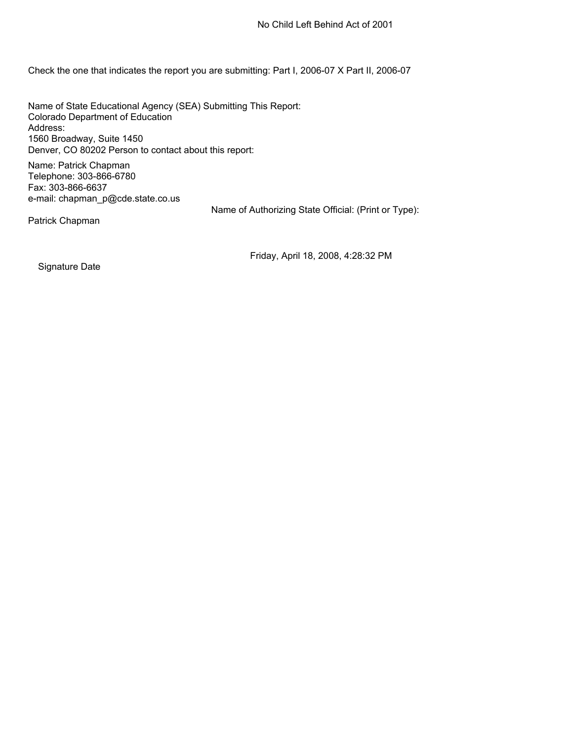No Child Left Behind Act of 2001

Check the one that indicates the report you are submitting: Part I, 2006-07 X Part II, 2006-07

Name of State Educational Agency (SEA) Submitting This Report:
Colorado Department of Education
Address:
1560 Broadway, Suite 1450
Denver, CO 80202 Person to contact about this report:

Name: Patrick Chapman
Telephone: 303-866-6780
Fax: 303-866-6637
e-mail: chapman_p@cde.state.co.us

Name of Authorizing State Official: (Print or Type):

Patrick Chapman

Friday, April 18, 2008, 4:28:32 PM

Signature Date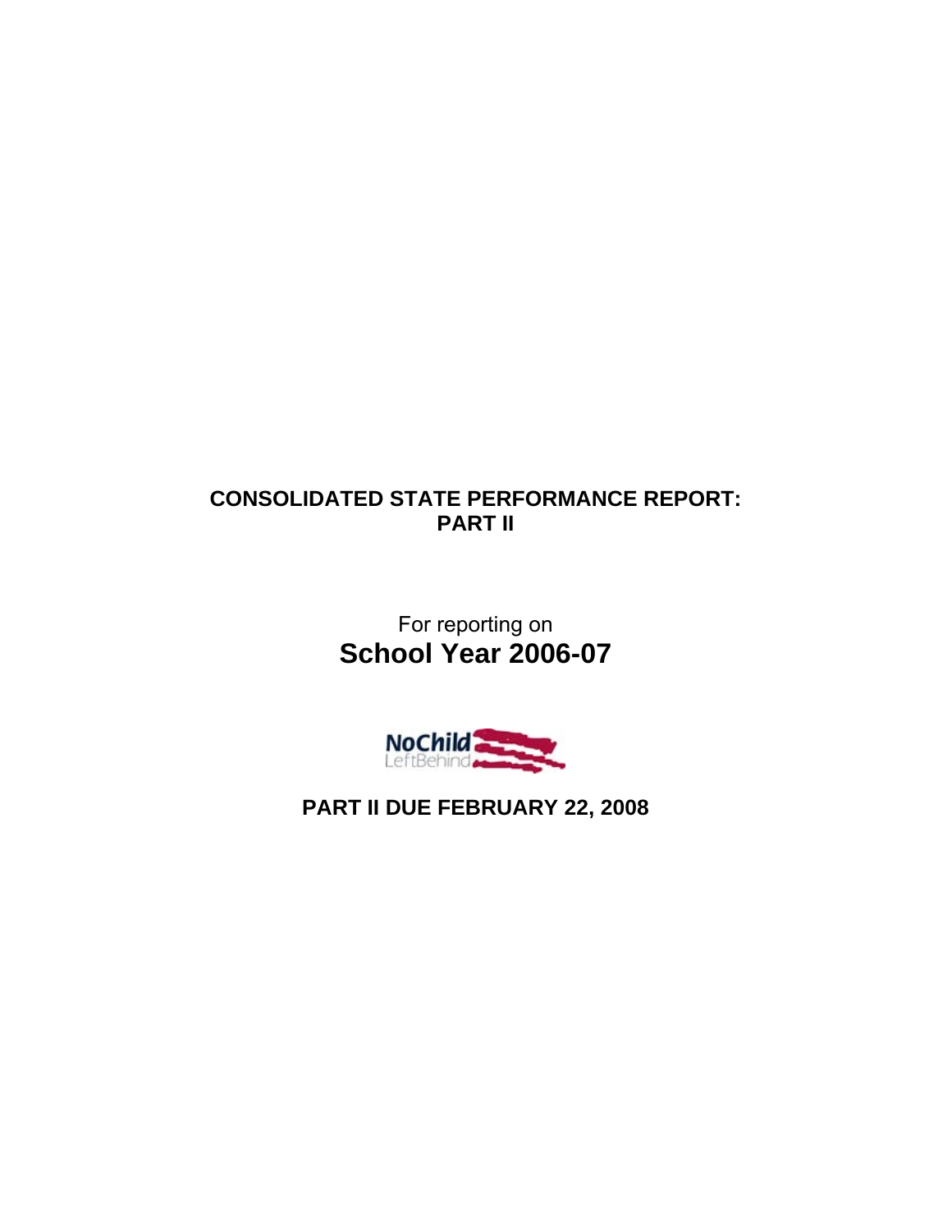# CONSOLIDATED STATE PERFORMANCE REPORT: PART II

For reporting on

## School Year 2006-07

NoChild LeftBehind

**PART II DUE FEBRUARY 22, 2008**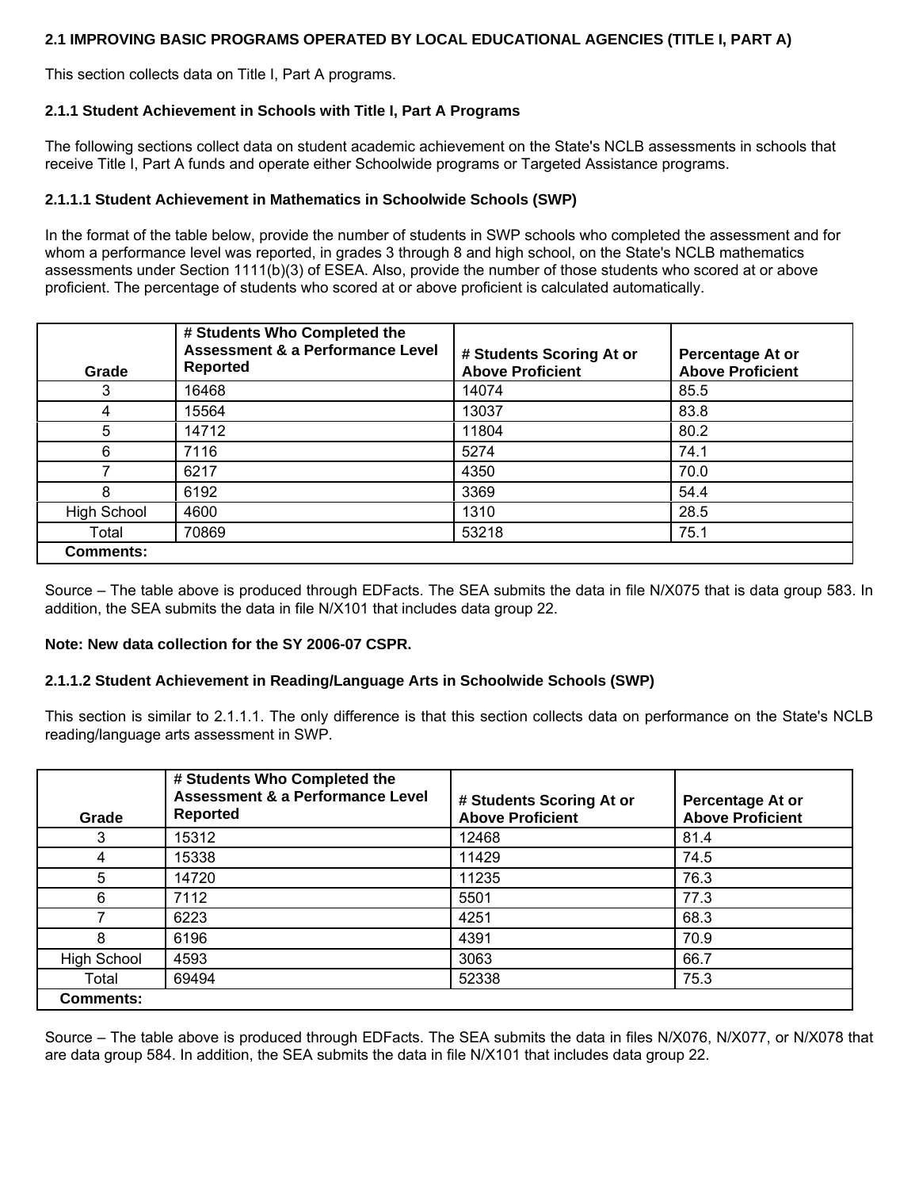### 2.1 IMPROVING BASIC PROGRAMS OPERATED BY LOCAL EDUCATIONAL AGENCIES (TITLE I, PART A)

This section collects data on Title I, Part A programs.

#### 2.1.1 Student Achievement in Schools with Title I, Part A Programs

The following sections collect data on student academic achievement on the State's NCLB assessments in schools that receive Title I, Part A funds and operate either Schoolwide programs or Targeted Assistance programs.

##### 2.1.1.1 Student Achievement in Mathematics in Schoolwide Schools (SWP)

In the format of the table below, provide the number of students in SWP schools who completed the assessment and for whom a performance level was reported, in grades 3 through 8 and high school, on the State's NCLB mathematics assessments under Section 1111(b)(3) of ESEA. Also, provide the number of those students who scored at or above proficient. The percentage of students who scored at or above proficient is calculated automatically.

| Grade | # Students Who Completed the Assessment & a Performance Level Reported | # Students Scoring At or Above Proficient | Percentage At or Above Proficient |
|---|---|---|---|
| 3 | 16468 | 14074 | 85.5 |
| 4 | 15564 | 13037 | 83.8 |
| 5 | 14712 | 11804 | 80.2 |
| 6 | 7116 | 5274 | 74.1 |
| 7 | 6217 | 4350 | 70.0 |
| 8 | 6192 | 3369 | 54.4 |
| High School | 4600 | 1310 | 28.5 |
| Total | 70869 | 53218 | 75.1 |
| **Comments:** | | | |

Source – The table above is produced through EDFacts. The SEA submits the data in file N/X075 that is data group 583. In addition, the SEA submits the data in file N/X101 that includes data group 22.

**Note: New data collection for the SY 2006-07 CSPR.**

##### 2.1.1.2 Student Achievement in Reading/Language Arts in Schoolwide Schools (SWP)

This section is similar to 2.1.1.1. The only difference is that this section collects data on performance on the State's NCLB reading/language arts assessment in SWP.

| Grade | # Students Who Completed the Assessment & a Performance Level Reported | # Students Scoring At or Above Proficient | Percentage At or Above Proficient |
|---|---|---|---|
| 3 | 15312 | 12468 | 81.4 |
| 4 | 15338 | 11429 | 74.5 |
| 5 | 14720 | 11235 | 76.3 |
| 6 | 7112 | 5501 | 77.3 |
| 7 | 6223 | 4251 | 68.3 |
| 8 | 6196 | 4391 | 70.9 |
| High School | 4593 | 3063 | 66.7 |
| Total | 69494 | 52338 | 75.3 |
| **Comments:** | | | |

Source – The table above is produced through EDFacts. The SEA submits the data in files N/X076, N/X077, or N/X078 that are data group 584. In addition, the SEA submits the data in file N/X101 that includes data group 22.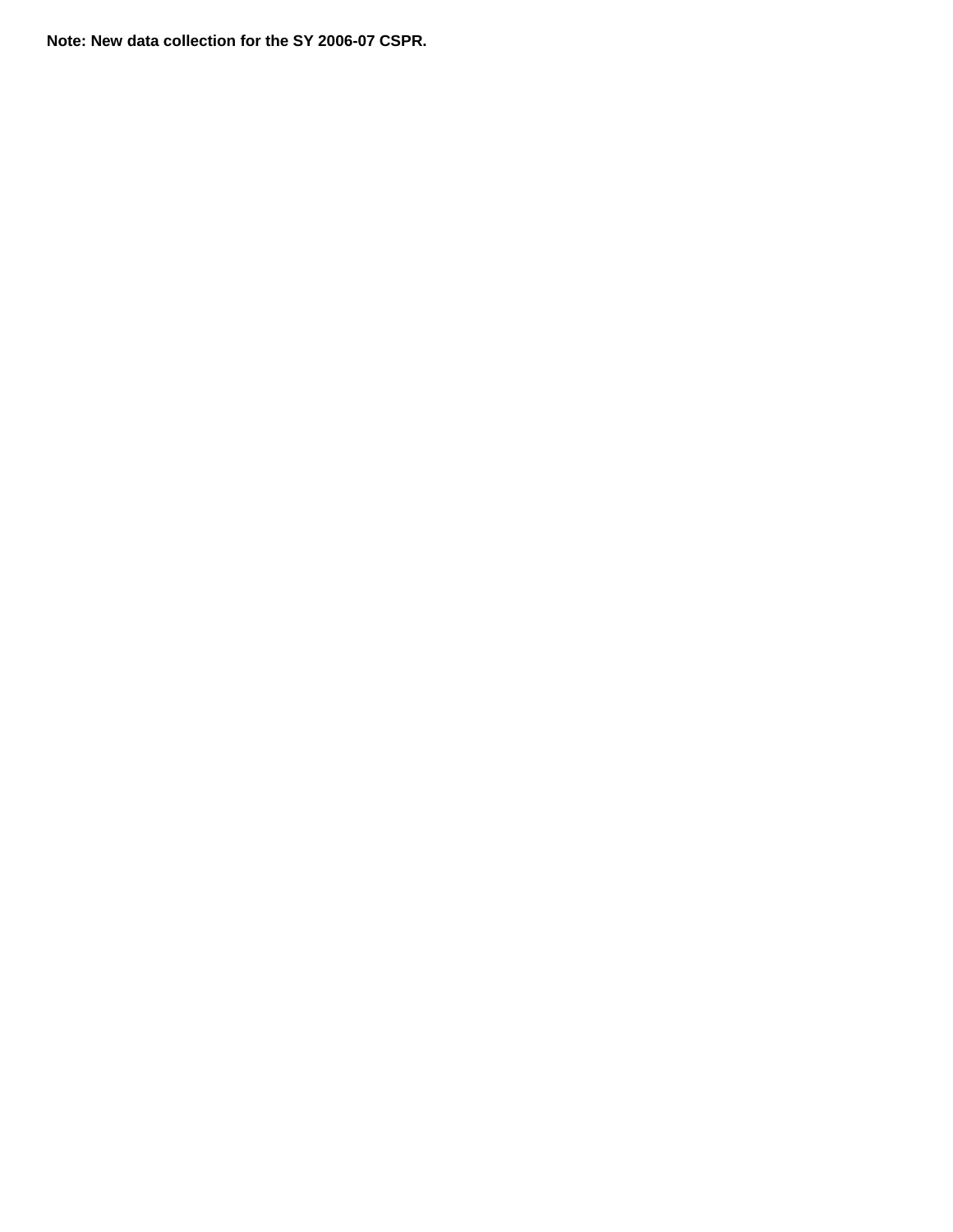**Note: New data collection for the SY 2006-07 CSPR.**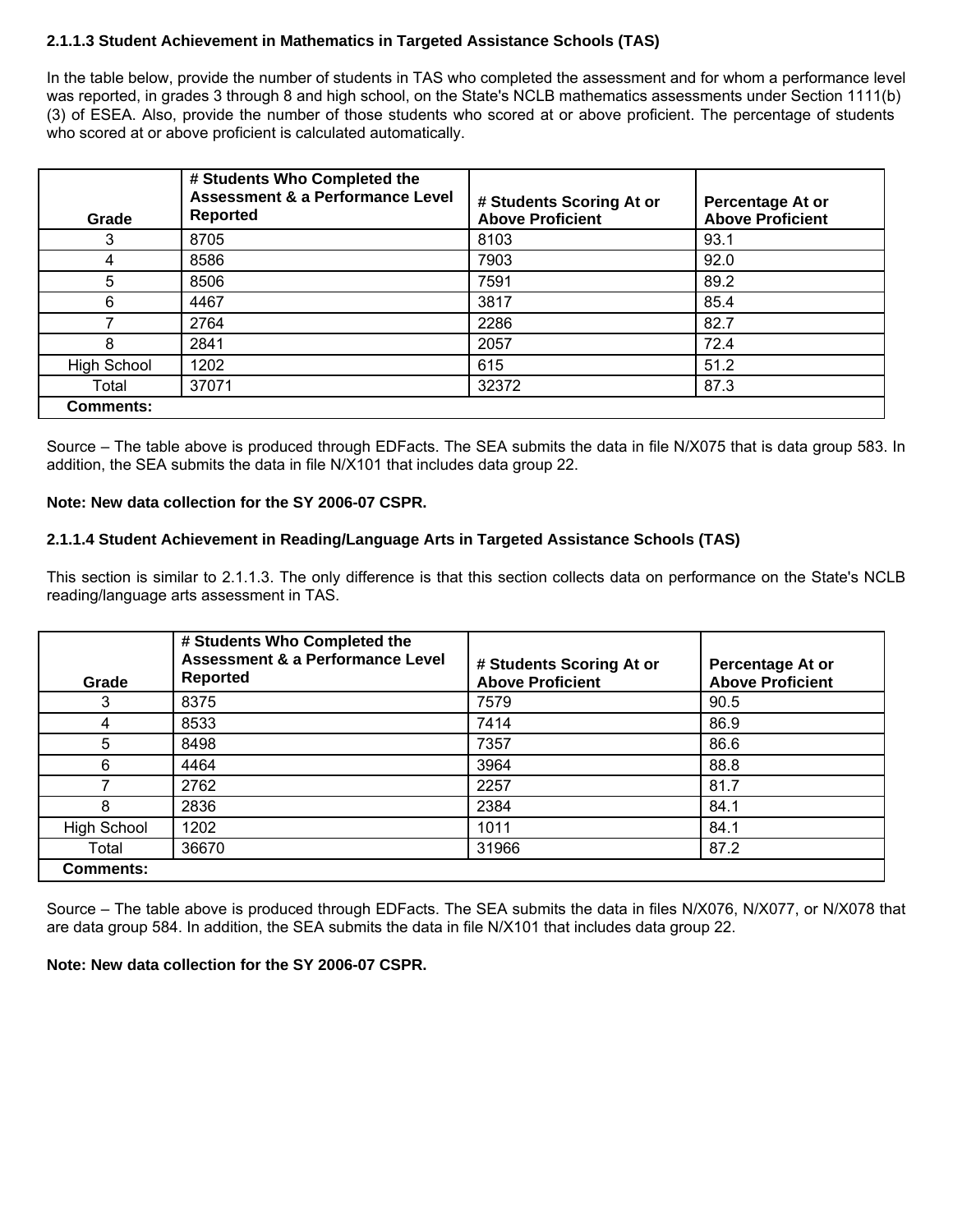### 2.1.1.3 Student Achievement in Mathematics in Targeted Assistance Schools (TAS)

In the table below, provide the number of students in TAS who completed the assessment and for whom a performance level was reported, in grades 3 through 8 and high school, on the State's NCLB mathematics assessments under Section 1111(b)(3) of ESEA. Also, provide the number of those students who scored at or above proficient. The percentage of students who scored at or above proficient is calculated automatically.

| Grade | # Students Who Completed the Assessment & a Performance Level Reported | # Students Scoring At or Above Proficient | Percentage At or Above Proficient |
|---|---|---|---|
| 3 | 8705 | 8103 | 93.1 |
| 4 | 8586 | 7903 | 92.0 |
| 5 | 8506 | 7591 | 89.2 |
| 6 | 4467 | 3817 | 85.4 |
| 7 | 2764 | 2286 | 82.7 |
| 8 | 2841 | 2057 | 72.4 |
| High School | 1202 | 615 | 51.2 |
| Total | 37071 | 32372 | 87.3 |
| **Comments:** | | | |

Source – The table above is produced through EDFacts. The SEA submits the data in file N/X075 that is data group 583. In addition, the SEA submits the data in file N/X101 that includes data group 22.

**Note: New data collection for the SY 2006-07 CSPR.**

### 2.1.1.4 Student Achievement in Reading/Language Arts in Targeted Assistance Schools (TAS)

This section is similar to 2.1.1.3. The only difference is that this section collects data on performance on the State's NCLB reading/language arts assessment in TAS.

| Grade | # Students Who Completed the Assessment & a Performance Level Reported | # Students Scoring At or Above Proficient | Percentage At or Above Proficient |
|---|---|---|---|
| 3 | 8375 | 7579 | 90.5 |
| 4 | 8533 | 7414 | 86.9 |
| 5 | 8498 | 7357 | 86.6 |
| 6 | 4464 | 3964 | 88.8 |
| 7 | 2762 | 2257 | 81.7 |
| 8 | 2836 | 2384 | 84.1 |
| High School | 1202 | 1011 | 84.1 |
| Total | 36670 | 31966 | 87.2 |
| **Comments:** | | | |

Source – The table above is produced through EDFacts. The SEA submits the data in files N/X076, N/X077, or N/X078 that are data group 584. In addition, the SEA submits the data in file N/X101 that includes data group 22.

**Note: New data collection for the SY 2006-07 CSPR.**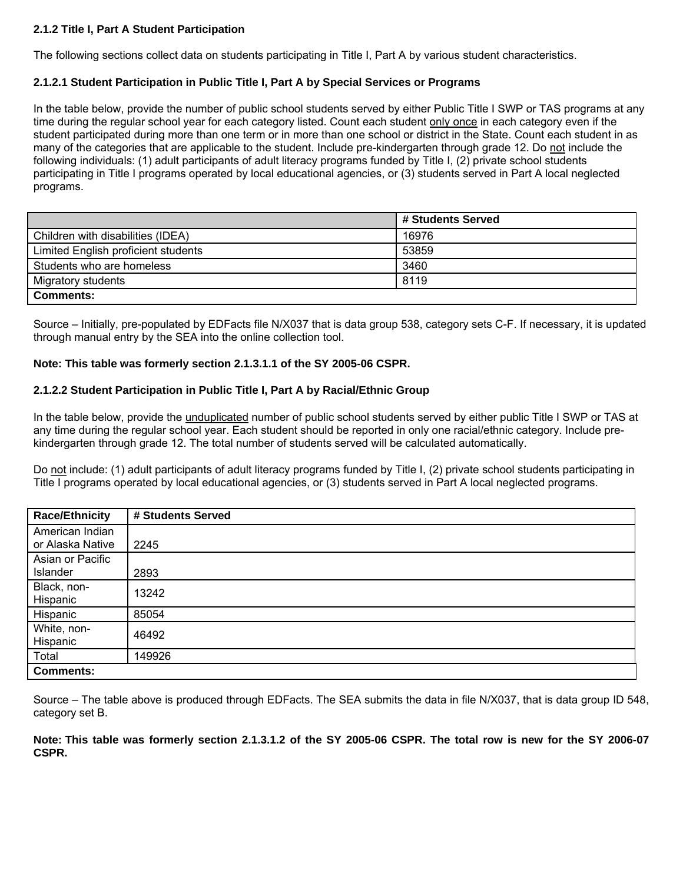### 2.1.2 Title I, Part A Student Participation

The following sections collect data on students participating in Title I, Part A by various student characteristics.

#### 2.1.2.1 Student Participation in Public Title I, Part A by Special Services or Programs

In the table below, provide the number of public school students served by either Public Title I SWP or TAS programs at any time during the regular school year for each category listed. Count each student only once in each category even if the student participated during more than one term or in more than one school or district in the State. Count each student in as many of the categories that are applicable to the student. Include pre-kindergarten through grade 12. Do not include the following individuals: (1) adult participants of adult literacy programs funded by Title I, (2) private school students participating in Title I programs operated by local educational agencies, or (3) students served in Part A local neglected programs.

| | # Students Served |
|---|---|
| Children with disabilities (IDEA) | 16976 |
| Limited English proficient students | 53859 |
| Students who are homeless | 3460 |
| Migratory students | 8119 |
| **Comments:** | |

Source – Initially, pre-populated by EDFacts file N/X037 that is data group 538, category sets C-F. If necessary, it is updated through manual entry by the SEA into the online collection tool.

**Note: This table was formerly section 2.1.3.1.1 of the SY 2005-06 CSPR.**

#### 2.1.2.2 Student Participation in Public Title I, Part A by Racial/Ethnic Group

In the table below, provide the unduplicated number of public school students served by either public Title I SWP or TAS at any time during the regular school year. Each student should be reported in only one racial/ethnic category. Include pre-kindergarten through grade 12. The total number of students served will be calculated automatically.

Do not include: (1) adult participants of adult literacy programs funded by Title I, (2) private school students participating in Title I programs operated by local educational agencies, or (3) students served in Part A local neglected programs.

| Race/Ethnicity | # Students Served |
|---|---|
| American Indian or Alaska Native | 2245 |
| Asian or Pacific Islander | 2893 |
| Black, non-Hispanic | 13242 |
| Hispanic | 85054 |
| White, non-Hispanic | 46492 |
| Total | 149926 |
| **Comments:** | |

Source – The table above is produced through EDFacts. The SEA submits the data in file N/X037, that is data group ID 548, category set B.

**Note: This table was formerly section 2.1.3.1.2 of the SY 2005-06 CSPR. The total row is new for the SY 2006-07 CSPR.**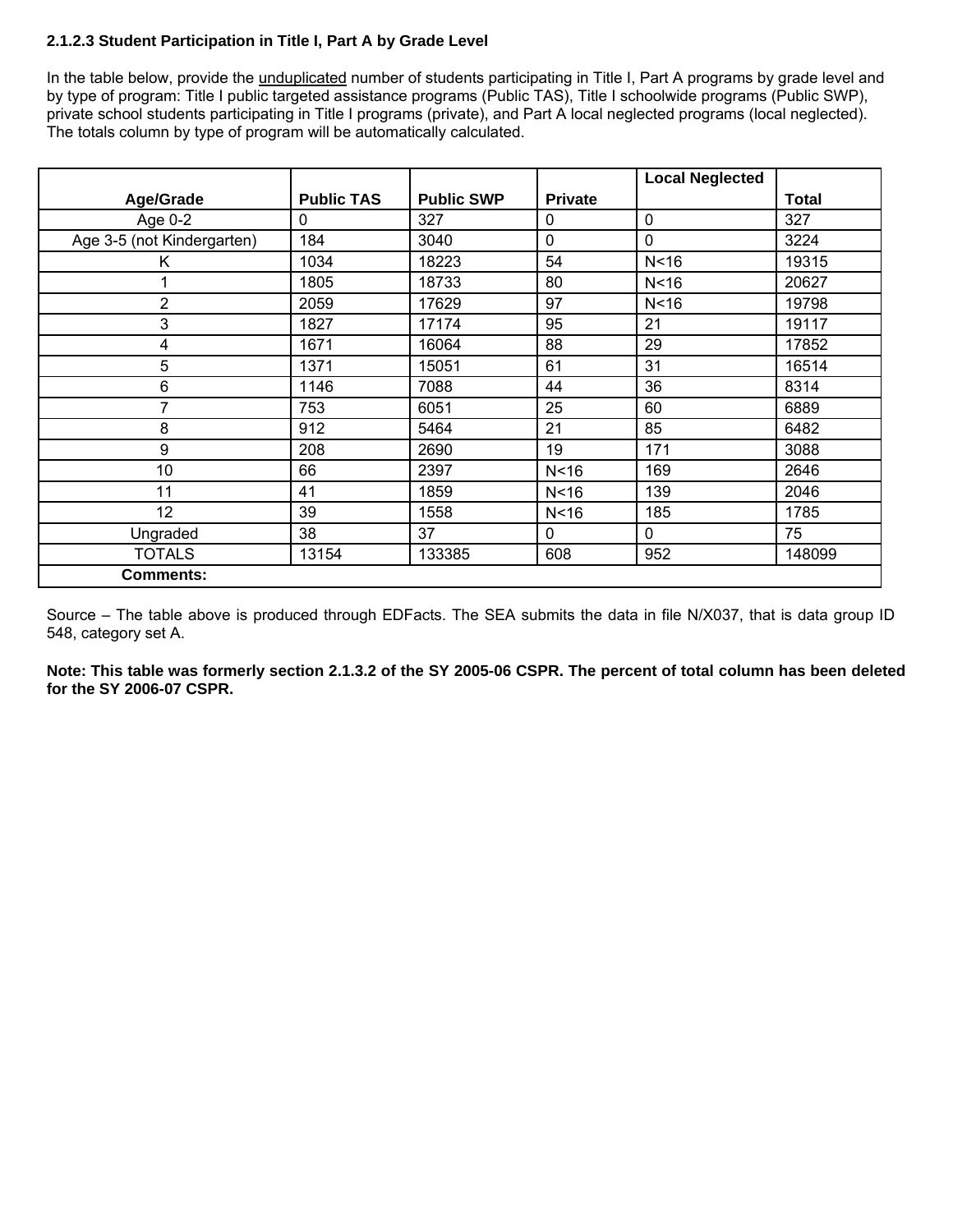### 2.1.2.3 Student Participation in Title I, Part A by Grade Level

In the table below, provide the unduplicated number of students participating in Title I, Part A programs by grade level and by type of program: Title I public targeted assistance programs (Public TAS), Title I schoolwide programs (Public SWP), private school students participating in Title I programs (private), and Part A local neglected programs (local neglected). The totals column by type of program will be automatically calculated.

| Age/Grade | Public TAS | Public SWP | Private | Local Neglected | Total |
|---|---|---|---|---|---|
| Age 0-2 | 0 | 327 | 0 | 0 | 327 |
| Age 3-5 (not Kindergarten) | 184 | 3040 | 0 | 0 | 3224 |
| K | 1034 | 18223 | 54 | N<16 | 19315 |
| 1 | 1805 | 18733 | 80 | N<16 | 20627 |
| 2 | 2059 | 17629 | 97 | N<16 | 19798 |
| 3 | 1827 | 17174 | 95 | 21 | 19117 |
| 4 | 1671 | 16064 | 88 | 29 | 17852 |
| 5 | 1371 | 15051 | 61 | 31 | 16514 |
| 6 | 1146 | 7088 | 44 | 36 | 8314 |
| 7 | 753 | 6051 | 25 | 60 | 6889 |
| 8 | 912 | 5464 | 21 | 85 | 6482 |
| 9 | 208 | 2690 | 19 | 171 | 3088 |
| 10 | 66 | 2397 | N<16 | 169 | 2646 |
| 11 | 41 | 1859 | N<16 | 139 | 2046 |
| 12 | 39 | 1558 | N<16 | 185 | 1785 |
| Ungraded | 38 | 37 | 0 | 0 | 75 |
| TOTALS | 13154 | 133385 | 608 | 952 | 148099 |
| **Comments:** | | | | | |

Source – The table above is produced through EDFacts. The SEA submits the data in file N/X037, that is data group ID 548, category set A.

**Note: This table was formerly section 2.1.3.2 of the SY 2005-06 CSPR. The percent of total column has been deleted for the SY 2006-07 CSPR.**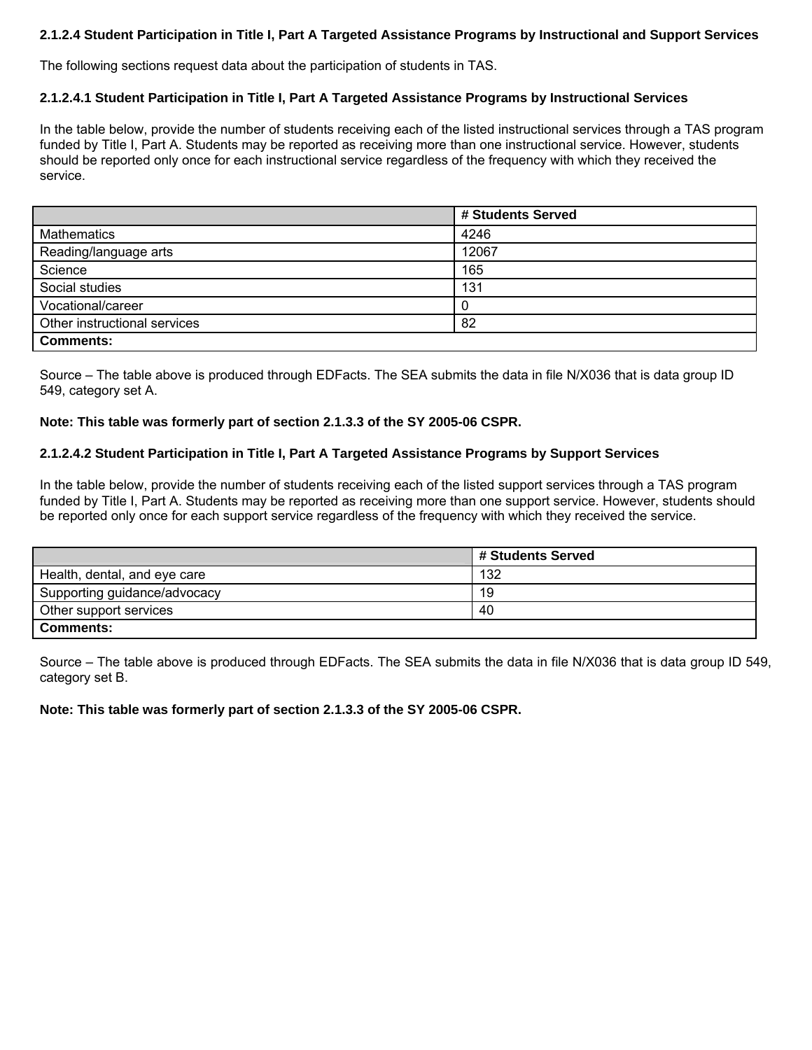### 2.1.2.4 Student Participation in Title I, Part A Targeted Assistance Programs by Instructional and Support Services

The following sections request data about the participation of students in TAS.

#### 2.1.2.4.1 Student Participation in Title I, Part A Targeted Assistance Programs by Instructional Services

In the table below, provide the number of students receiving each of the listed instructional services through a TAS program funded by Title I, Part A. Students may be reported as receiving more than one instructional service. However, students should be reported only once for each instructional service regardless of the frequency with which they received the service.

| | # Students Served |
|---|---|
| Mathematics | 4246 |
| Reading/language arts | 12067 |
| Science | 165 |
| Social studies | 131 |
| Vocational/career | 0 |
| Other instructional services | 82 |
| **Comments:** | |

Source – The table above is produced through EDFacts. The SEA submits the data in file N/X036 that is data group ID 549, category set A.

**Note: This table was formerly part of section 2.1.3.3 of the SY 2005-06 CSPR.**

#### 2.1.2.4.2 Student Participation in Title I, Part A Targeted Assistance Programs by Support Services

In the table below, provide the number of students receiving each of the listed support services through a TAS program funded by Title I, Part A. Students may be reported as receiving more than one support service. However, students should be reported only once for each support service regardless of the frequency with which they received the service.

| | # Students Served |
|---|---|
| Health, dental, and eye care | 132 |
| Supporting guidance/advocacy | 19 |
| Other support services | 40 |
| **Comments:** | |

Source – The table above is produced through EDFacts. The SEA submits the data in file N/X036 that is data group ID 549, category set B.

**Note: This table was formerly part of section 2.1.3.3 of the SY 2005-06 CSPR.**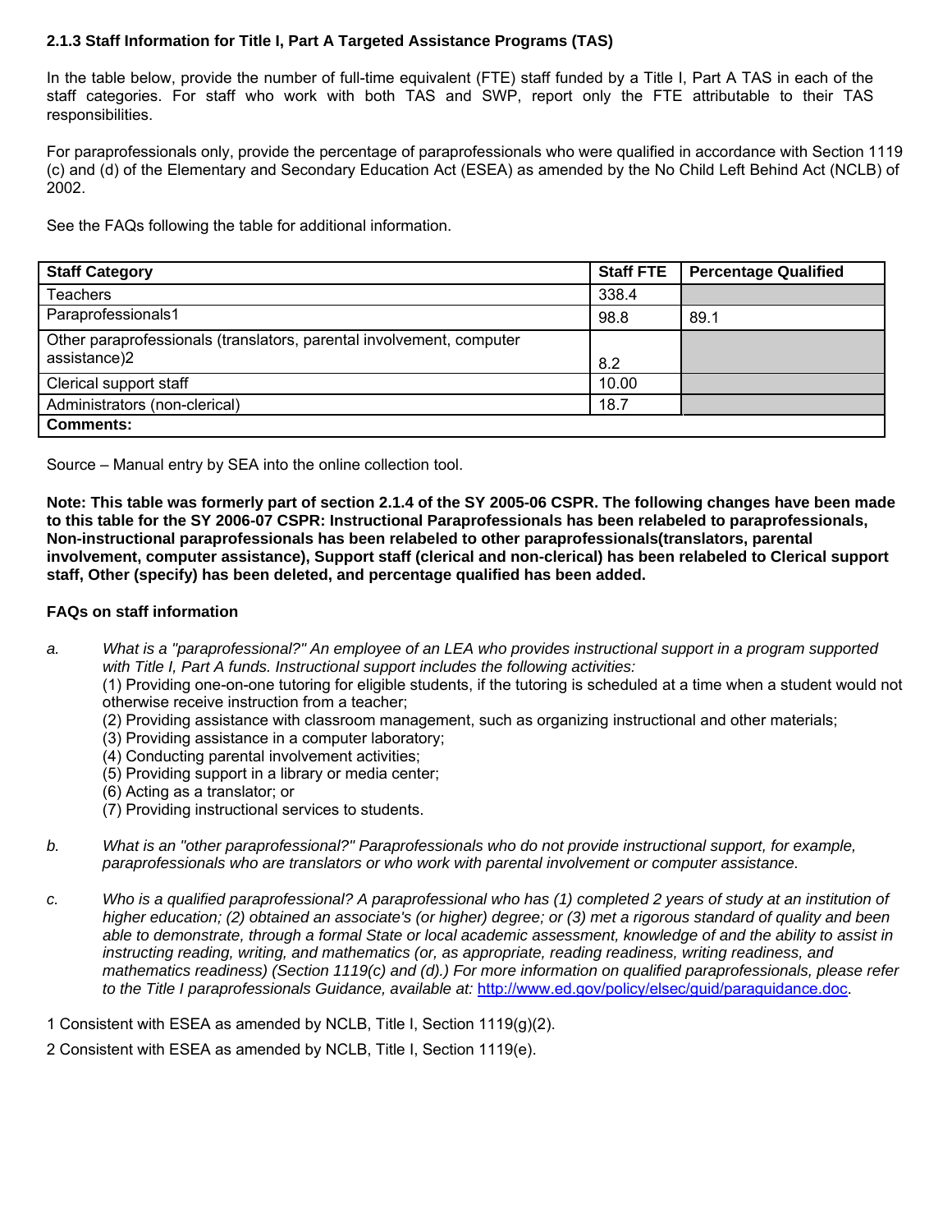### 2.1.3 Staff Information for Title I, Part A Targeted Assistance Programs (TAS)

In the table below, provide the number of full-time equivalent (FTE) staff funded by a Title I, Part A TAS in each of the staff categories. For staff who work with both TAS and SWP, report only the FTE attributable to their TAS responsibilities.

For paraprofessionals only, provide the percentage of paraprofessionals who were qualified in accordance with Section 1119 (c) and (d) of the Elementary and Secondary Education Act (ESEA) as amended by the No Child Left Behind Act (NCLB) of 2002.

See the FAQs following the table for additional information.

| Staff Category | Staff FTE | Percentage Qualified |
|---|---|---|
| Teachers | 338.4 | |
| Paraprofessionals[1] | 98.8 | 89.1 |
| Other paraprofessionals (translators, parental involvement, computer assistance)[2] | 8.2 | |
| Clerical support staff | 10.00 | |
| Administrators (non-clerical) | 18.7 | |
| **Comments:** | | |

Source – Manual entry by SEA into the online collection tool.

**Note: This table was formerly part of section 2.1.4 of the SY 2005-06 CSPR. The following changes have been made to this table for the SY 2006-07 CSPR: Instructional Paraprofessionals has been relabeled to paraprofessionals, Non-instructional paraprofessionals has been relabeled to other paraprofessionals(translators, parental involvement, computer assistance), Support staff (clerical and non-clerical) has been relabeled to Clerical support staff, Other (specify) has been deleted, and percentage qualified has been added.**

**FAQs on staff information**

a. *What is a "paraprofessional?" An employee of an LEA who provides instructional support in a program supported with Title I, Part A funds. Instructional support includes the following activities:*
(1) Providing one-on-one tutoring for eligible students, if the tutoring is scheduled at a time when a student would not otherwise receive instruction from a teacher;
(2) Providing assistance with classroom management, such as organizing instructional and other materials;
(3) Providing assistance in a computer laboratory;
(4) Conducting parental involvement activities;
(5) Providing support in a library or media center;
(6) Acting as a translator; or
(7) Providing instructional services to students.

b. *What is an "other paraprofessional?" Paraprofessionals who do not provide instructional support, for example, paraprofessionals who are translators or who work with parental involvement or computer assistance.*

c. *Who is a qualified paraprofessional? A paraprofessional who has (1) completed 2 years of study at an institution of higher education; (2) obtained an associate's (or higher) degree; or (3) met a rigorous standard of quality and been able to demonstrate, through a formal State or local academic assessment, knowledge of and the ability to assist in instructing reading, writing, and mathematics (or, as appropriate, reading readiness, writing readiness, and mathematics readiness) (Section 1119(c) and (d).) For more information on qualified paraprofessionals, please refer to the Title I paraprofessionals Guidance, available at:* http://www.ed.gov/policy/elsec/guid/paraguidance.doc.

1 Consistent with ESEA as amended by NCLB, Title I, Section 1119(g)(2).

2 Consistent with ESEA as amended by NCLB, Title I, Section 1119(e).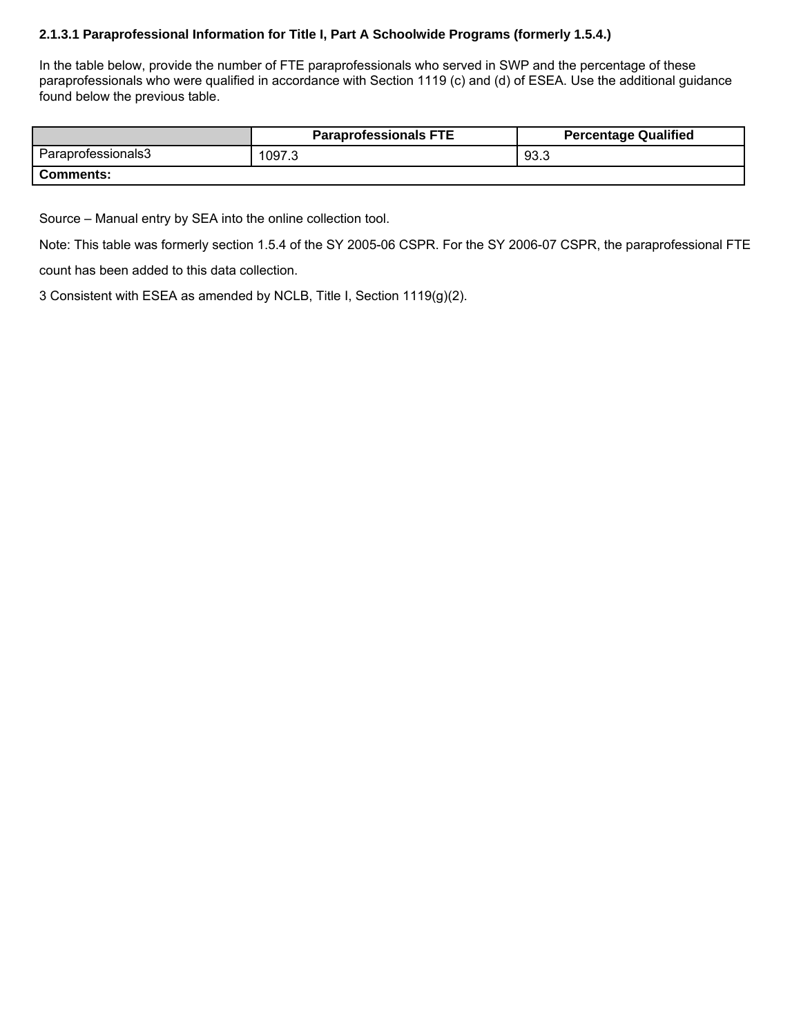### 2.1.3.1 Paraprofessional Information for Title I, Part A Schoolwide Programs (formerly 1.5.4.)

In the table below, provide the number of FTE paraprofessionals who served in SWP and the percentage of these paraprofessionals who were qualified in accordance with Section 1119 (c) and (d) of ESEA. Use the additional guidance found below the previous table.

| | Paraprofessionals FTE | Percentage Qualified |
|---|---|---|
| Paraprofessionals[3] | 1097.3 | 93.3 |
| **Comments:** | | |

Source – Manual entry by SEA into the online collection tool.

Note: This table was formerly section 1.5.4 of the SY 2005-06 CSPR. For the SY 2006-07 CSPR, the paraprofessional FTE count has been added to this data collection.

3 Consistent with ESEA as amended by NCLB, Title I, Section 1119(g)(2).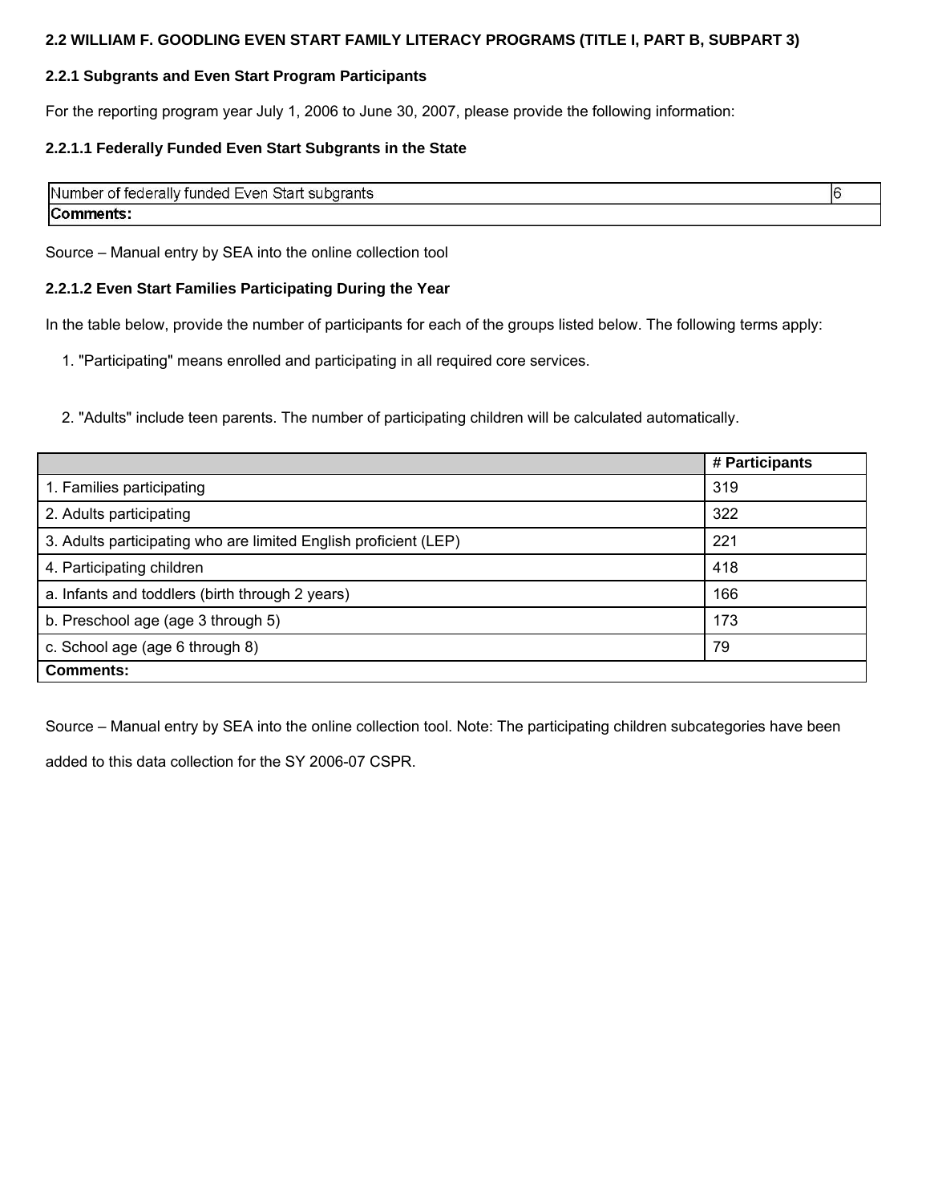## 2.2 WILLIAM F. GOODLING EVEN START FAMILY LITERACY PROGRAMS (TITLE I, PART B, SUBPART 3)

### 2.2.1 Subgrants and Even Start Program Participants

For the reporting program year July 1, 2006 to June 30, 2007, please provide the following information:

#### 2.2.1.1 Federally Funded Even Start Subgrants in the State

| Number of federally funded Even Start subgrants | 6 |
|---|---|
| **Comments:** | |

Source – Manual entry by SEA into the online collection tool

#### 2.2.1.2 Even Start Families Participating During the Year

In the table below, provide the number of participants for each of the groups listed below. The following terms apply:

1. "Participating" means enrolled and participating in all required core services.

2. "Adults" include teen parents. The number of participating children will be calculated automatically.

| | # Participants |
|---|---|
| 1. Families participating | 319 |
| 2. Adults participating | 322 |
| 3. Adults participating who are limited English proficient (LEP) | 221 |
| 4. Participating children | 418 |
| a. Infants and toddlers (birth through 2 years) | 166 |
| b. Preschool age (age 3 through 5) | 173 |
| c. School age (age 6 through 8) | 79 |
| **Comments:** | |

Source – Manual entry by SEA into the online collection tool. Note: The participating children subcategories have been added to this data collection for the SY 2006-07 CSPR.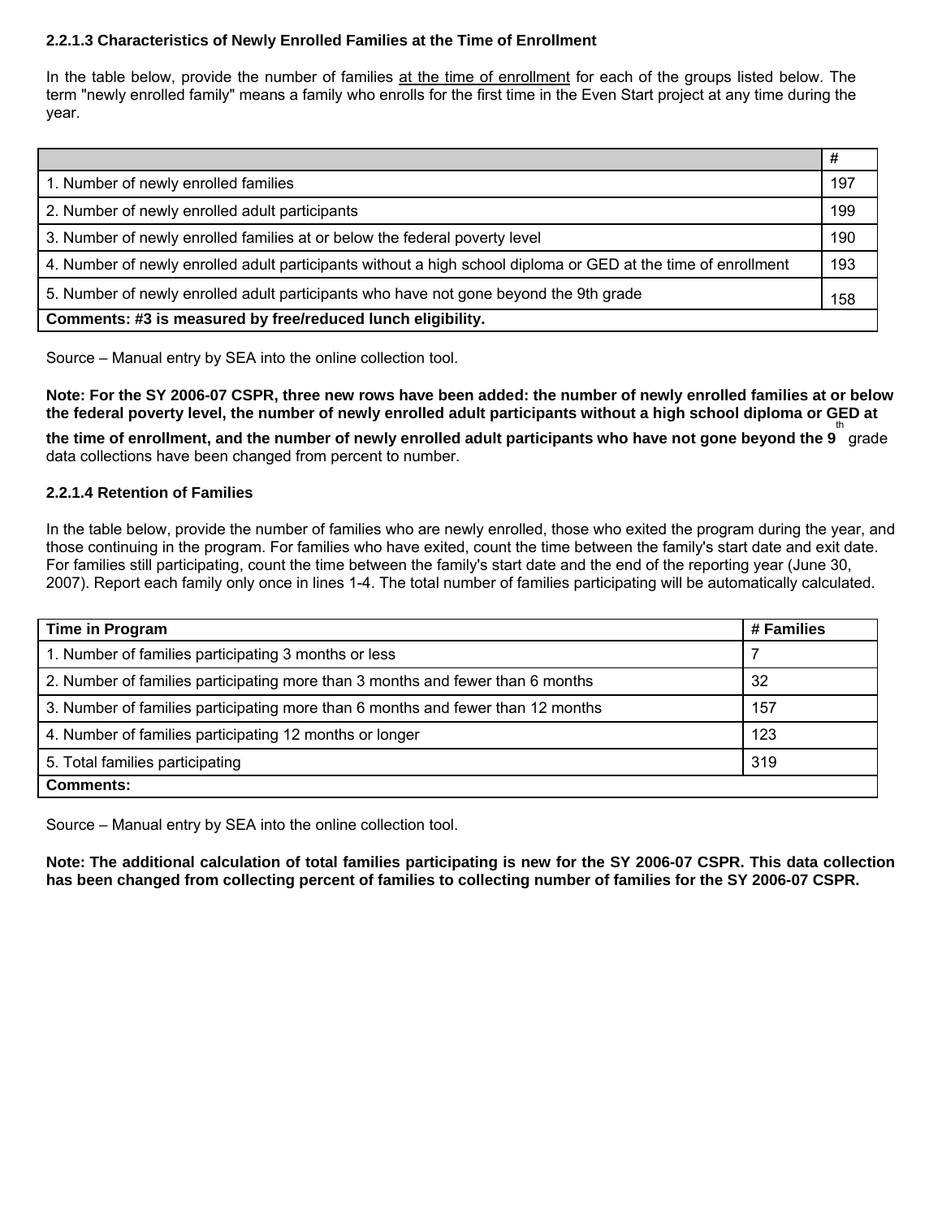### 2.2.1.3 Characteristics of Newly Enrolled Families at the Time of Enrollment

In the table below, provide the number of families at the time of enrollment for each of the groups listed below. The term "newly enrolled family" means a family who enrolls for the first time in the Even Start project at any time during the year.

| | # |
|---|---|
| 1. Number of newly enrolled families | 197 |
| 2. Number of newly enrolled adult participants | 199 |
| 3. Number of newly enrolled families at or below the federal poverty level | 190 |
| 4. Number of newly enrolled adult participants without a high school diploma or GED at the time of enrollment | 193 |
| 5. Number of newly enrolled adult participants who have not gone beyond the 9th grade | 158 |
| **Comments: #3 is measured by free/reduced lunch eligibility.** | |

Source – Manual entry by SEA into the online collection tool.

**Note: For the SY 2006-07 CSPR, three new rows have been added: the number of newly enrolled families at or below the federal poverty level, the number of newly enrolled adult participants without a high school diploma or GED at the time of enrollment, and the number of newly enrolled adult participants who have not gone beyond the 9th** grade data collections have been changed from percent to number.

### 2.2.1.4 Retention of Families

In the table below, provide the number of families who are newly enrolled, those who exited the program during the year, and those continuing in the program. For families who have exited, count the time between the family's start date and exit date. For families still participating, count the time between the family's start date and the end of the reporting year (June 30, 2007). Report each family only once in lines 1-4. The total number of families participating will be automatically calculated.

| Time in Program | # Families |
|---|---|
| 1. Number of families participating 3 months or less | 7 |
| 2. Number of families participating more than 3 months and fewer than 6 months | 32 |
| 3. Number of families participating more than 6 months and fewer than 12 months | 157 |
| 4. Number of families participating 12 months or longer | 123 |
| 5. Total families participating | 319 |
| **Comments:** | |

Source – Manual entry by SEA into the online collection tool.

**Note: The additional calculation of total families participating is new for the SY 2006-07 CSPR. This data collection has been changed from collecting percent of families to collecting number of families for the SY 2006-07 CSPR.**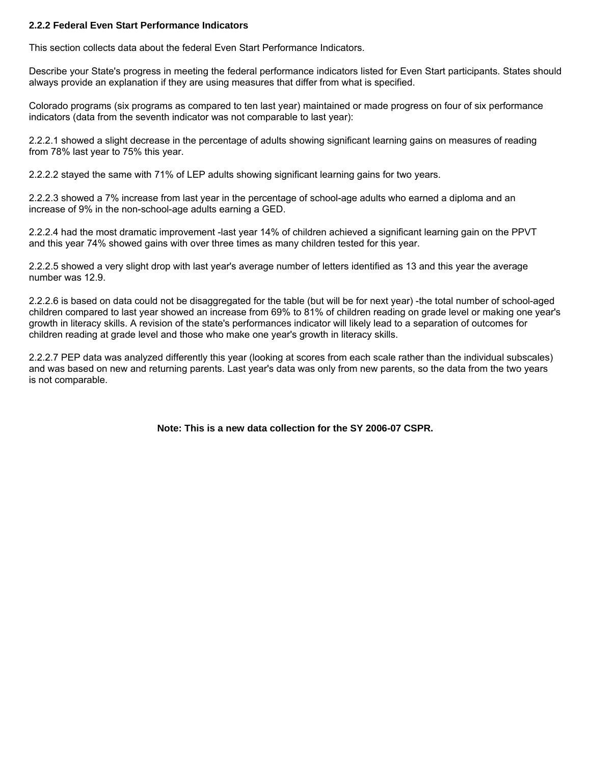### 2.2.2 Federal Even Start Performance Indicators

This section collects data about the federal Even Start Performance Indicators.

Describe your State's progress in meeting the federal performance indicators listed for Even Start participants. States should always provide an explanation if they are using measures that differ from what is specified.

Colorado programs (six programs as compared to ten last year) maintained or made progress on four of six performance indicators (data from the seventh indicator was not comparable to last year):

2.2.2.1 showed a slight decrease in the percentage of adults showing significant learning gains on measures of reading from 78% last year to 75% this year.

2.2.2.2 stayed the same with 71% of LEP adults showing significant learning gains for two years.

2.2.2.3 showed a 7% increase from last year in the percentage of school-age adults who earned a diploma and an increase of 9% in the non-school-age adults earning a GED.

2.2.2.4 had the most dramatic improvement -last year 14% of children achieved a significant learning gain on the PPVT and this year 74% showed gains with over three times as many children tested for this year.

2.2.2.5 showed a very slight drop with last year's average number of letters identified as 13 and this year the average number was 12.9.

2.2.2.6 is based on data could not be disaggregated for the table (but will be for next year) -the total number of school-aged children compared to last year showed an increase from 69% to 81% of children reading on grade level or making one year's growth in literacy skills. A revision of the state's performances indicator will likely lead to a separation of outcomes for children reading at grade level and those who make one year's growth in literacy skills.

2.2.2.7 PEP data was analyzed differently this year (looking at scores from each scale rather than the individual subscales) and was based on new and returning parents. Last year's data was only from new parents, so the data from the two years is not comparable.

**Note: This is a new data collection for the SY 2006-07 CSPR.**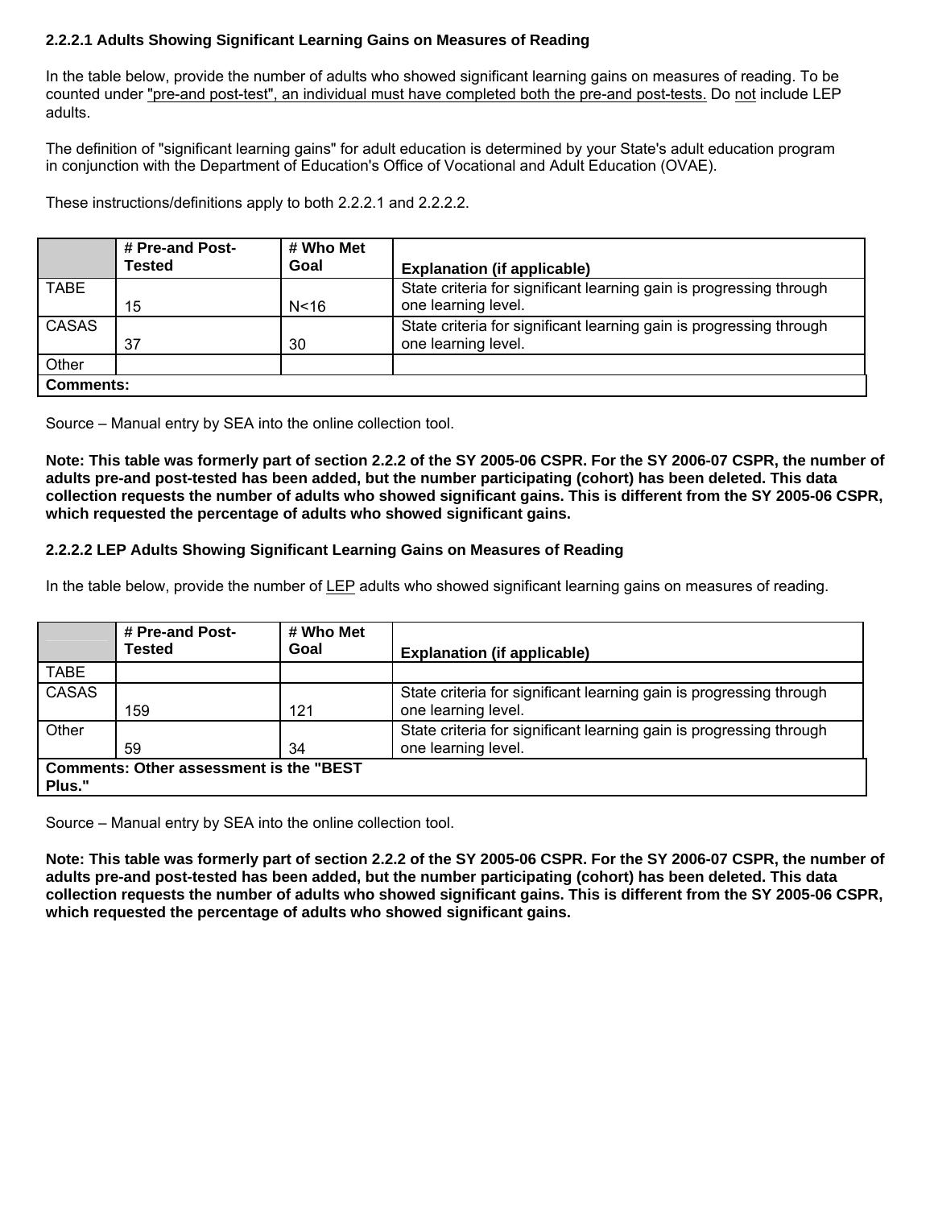### 2.2.2.1 Adults Showing Significant Learning Gains on Measures of Reading

In the table below, provide the number of adults who showed significant learning gains on measures of reading. To be counted under "pre-and post-test", an individual must have completed both the pre-and post-tests. Do not include LEP adults.

The definition of "significant learning gains" for adult education is determined by your State's adult education program in conjunction with the Department of Education's Office of Vocational and Adult Education (OVAE).

These instructions/definitions apply to both 2.2.2.1 and 2.2.2.2.

| | # Pre-and Post-Tested | # Who Met Goal | Explanation (if applicable) |
|---|---|---|---|
| TABE | 15 | N<16 | State criteria for significant learning gain is progressing through one learning level. |
| CASAS | 37 | 30 | State criteria for significant learning gain is progressing through one learning level. |
| Other | | | |
| **Comments:** | | | |

Source – Manual entry by SEA into the online collection tool.

**Note: This table was formerly part of section 2.2.2 of the SY 2005-06 CSPR. For the SY 2006-07 CSPR, the number of adults pre-and post-tested has been added, but the number participating (cohort) has been deleted. This data collection requests the number of adults who showed significant gains. This is different from the SY 2005-06 CSPR, which requested the percentage of adults who showed significant gains.**

### 2.2.2.2 LEP Adults Showing Significant Learning Gains on Measures of Reading

In the table below, provide the number of LEP adults who showed significant learning gains on measures of reading.

| | # Pre-and Post-Tested | # Who Met Goal | Explanation (if applicable) |
|---|---|---|---|
| TABE | | | |
| CASAS | 159 | 121 | State criteria for significant learning gain is progressing through one learning level. |
| Other | 59 | 34 | State criteria for significant learning gain is progressing through one learning level. |
| **Comments: Other assessment is the "BEST Plus."** | | | |

Source – Manual entry by SEA into the online collection tool.

**Note: This table was formerly part of section 2.2.2 of the SY 2005-06 CSPR. For the SY 2006-07 CSPR, the number of adults pre-and post-tested has been added, but the number participating (cohort) has been deleted. This data collection requests the number of adults who showed significant gains. This is different from the SY 2005-06 CSPR, which requested the percentage of adults who showed significant gains.**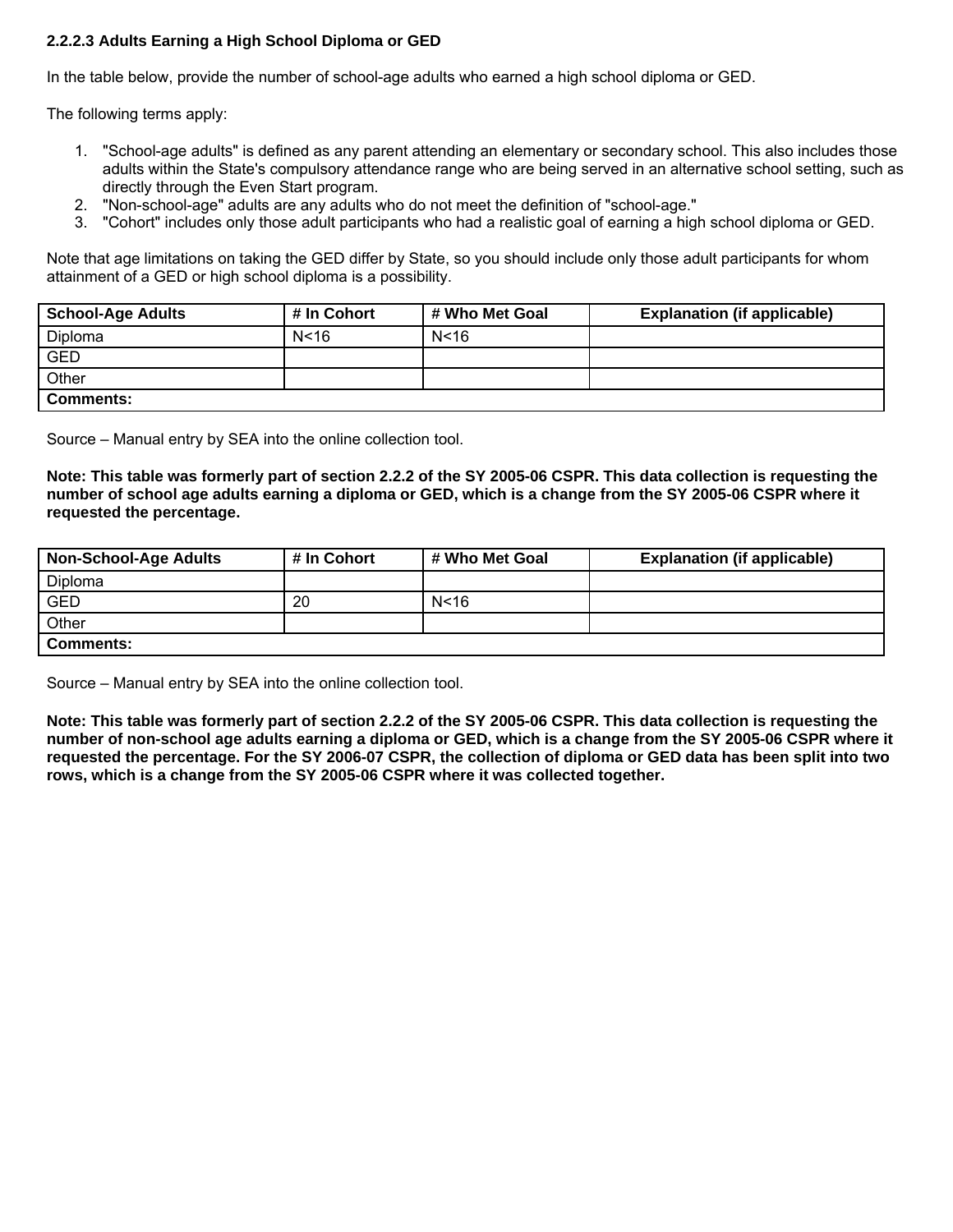### 2.2.2.3 Adults Earning a High School Diploma or GED

In the table below, provide the number of school-age adults who earned a high school diploma or GED.

The following terms apply:

1. "School-age adults" is defined as any parent attending an elementary or secondary school. This also includes those adults within the State's compulsory attendance range who are being served in an alternative school setting, such as directly through the Even Start program.
2. "Non-school-age" adults are any adults who do not meet the definition of "school-age."
3. "Cohort" includes only those adult participants who had a realistic goal of earning a high school diploma or GED.

Note that age limitations on taking the GED differ by State, so you should include only those adult participants for whom attainment of a GED or high school diploma is a possibility.

| School-Age Adults | # In Cohort | # Who Met Goal | Explanation (if applicable) |
|---|---|---|---|
| Diploma | N<16 | N<16 | |
| GED | | | |
| Other | | | |
| **Comments:** | | | |

Source – Manual entry by SEA into the online collection tool.

**Note: This table was formerly part of section 2.2.2 of the SY 2005-06 CSPR. This data collection is requesting the number of school age adults earning a diploma or GED, which is a change from the SY 2005-06 CSPR where it requested the percentage.**

| Non-School-Age Adults | # In Cohort | # Who Met Goal | Explanation (if applicable) |
|---|---|---|---|
| Diploma | | | |
| GED | 20 | N<16 | |
| Other | | | |
| **Comments:** | | | |

Source – Manual entry by SEA into the online collection tool.

**Note: This table was formerly part of section 2.2.2 of the SY 2005-06 CSPR. This data collection is requesting the number of non-school age adults earning a diploma or GED, which is a change from the SY 2005-06 CSPR where it requested the percentage. For the SY 2006-07 CSPR, the collection of diploma or GED data has been split into two rows, which is a change from the SY 2005-06 CSPR where it was collected together.**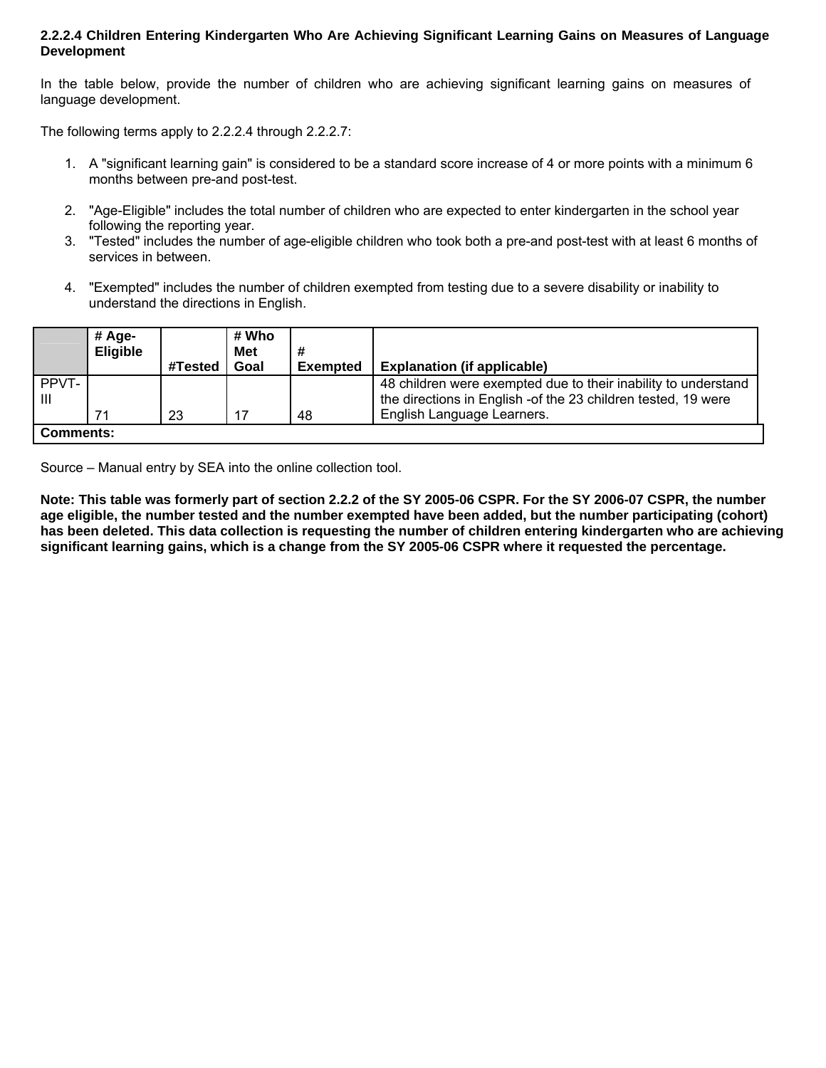### 2.2.2.4 Children Entering Kindergarten Who Are Achieving Significant Learning Gains on Measures of Language Development

In the table below, provide the number of children who are achieving significant learning gains on measures of language development.

The following terms apply to 2.2.2.4 through 2.2.2.7:

1. A "significant learning gain" is considered to be a standard score increase of 4 or more points with a minimum 6 months between pre-and post-test.
2. "Age-Eligible" includes the total number of children who are expected to enter kindergarten in the school year following the reporting year.
3. "Tested" includes the number of age-eligible children who took both a pre-and post-test with at least 6 months of services in between.
4. "Exempted" includes the number of children exempted from testing due to a severe disability or inability to understand the directions in English.

| | # Age-Eligible | #Tested | # Who Met Goal | # Exempted | Explanation (if applicable) |
|---|---|---|---|---|---|
| PPVT-III | 71 | 23 | 17 | 48 | 48 children were exempted due to their inability to understand the directions in English -of the 23 children tested, 19 were English Language Learners. |
| **Comments:** | | | | | |

Source – Manual entry by SEA into the online collection tool.

**Note: This table was formerly part of section 2.2.2 of the SY 2005-06 CSPR. For the SY 2006-07 CSPR, the number age eligible, the number tested and the number exempted have been added, but the number participating (cohort) has been deleted. This data collection is requesting the number of children entering kindergarten who are achieving significant learning gains, which is a change from the SY 2005-06 CSPR where it requested the percentage.**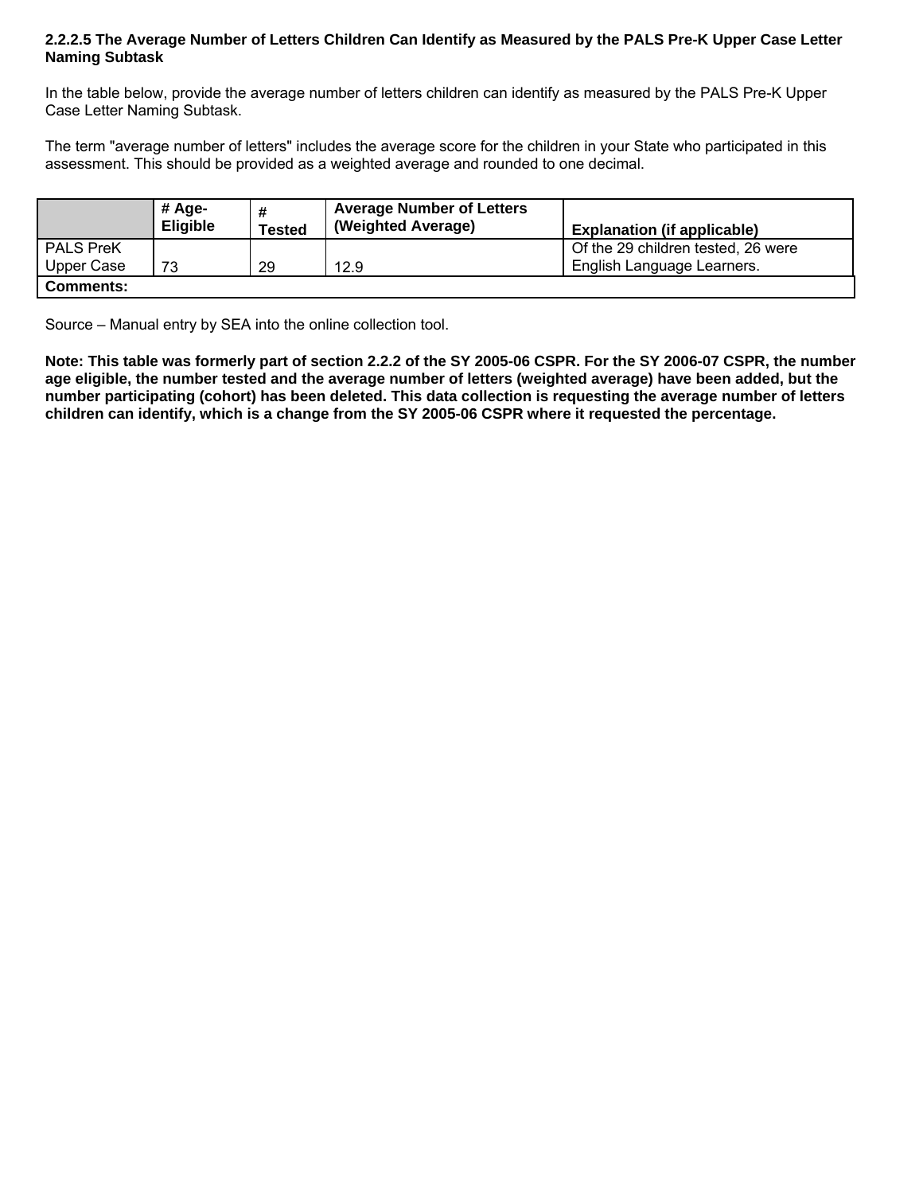### 2.2.2.5 The Average Number of Letters Children Can Identify as Measured by the PALS Pre-K Upper Case Letter Naming Subtask

In the table below, provide the average number of letters children can identify as measured by the PALS Pre-K Upper Case Letter Naming Subtask.

The term "average number of letters" includes the average score for the children in your State who participated in this assessment. This should be provided as a weighted average and rounded to one decimal.

| | # Age-Eligible | # Tested | Average Number of Letters (Weighted Average) | Explanation (if applicable) |
|---|---|---|---|---|
| PALS PreK Upper Case | 73 | 29 | 12.9 | Of the 29 children tested, 26 were English Language Learners. |
| **Comments:** | | | | |

Source – Manual entry by SEA into the online collection tool.

**Note: This table was formerly part of section 2.2.2 of the SY 2005-06 CSPR. For the SY 2006-07 CSPR, the number age eligible, the number tested and the average number of letters (weighted average) have been added, but the number participating (cohort) has been deleted. This data collection is requesting the average number of letters children can identify, which is a change from the SY 2005-06 CSPR where it requested the percentage.**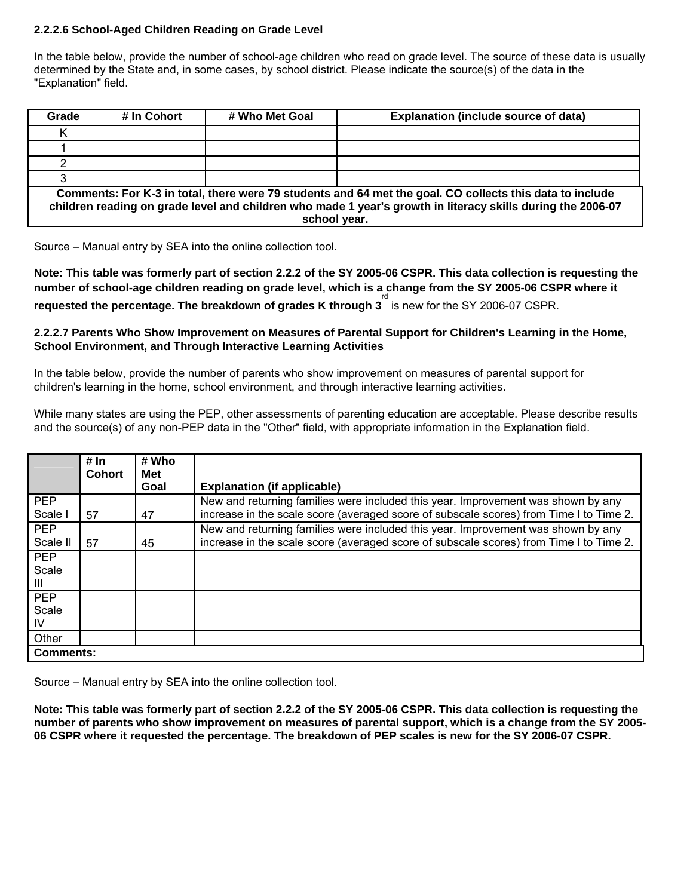### 2.2.2.6 School-Aged Children Reading on Grade Level

In the table below, provide the number of school-age children who read on grade level. The source of these data is usually determined by the State and, in some cases, by school district. Please indicate the source(s) of the data in the "Explanation" field.

| Grade | # In Cohort | # Who Met Goal | Explanation (include source of data) |
|---|---|---|---|
| K | | | |
| 1 | | | |
| 2 | | | |
| 3 | | | |
| **Comments: For K-3 in total, there were 79 students and 64 met the goal. CO collects this data to include children reading on grade level and children who made 1 year's growth in literacy skills during the 2006-07 school year.** | | | |

Source – Manual entry by SEA into the online collection tool.

**Note: This table was formerly part of section 2.2.2 of the SY 2005-06 CSPR. This data collection is requesting the number of school-age children reading on grade level, which is a change from the SY 2005-06 CSPR where it requested the percentage. The breakdown of grades K through 3rd** is new for the SY 2006-07 CSPR.

### 2.2.2.7 Parents Who Show Improvement on Measures of Parental Support for Children's Learning in the Home, School Environment, and Through Interactive Learning Activities

In the table below, provide the number of parents who show improvement on measures of parental support for children's learning in the home, school environment, and through interactive learning activities.

While many states are using the PEP, other assessments of parenting education are acceptable. Please describe results and the source(s) of any non-PEP data in the "Other" field, with appropriate information in the Explanation field.

| | # In Cohort | # Who Met Goal | Explanation (if applicable) |
|---|---|---|---|
| PEP Scale I | 57 | 47 | New and returning families were included this year. Improvement was shown by any increase in the scale score (averaged score of subscale scores) from Time I to Time 2. |
| PEP Scale II | 57 | 45 | New and returning families were included this year. Improvement was shown by any increase in the scale score (averaged score of subscale scores) from Time I to Time 2. |
| PEP Scale III | | | |
| PEP Scale IV | | | |
| Other | | | |
| **Comments:** | | | |

Source – Manual entry by SEA into the online collection tool.

**Note: This table was formerly part of section 2.2.2 of the SY 2005-06 CSPR. This data collection is requesting the number of parents who show improvement on measures of parental support, which is a change from the SY 2005-06 CSPR where it requested the percentage. The breakdown of PEP scales is new for the SY 2006-07 CSPR.**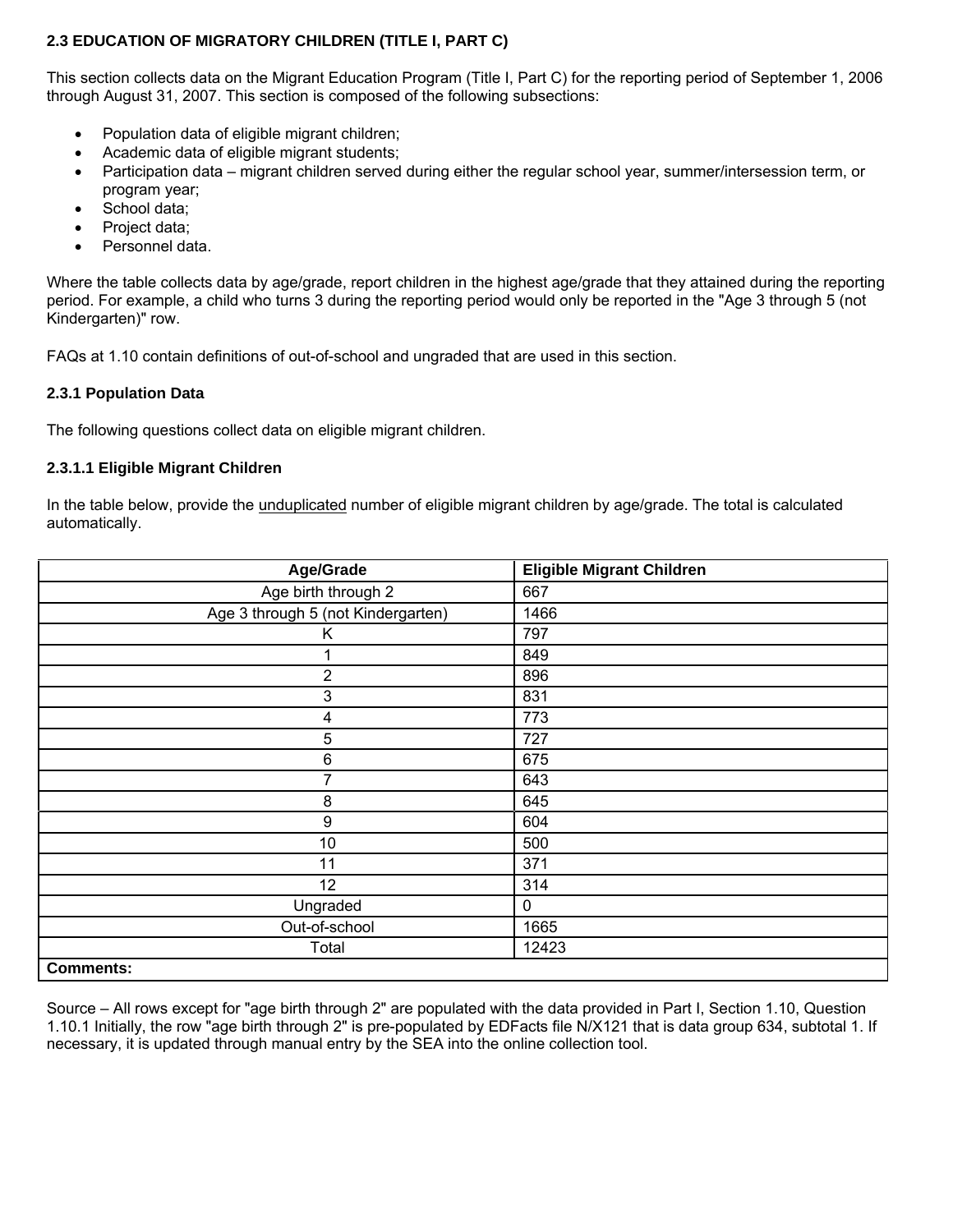## 2.3 EDUCATION OF MIGRATORY CHILDREN (TITLE I, PART C)

This section collects data on the Migrant Education Program (Title I, Part C) for the reporting period of September 1, 2006 through August 31, 2007. This section is composed of the following subsections:

- Population data of eligible migrant children;
- Academic data of eligible migrant students;
- Participation data – migrant children served during either the regular school year, summer/intersession term, or program year;
- School data;
- Project data;
- Personnel data.

Where the table collects data by age/grade, report children in the highest age/grade that they attained during the reporting period. For example, a child who turns 3 during the reporting period would only be reported in the "Age 3 through 5 (not Kindergarten)" row.

FAQs at 1.10 contain definitions of out-of-school and ungraded that are used in this section.

### 2.3.1 Population Data

The following questions collect data on eligible migrant children.

#### 2.3.1.1 Eligible Migrant Children

In the table below, provide the unduplicated number of eligible migrant children by age/grade. The total is calculated automatically.

| Age/Grade | Eligible Migrant Children |
|---|---|
| Age birth through 2 | 667 |
| Age 3 through 5 (not Kindergarten) | 1466 |
| K | 797 |
| 1 | 849 |
| 2 | 896 |
| 3 | 831 |
| 4 | 773 |
| 5 | 727 |
| 6 | 675 |
| 7 | 643 |
| 8 | 645 |
| 9 | 604 |
| 10 | 500 |
| 11 | 371 |
| 12 | 314 |
| Ungraded | 0 |
| Out-of-school | 1665 |
| Total | 12423 |
| **Comments:** | |

Source – All rows except for "age birth through 2" are populated with the data provided in Part I, Section 1.10, Question 1.10.1 Initially, the row "age birth through 2" is pre-populated by EDFacts file N/X121 that is data group 634, subtotal 1. If necessary, it is updated through manual entry by the SEA into the online collection tool.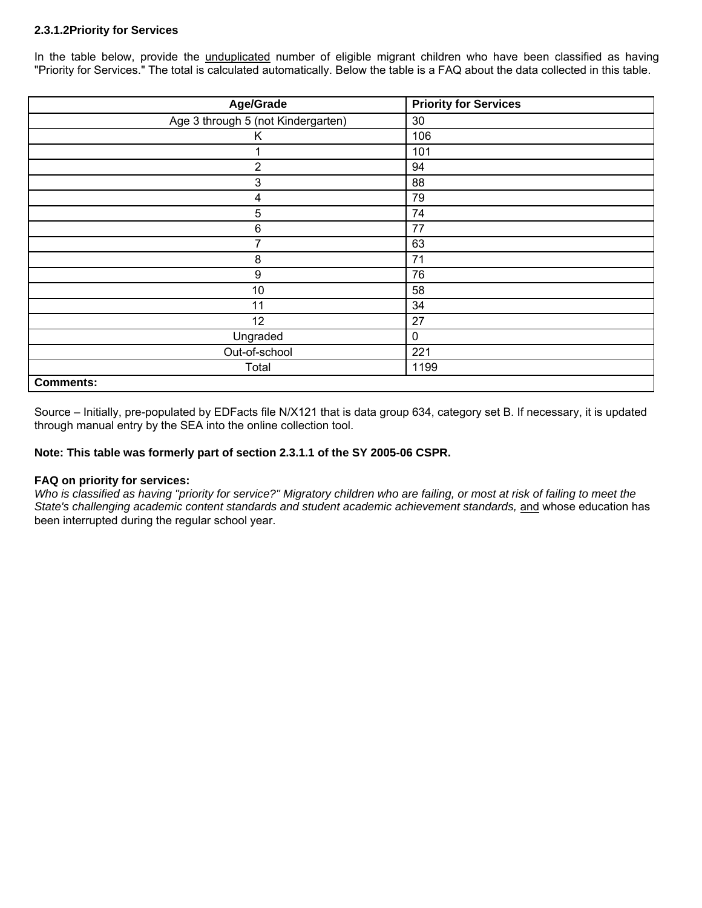**2.3.1.2Priority for Services**

In the table below, provide the unduplicated number of eligible migrant children who have been classified as having "Priority for Services." The total is calculated automatically. Below the table is a FAQ about the data collected in this table.

| Age/Grade | Priority for Services |
|---|---|
| Age 3 through 5 (not Kindergarten) | 30 |
| K | 106 |
| 1 | 101 |
| 2 | 94 |
| 3 | 88 |
| 4 | 79 |
| 5 | 74 |
| 6 | 77 |
| 7 | 63 |
| 8 | 71 |
| 9 | 76 |
| 10 | 58 |
| 11 | 34 |
| 12 | 27 |
| Ungraded | 0 |
| Out-of-school | 221 |
| Total | 1199 |
| **Comments:** | |

Source – Initially, pre-populated by EDFacts file N/X121 that is data group 634, category set B. If necessary, it is updated through manual entry by the SEA into the online collection tool.

**Note: This table was formerly part of section 2.3.1.1 of the SY 2005-06 CSPR.**

**FAQ on priority for services:**
*Who is classified as having "priority for service?" Migratory children who are failing, or most at risk of failing to meet the State's challenging academic content standards and student academic achievement standards,* and whose education has been interrupted during the regular school year.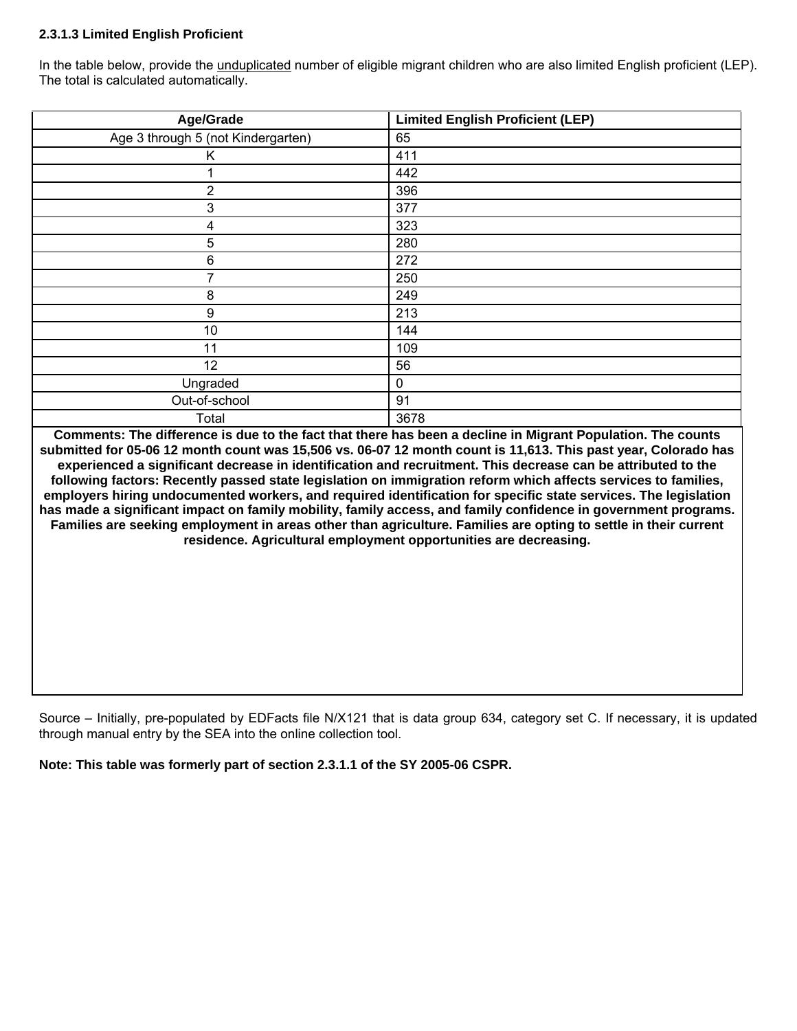### 2.3.1.3 Limited English Proficient

In the table below, provide the unduplicated number of eligible migrant children who are also limited English proficient (LEP). The total is calculated automatically.

| Age/Grade | Limited English Proficient (LEP) |
|---|---|
| Age 3 through 5 (not Kindergarten) | 65 |
| K | 411 |
| 1 | 442 |
| 2 | 396 |
| 3 | 377 |
| 4 | 323 |
| 5 | 280 |
| 6 | 272 |
| 7 | 250 |
| 8 | 249 |
| 9 | 213 |
| 10 | 144 |
| 11 | 109 |
| 12 | 56 |
| Ungraded | 0 |
| Out-of-school | 91 |
| Total | 3678 |

**Comments: The difference is due to the fact that there has been a decline in Migrant Population. The counts submitted for 05-06 12 month count was 15,506 vs. 06-07 12 month count is 11,613. This past year, Colorado has experienced a significant decrease in identification and recruitment. This decrease can be attributed to the following factors: Recently passed state legislation on immigration reform which affects services to families, employers hiring undocumented workers, and required identification for specific state services. The legislation has made a significant impact on family mobility, family access, and family confidence in government programs. Families are seeking employment in areas other than agriculture. Families are opting to settle in their current residence. Agricultural employment opportunities are decreasing.**

Source – Initially, pre-populated by EDFacts file N/X121 that is data group 634, category set C. If necessary, it is updated through manual entry by the SEA into the online collection tool.

**Note: This table was formerly part of section 2.3.1.1 of the SY 2005-06 CSPR.**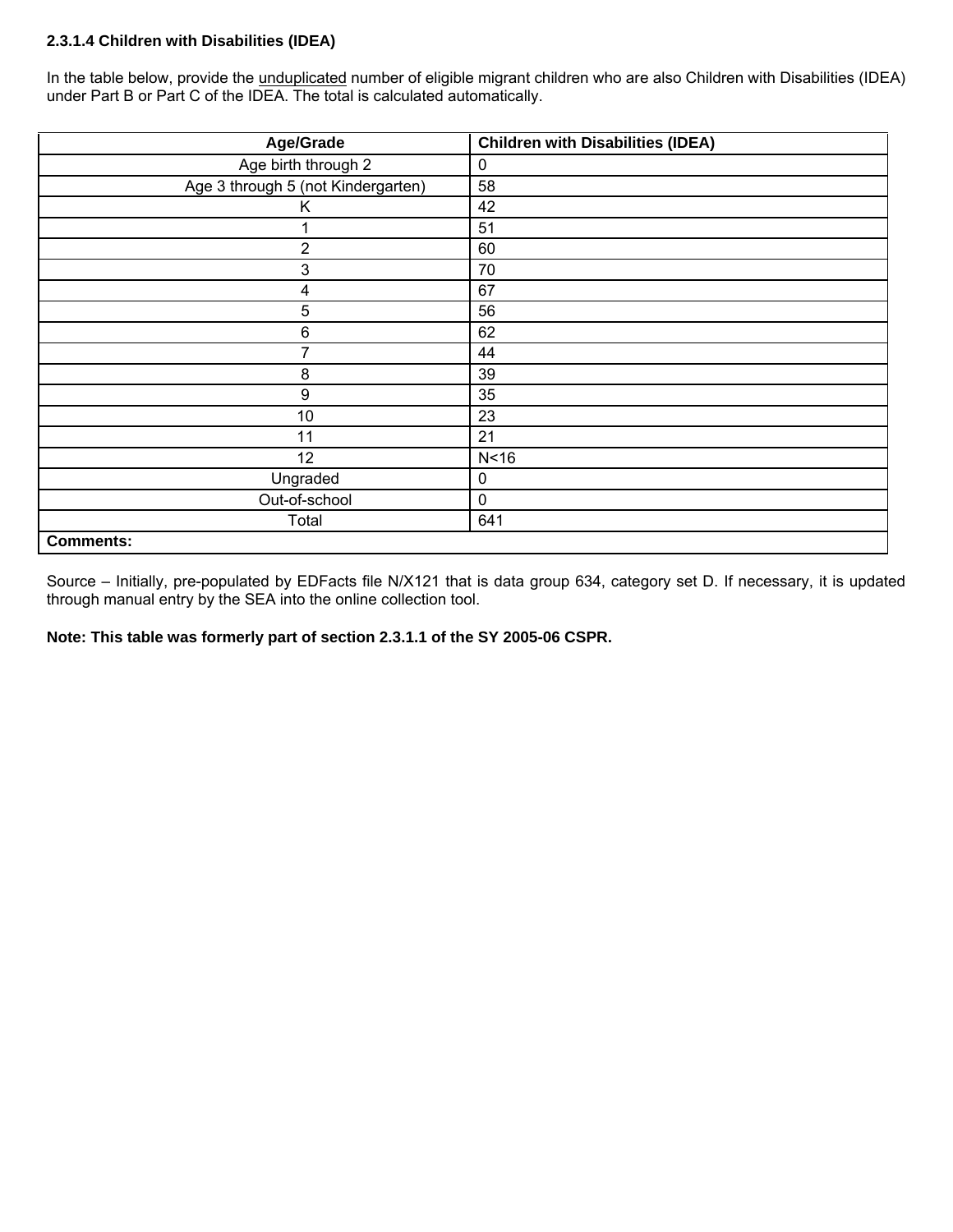### 2.3.1.4 Children with Disabilities (IDEA)

In the table below, provide the unduplicated number of eligible migrant children who are also Children with Disabilities (IDEA) under Part B or Part C of the IDEA. The total is calculated automatically.

| Age/Grade | Children with Disabilities (IDEA) |
|---|---|
| Age birth through 2 | 0 |
| Age 3 through 5 (not Kindergarten) | 58 |
| K | 42 |
| 1 | 51 |
| 2 | 60 |
| 3 | 70 |
| 4 | 67 |
| 5 | 56 |
| 6 | 62 |
| 7 | 44 |
| 8 | 39 |
| 9 | 35 |
| 10 | 23 |
| 11 | 21 |
| 12 | N<16 |
| Ungraded | 0 |
| Out-of-school | 0 |
| Total | 641 |
| **Comments:** | |

Source – Initially, pre-populated by EDFacts file N/X121 that is data group 634, category set D. If necessary, it is updated through manual entry by the SEA into the online collection tool.

**Note: This table was formerly part of section 2.3.1.1 of the SY 2005-06 CSPR.**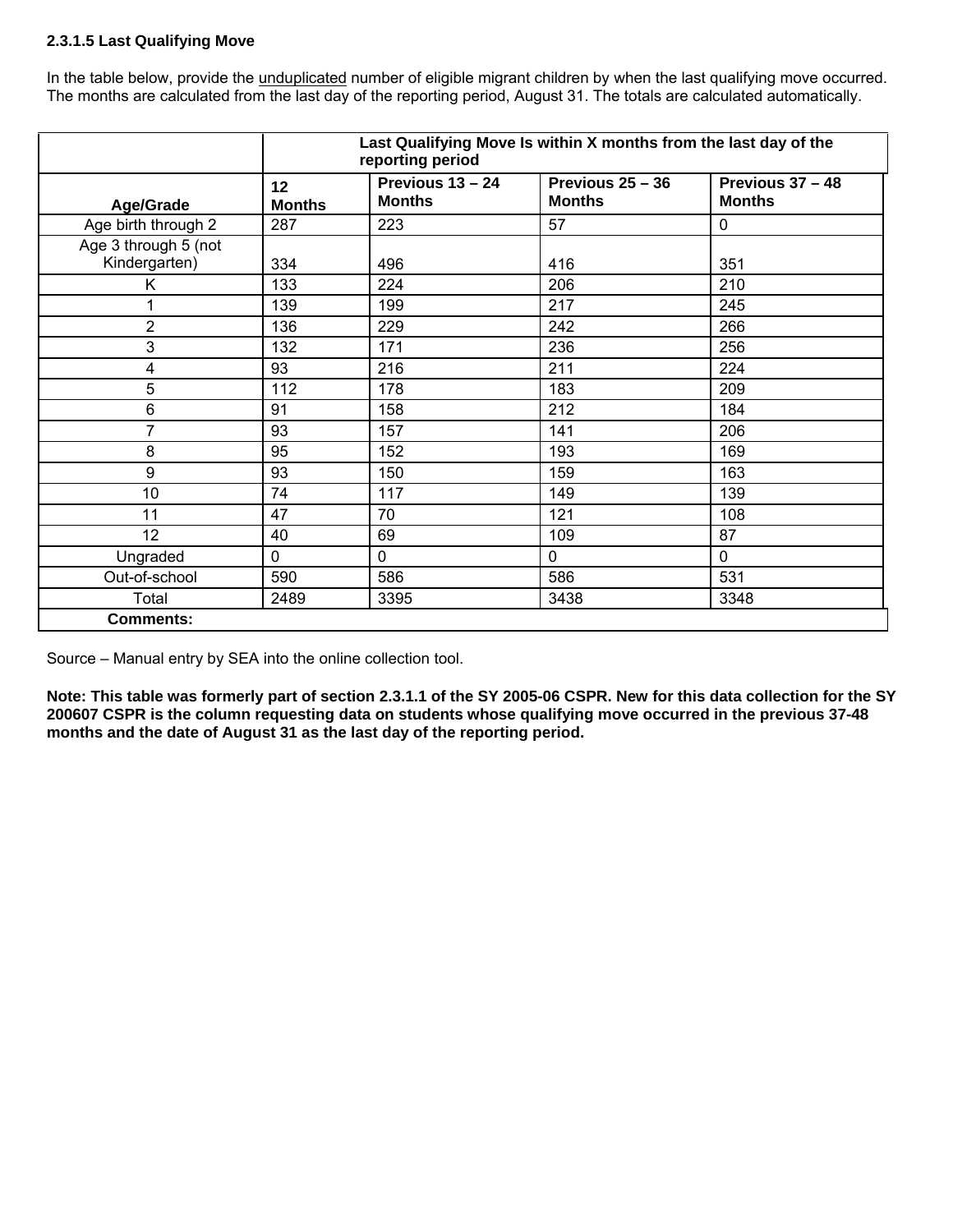**2.3.1.5 Last Qualifying Move**

In the table below, provide the unduplicated number of eligible migrant children by when the last qualifying move occurred. The months are calculated from the last day of the reporting period, August 31. The totals are calculated automatically.

| | Last Qualifying Move Is within X months from the last day of the reporting period | | | |
|---|---|---|---|---|
| Age/Grade | 12 Months | Previous 13 – 24 Months | Previous 25 – 36 Months | Previous 37 – 48 Months |
| Age birth through 2 | 287 | 223 | 57 | 0 |
| Age 3 through 5 (not Kindergarten) | 334 | 496 | 416 | 351 |
| K | 133 | 224 | 206 | 210 |
| 1 | 139 | 199 | 217 | 245 |
| 2 | 136 | 229 | 242 | 266 |
| 3 | 132 | 171 | 236 | 256 |
| 4 | 93 | 216 | 211 | 224 |
| 5 | 112 | 178 | 183 | 209 |
| 6 | 91 | 158 | 212 | 184 |
| 7 | 93 | 157 | 141 | 206 |
| 8 | 95 | 152 | 193 | 169 |
| 9 | 93 | 150 | 159 | 163 |
| 10 | 74 | 117 | 149 | 139 |
| 11 | 47 | 70 | 121 | 108 |
| 12 | 40 | 69 | 109 | 87 |
| Ungraded | 0 | 0 | 0 | 0 |
| Out-of-school | 590 | 586 | 586 | 531 |
| Total | 2489 | 3395 | 3438 | 3348 |
| **Comments:** | | | | |

Source – Manual entry by SEA into the online collection tool.

**Note: This table was formerly part of section 2.3.1.1 of the SY 2005-06 CSPR. New for this data collection for the SY 200607 CSPR is the column requesting data on students whose qualifying move occurred in the previous 37-48 months and the date of August 31 as the last day of the reporting period.**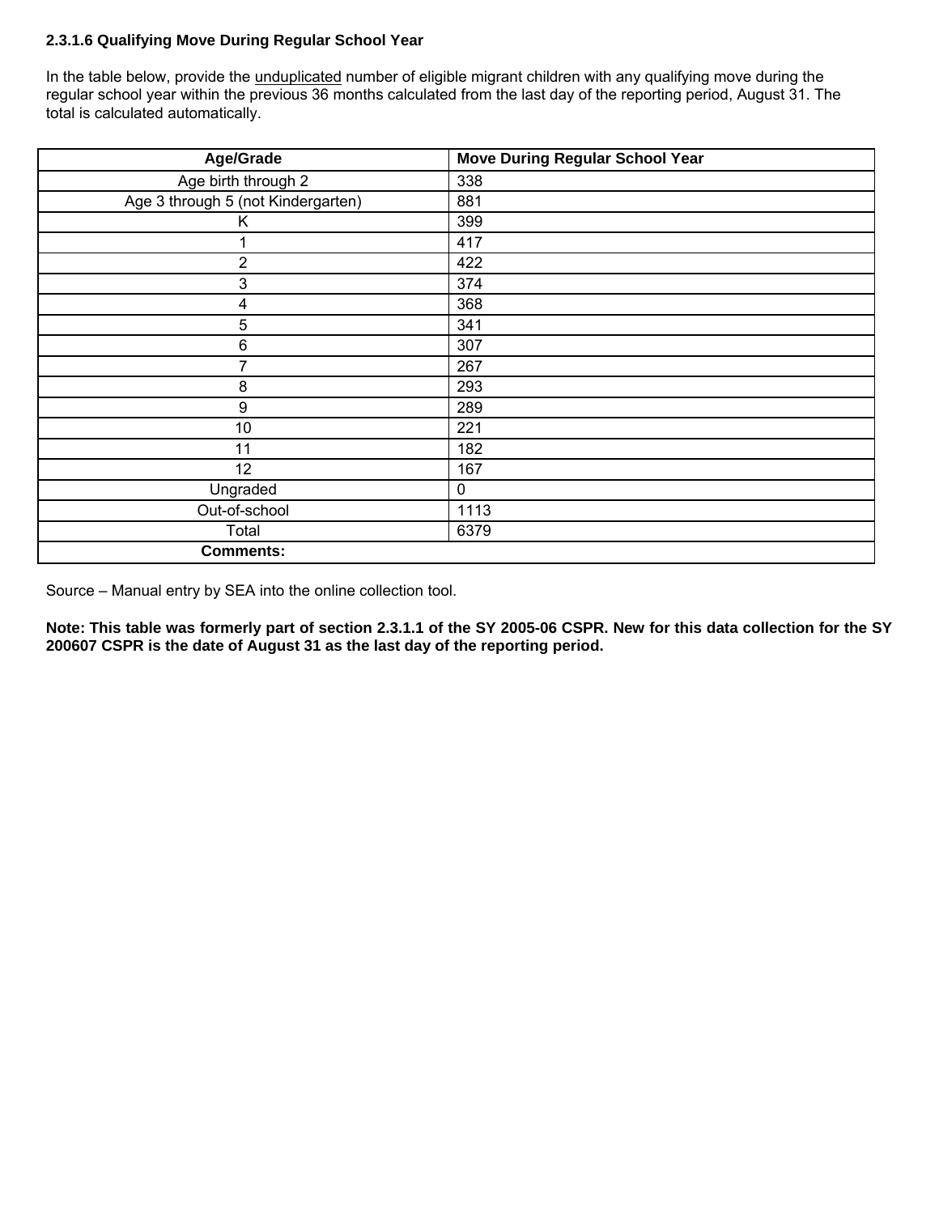### 2.3.1.6 Qualifying Move During Regular School Year

In the table below, provide the unduplicated number of eligible migrant children with any qualifying move during the regular school year within the previous 36 months calculated from the last day of the reporting period, August 31. The total is calculated automatically.

| Age/Grade | Move During Regular School Year |
|---|---|
| Age birth through 2 | 338 |
| Age 3 through 5 (not Kindergarten) | 881 |
| K | 399 |
| 1 | 417 |
| 2 | 422 |
| 3 | 374 |
| 4 | 368 |
| 5 | 341 |
| 6 | 307 |
| 7 | 267 |
| 8 | 293 |
| 9 | 289 |
| 10 | 221 |
| 11 | 182 |
| 12 | 167 |
| Ungraded | 0 |
| Out-of-school | 1113 |
| Total | 6379 |
| **Comments:** | |

Source – Manual entry by SEA into the online collection tool.

**Note: This table was formerly part of section 2.3.1.1 of the SY 2005-06 CSPR. New for this data collection for the SY 200607 CSPR is the date of August 31 as the last day of the reporting period.**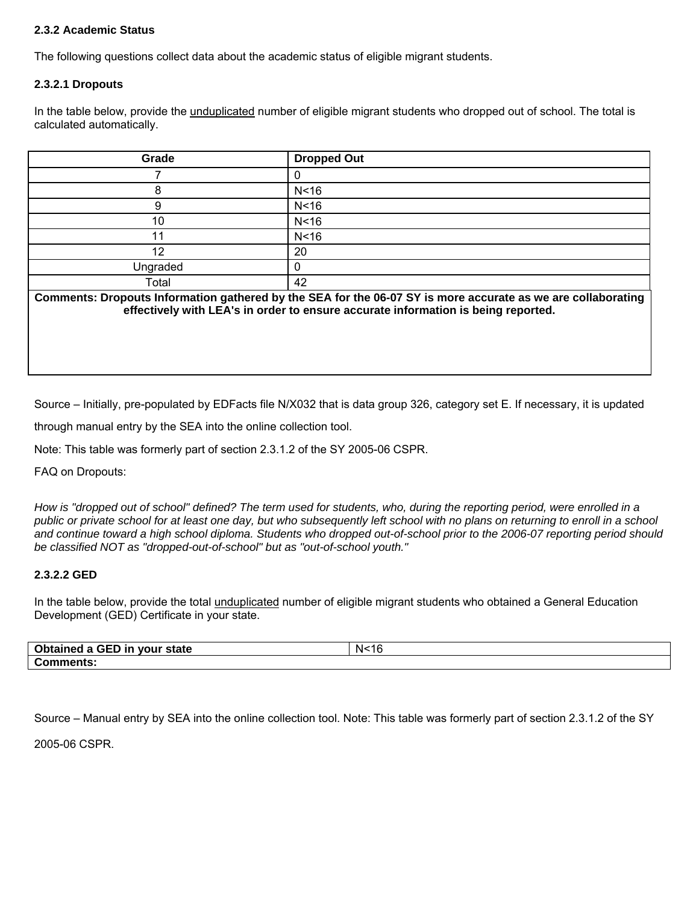### 2.3.2 Academic Status

The following questions collect data about the academic status of eligible migrant students.

#### 2.3.2.1 Dropouts

In the table below, provide the unduplicated number of eligible migrant students who dropped out of school. The total is calculated automatically.

| Grade | Dropped Out |
|---|---|
| 7 | 0 |
| 8 | N<16 |
| 9 | N<16 |
| 10 | N<16 |
| 11 | N<16 |
| 12 | 20 |
| Ungraded | 0 |
| Total | 42 |

**Comments: Dropouts Information gathered by the SEA for the 06-07 SY is more accurate as we are collaborating effectively with LEA's in order to ensure accurate information is being reported.**

Source – Initially, pre-populated by EDFacts file N/X032 that is data group 326, category set E. If necessary, it is updated through manual entry by the SEA into the online collection tool.

Note: This table was formerly part of section 2.3.1.2 of the SY 2005-06 CSPR.

FAQ on Dropouts:

*How is "dropped out of school" defined? The term used for students, who, during the reporting period, were enrolled in a public or private school for at least one day, but who subsequently left school with no plans on returning to enroll in a school and continue toward a high school diploma. Students who dropped out-of-school prior to the 2006-07 reporting period should be classified NOT as "dropped-out-of-school" but as "out-of-school youth."*

#### 2.3.2.2 GED

In the table below, provide the total unduplicated number of eligible migrant students who obtained a General Education Development (GED) Certificate in your state.

| Obtained a GED in your state | N<16 |
|---|---|
| **Comments:** | |

Source – Manual entry by SEA into the online collection tool. Note: This table was formerly part of section 2.3.1.2 of the SY 2005-06 CSPR.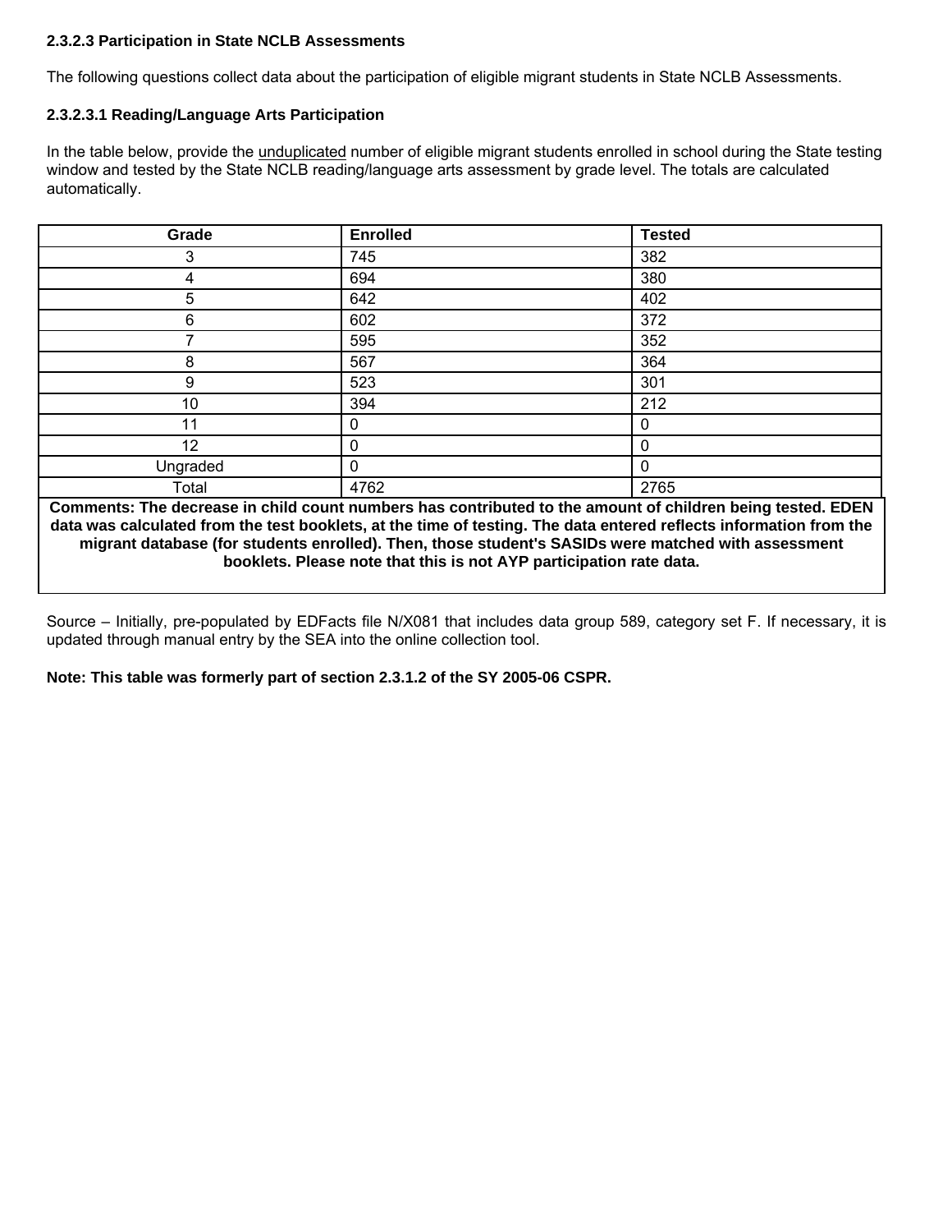#### 2.3.2.3 Participation in State NCLB Assessments

The following questions collect data about the participation of eligible migrant students in State NCLB Assessments.

#### 2.3.2.3.1 Reading/Language Arts Participation

In the table below, provide the unduplicated number of eligible migrant students enrolled in school during the State testing window and tested by the State NCLB reading/language arts assessment by grade level. The totals are calculated automatically.

| Grade | Enrolled | Tested |
|---|---|---|
| 3 | 745 | 382 |
| 4 | 694 | 380 |
| 5 | 642 | 402 |
| 6 | 602 | 372 |
| 7 | 595 | 352 |
| 8 | 567 | 364 |
| 9 | 523 | 301 |
| 10 | 394 | 212 |
| 11 | 0 | 0 |
| 12 | 0 | 0 |
| Ungraded | 0 | 0 |
| Total | 4762 | 2765 |

**Comments: The decrease in child count numbers has contributed to the amount of children being tested. EDEN data was calculated from the test booklets, at the time of testing. The data entered reflects information from the migrant database (for students enrolled). Then, those student's SASIDs were matched with assessment booklets. Please note that this is not AYP participation rate data.**

Source – Initially, pre-populated by EDFacts file N/X081 that includes data group 589, category set F. If necessary, it is updated through manual entry by the SEA into the online collection tool.

**Note: This table was formerly part of section 2.3.1.2 of the SY 2005-06 CSPR.**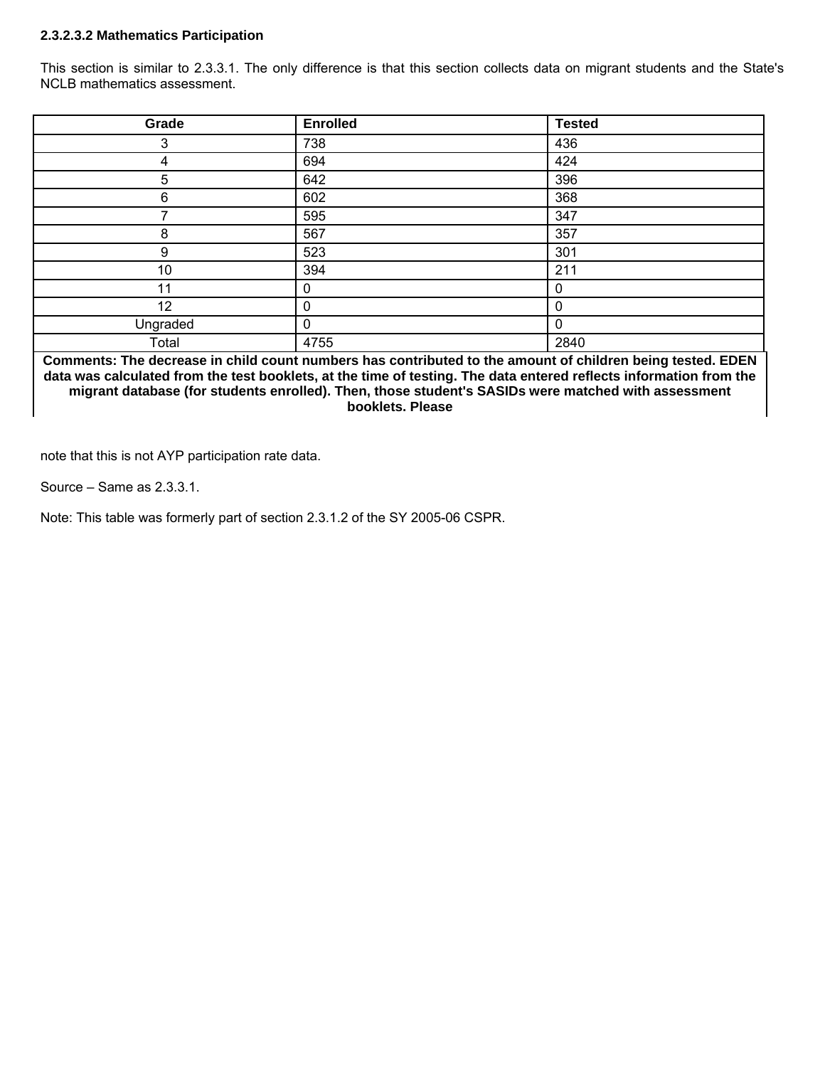**2.3.2.3.2 Mathematics Participation**

This section is similar to 2.3.3.1. The only difference is that this section collects data on migrant students and the State's NCLB mathematics assessment.

| Grade | Enrolled | Tested |
|---|---|---|
| 3 | 738 | 436 |
| 4 | 694 | 424 |
| 5 | 642 | 396 |
| 6 | 602 | 368 |
| 7 | 595 | 347 |
| 8 | 567 | 357 |
| 9 | 523 | 301 |
| 10 | 394 | 211 |
| 11 | 0 | 0 |
| 12 | 0 | 0 |
| Ungraded | 0 | 0 |
| Total | 4755 | 2840 |

**Comments: The decrease in child count numbers has contributed to the amount of children being tested. EDEN data was calculated from the test booklets, at the time of testing. The data entered reflects information from the migrant database (for students enrolled). Then, those student's SASIDs were matched with assessment booklets. Please**

note that this is not AYP participation rate data.

Source – Same as 2.3.3.1.

Note: This table was formerly part of section 2.3.1.2 of the SY 2005-06 CSPR.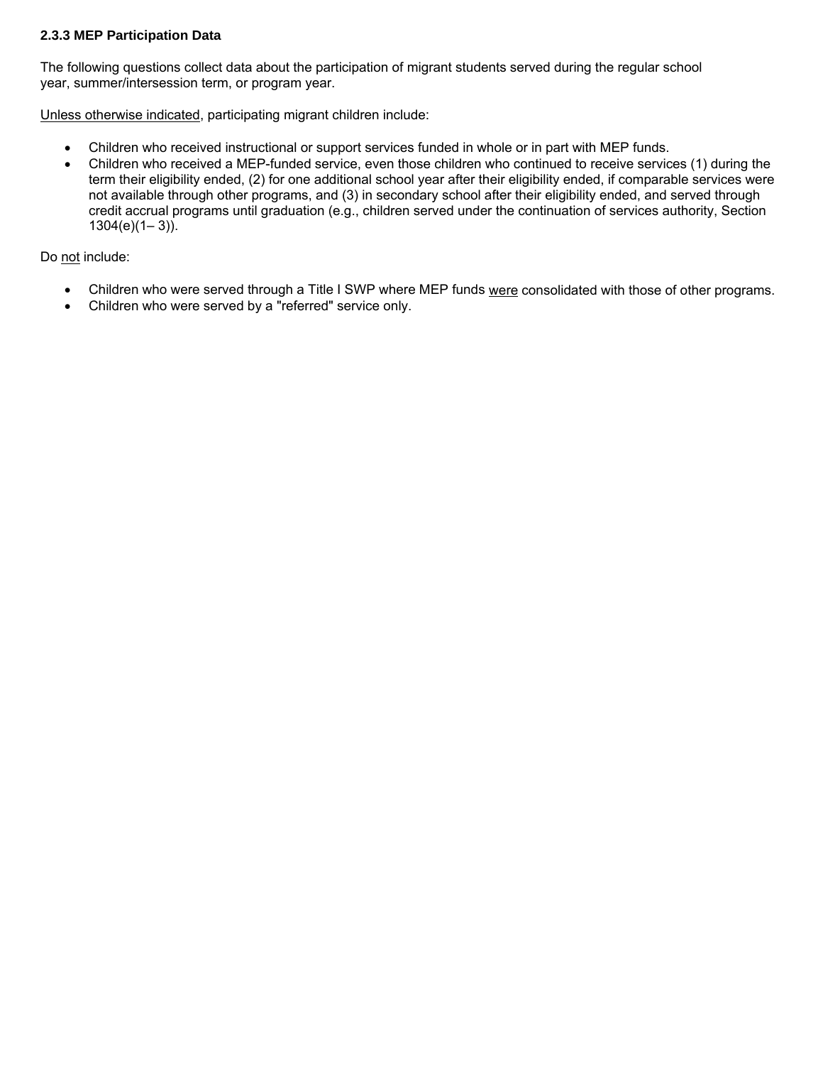### 2.3.3 MEP Participation Data

The following questions collect data about the participation of migrant students served during the regular school year, summer/intersession term, or program year.

Unless otherwise indicated, participating migrant children include:

- Children who received instructional or support services funded in whole or in part with MEP funds.
- Children who received a MEP-funded service, even those children who continued to receive services (1) during the term their eligibility ended, (2) for one additional school year after their eligibility ended, if comparable services were not available through other programs, and (3) in secondary school after their eligibility ended, and served through credit accrual programs until graduation (e.g., children served under the continuation of services authority, Section 1304(e)(1– 3)).

Do not include:

- Children who were served through a Title I SWP where MEP funds were consolidated with those of other programs.
- Children who were served by a "referred" service only.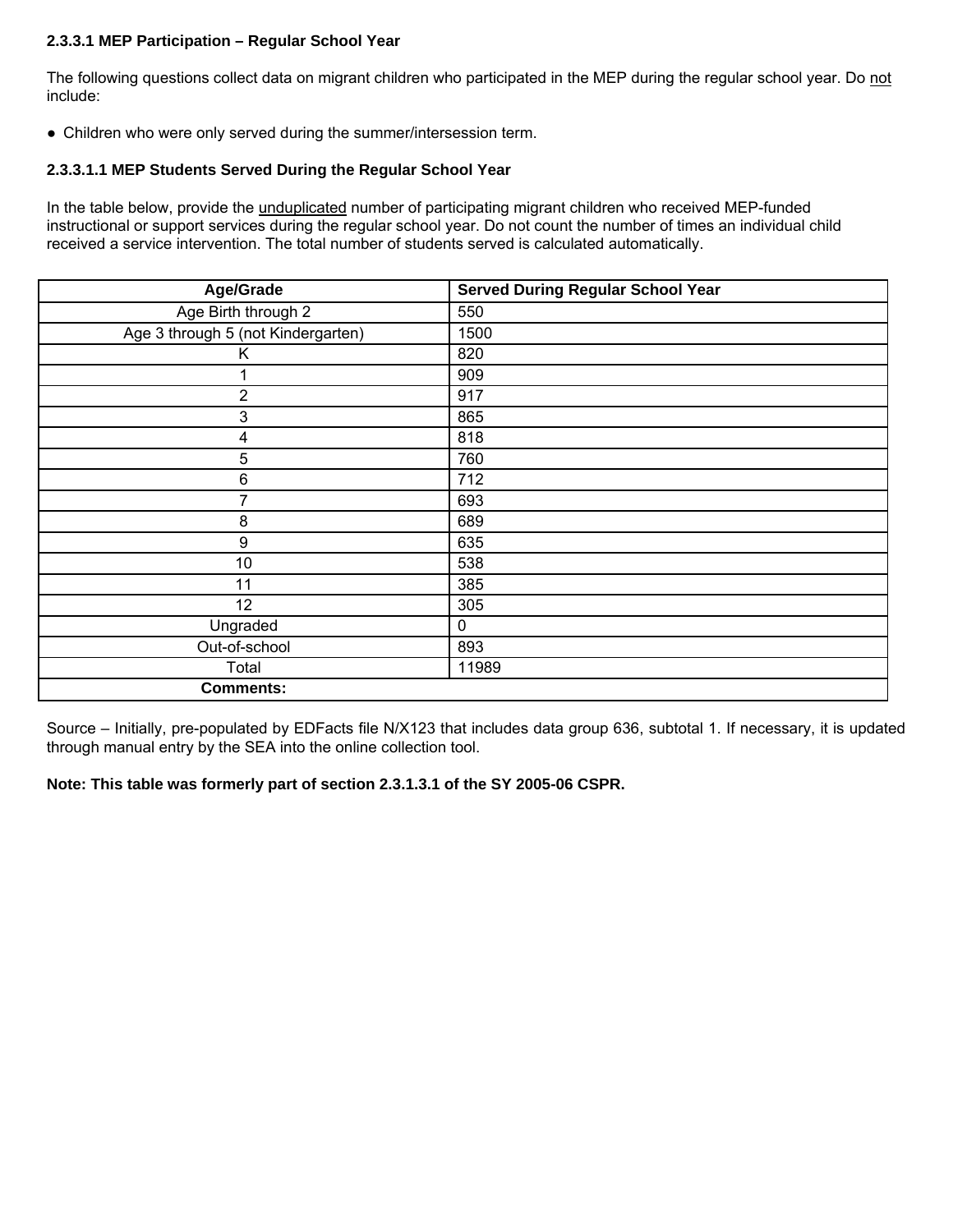### 2.3.3.1 MEP Participation – Regular School Year

The following questions collect data on migrant children who participated in the MEP during the regular school year. Do not include:

- Children who were only served during the summer/intersession term.

#### 2.3.3.1.1 MEP Students Served During the Regular School Year

In the table below, provide the unduplicated number of participating migrant children who received MEP-funded instructional or support services during the regular school year. Do not count the number of times an individual child received a service intervention. The total number of students served is calculated automatically.

| Age/Grade | Served During Regular School Year |
|---|---|
| Age Birth through 2 | 550 |
| Age 3 through 5 (not Kindergarten) | 1500 |
| K | 820 |
| 1 | 909 |
| 2 | 917 |
| 3 | 865 |
| 4 | 818 |
| 5 | 760 |
| 6 | 712 |
| 7 | 693 |
| 8 | 689 |
| 9 | 635 |
| 10 | 538 |
| 11 | 385 |
| 12 | 305 |
| Ungraded | 0 |
| Out-of-school | 893 |
| Total | 11989 |
| **Comments:** | |

Source – Initially, pre-populated by EDFacts file N/X123 that includes data group 636, subtotal 1. If necessary, it is updated through manual entry by the SEA into the online collection tool.

**Note: This table was formerly part of section 2.3.1.3.1 of the SY 2005-06 CSPR.**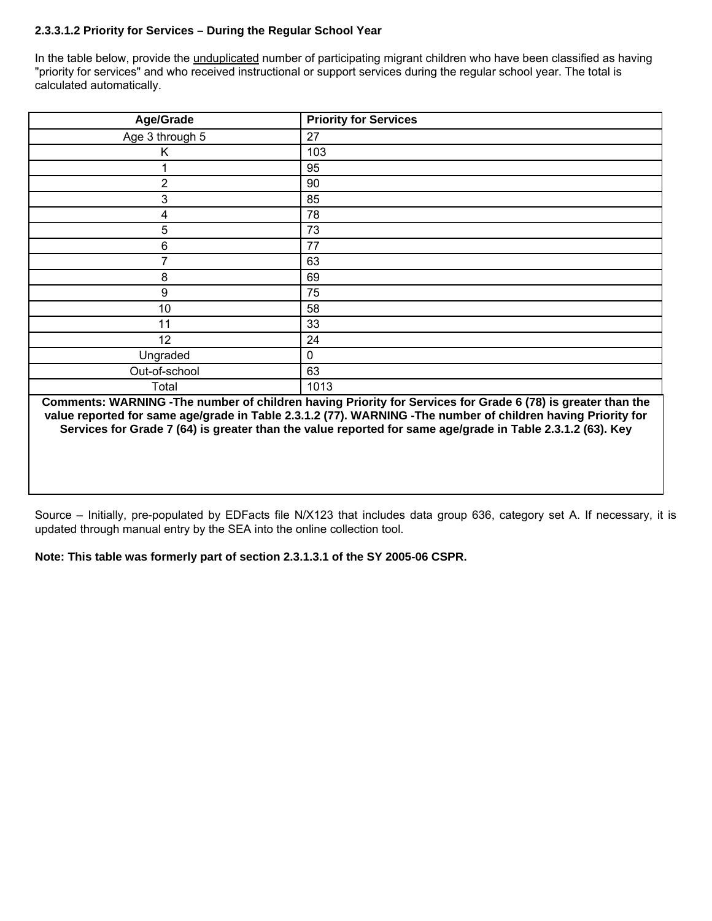#### 2.3.3.1.2 Priority for Services – During the Regular School Year

In the table below, provide the unduplicated number of participating migrant children who have been classified as having "priority for services" and who received instructional or support services during the regular school year. The total is calculated automatically.

| Age/Grade | Priority for Services |
|---|---|
| Age 3 through 5 | 27 |
| K | 103 |
| 1 | 95 |
| 2 | 90 |
| 3 | 85 |
| 4 | 78 |
| 5 | 73 |
| 6 | 77 |
| 7 | 63 |
| 8 | 69 |
| 9 | 75 |
| 10 | 58 |
| 11 | 33 |
| 12 | 24 |
| Ungraded | 0 |
| Out-of-school | 63 |
| Total | 1013 |

**Comments: WARNING -The number of children having Priority for Services for Grade 6 (78) is greater than the value reported for same age/grade in Table 2.3.1.2 (77). WARNING -The number of children having Priority for Services for Grade 7 (64) is greater than the value reported for same age/grade in Table 2.3.1.2 (63). Key**

Source – Initially, pre-populated by EDFacts file N/X123 that includes data group 636, category set A. If necessary, it is updated through manual entry by the SEA into the online collection tool.

**Note: This table was formerly part of section 2.3.1.3.1 of the SY 2005-06 CSPR.**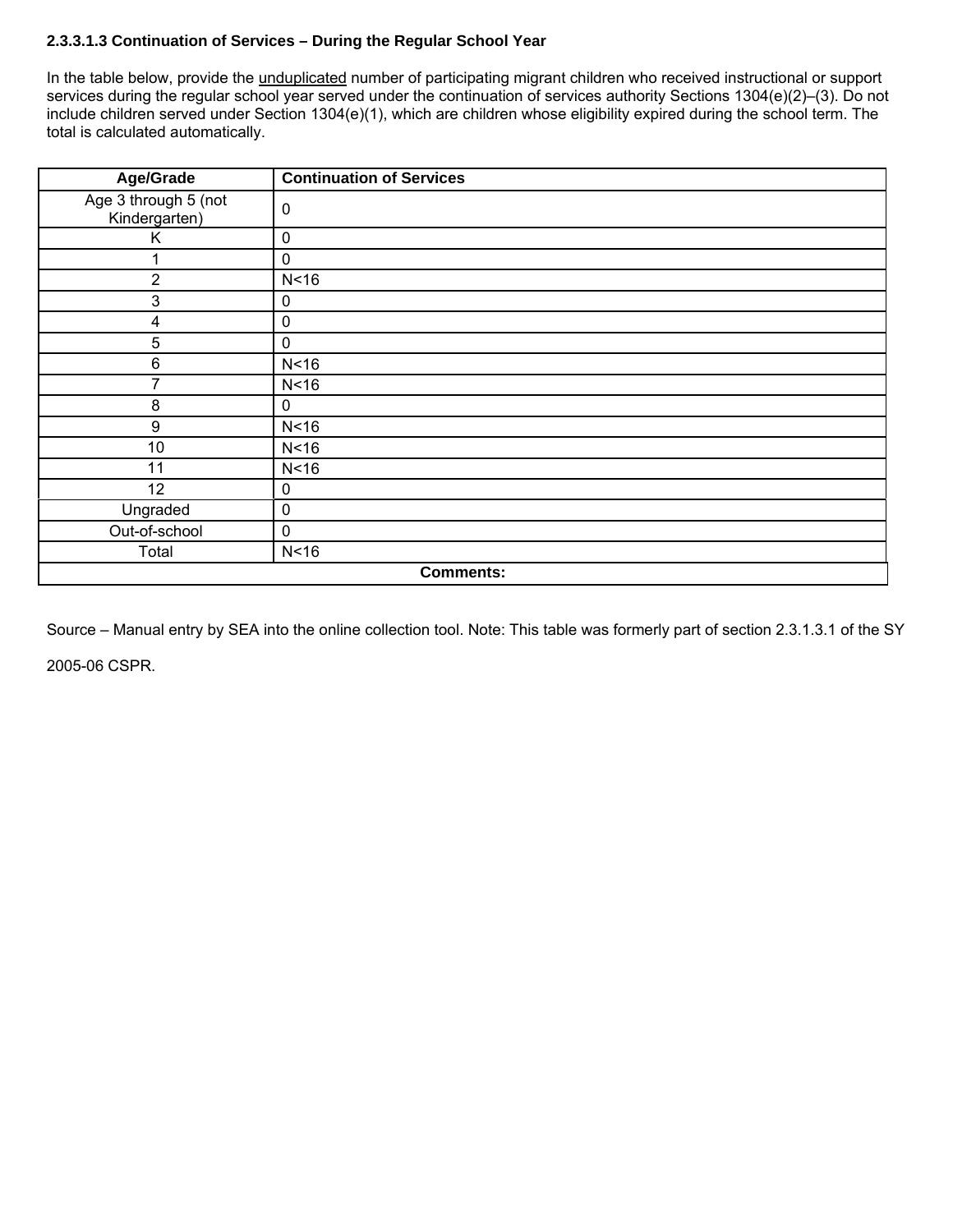#### 2.3.3.1.3 Continuation of Services – During the Regular School Year

In the table below, provide the unduplicated number of participating migrant children who received instructional or support services during the regular school year served under the continuation of services authority Sections 1304(e)(2)–(3). Do not include children served under Section 1304(e)(1), which are children whose eligibility expired during the school term. The total is calculated automatically.

| Age/Grade | Continuation of Services |
|---|---|
| Age 3 through 5 (not Kindergarten) | 0 |
| K | 0 |
| 1 | 0 |
| 2 | N<16 |
| 3 | 0 |
| 4 | 0 |
| 5 | 0 |
| 6 | N<16 |
| 7 | N<16 |
| 8 | 0 |
| 9 | N<16 |
| 10 | N<16 |
| 11 | N<16 |
| 12 | 0 |
| Ungraded | 0 |
| Out-of-school | 0 |
| Total | N<16 |
| **Comments:** | |

Source – Manual entry by SEA into the online collection tool. Note: This table was formerly part of section 2.3.1.3.1 of the SY 2005-06 CSPR.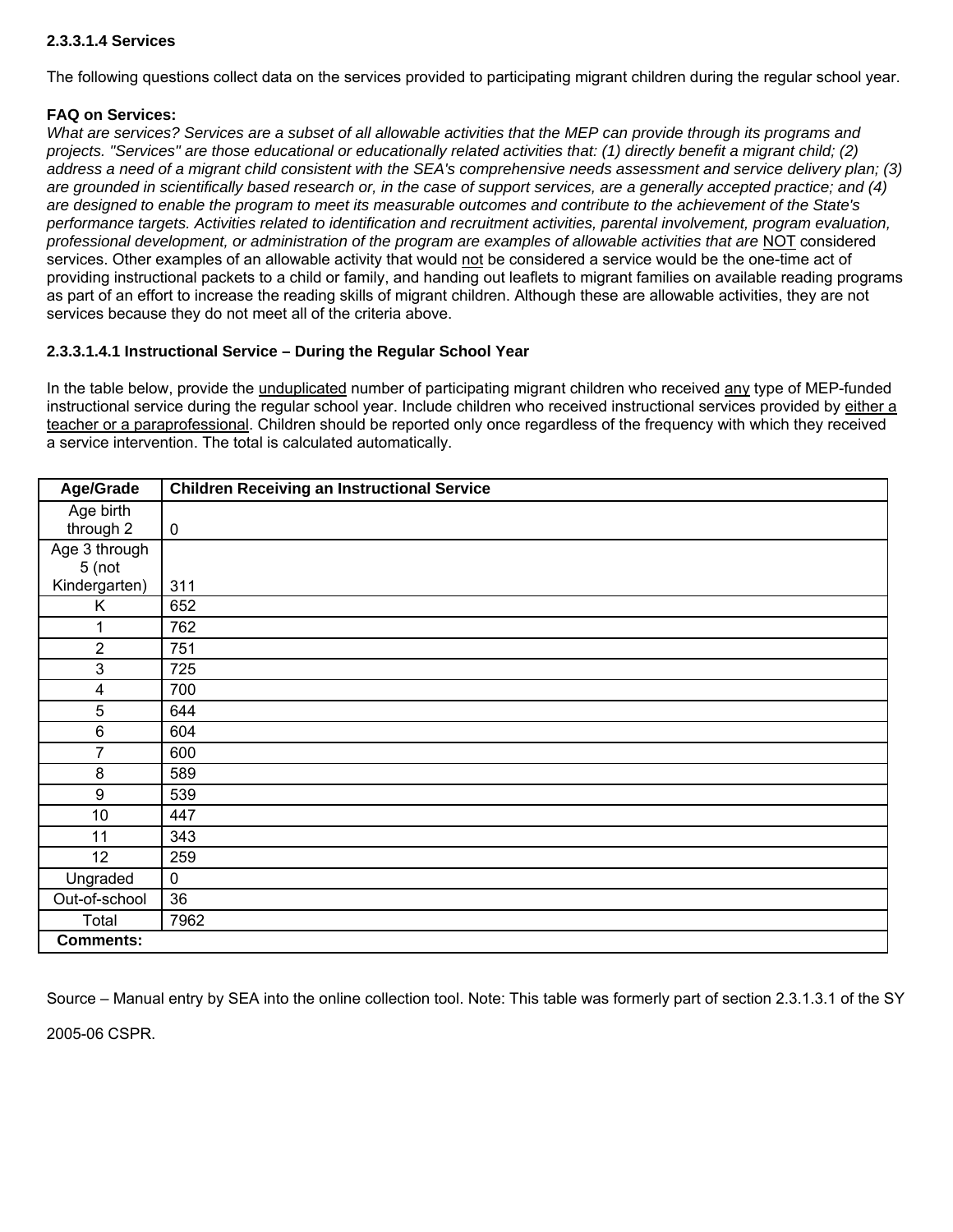#### 2.3.3.1.4 Services

The following questions collect data on the services provided to participating migrant children during the regular school year.

**FAQ on Services:**

*What are services? Services are a subset of all allowable activities that the MEP can provide through its programs and projects. "Services" are those educational or educationally related activities that: (1) directly benefit a migrant child; (2) address a need of a migrant child consistent with the SEA's comprehensive needs assessment and service delivery plan; (3) are grounded in scientifically based research or, in the case of support services, are a generally accepted practice; and (4) are designed to enable the program to meet its measurable outcomes and contribute to the achievement of the State's performance targets. Activities related to identification and recruitment activities, parental involvement, program evaluation, professional development, or administration of the program are examples of allowable activities that are* NOT considered services. Other examples of an allowable activity that would not be considered a service would be the one-time act of providing instructional packets to a child or family, and handing out leaflets to migrant families on available reading programs as part of an effort to increase the reading skills of migrant children. Although these are allowable activities, they are not services because they do not meet all of the criteria above.

#### 2.3.3.1.4.1 Instructional Service – During the Regular School Year

In the table below, provide the unduplicated number of participating migrant children who received any type of MEP-funded instructional service during the regular school year. Include children who received instructional services provided by either a teacher or a paraprofessional. Children should be reported only once regardless of the frequency with which they received a service intervention. The total is calculated automatically.

| Age/Grade | Children Receiving an Instructional Service |
|---|---|
| Age birth through 2 | 0 |
| Age 3 through 5 (not Kindergarten) | 311 |
| K | 652 |
| 1 | 762 |
| 2 | 751 |
| 3 | 725 |
| 4 | 700 |
| 5 | 644 |
| 6 | 604 |
| 7 | 600 |
| 8 | 589 |
| 9 | 539 |
| 10 | 447 |
| 11 | 343 |
| 12 | 259 |
| Ungraded | 0 |
| Out-of-school | 36 |
| Total | 7962 |
| **Comments:** | |

Source – Manual entry by SEA into the online collection tool. Note: This table was formerly part of section 2.3.1.3.1 of the SY 2005-06 CSPR.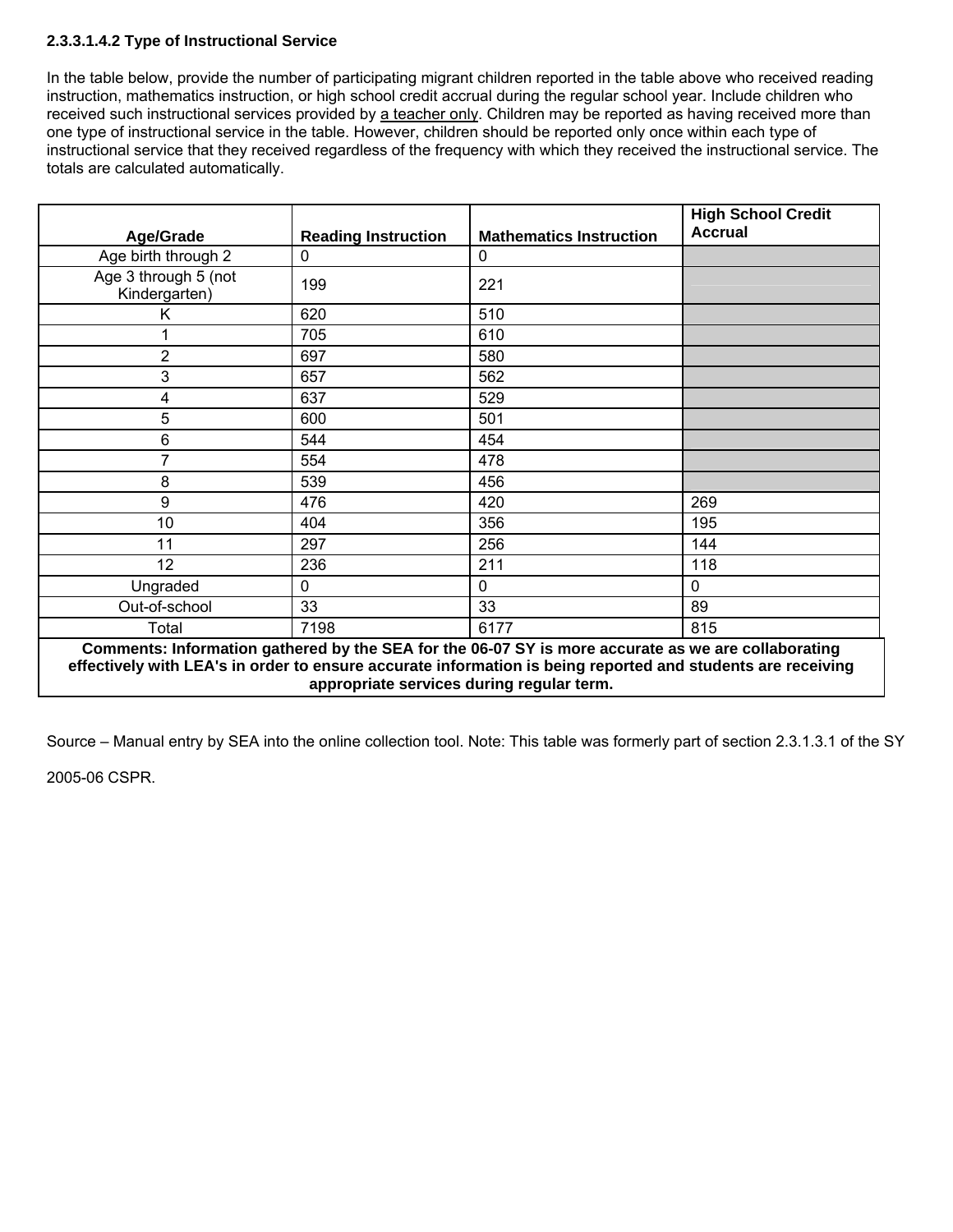### 2.3.3.1.4.2 Type of Instructional Service

In the table below, provide the number of participating migrant children reported in the table above who received reading instruction, mathematics instruction, or high school credit accrual during the regular school year. Include children who received such instructional services provided by a teacher only. Children may be reported as having received more than one type of instructional service in the table. However, children should be reported only once within each type of instructional service that they received regardless of the frequency with which they received the instructional service. The totals are calculated automatically.

| Age/Grade | Reading Instruction | Mathematics Instruction | High School Credit Accrual |
|---|---|---|---|
| Age birth through 2 | 0 | 0 | |
| Age 3 through 5 (not Kindergarten) | 199 | 221 | |
| K | 620 | 510 | |
| 1 | 705 | 610 | |
| 2 | 697 | 580 | |
| 3 | 657 | 562 | |
| 4 | 637 | 529 | |
| 5 | 600 | 501 | |
| 6 | 544 | 454 | |
| 7 | 554 | 478 | |
| 8 | 539 | 456 | |
| 9 | 476 | 420 | 269 |
| 10 | 404 | 356 | 195 |
| 11 | 297 | 256 | 144 |
| 12 | 236 | 211 | 118 |
| Ungraded | 0 | 0 | 0 |
| Out-of-school | 33 | 33 | 89 |
| Total | 7198 | 6177 | 815 |
| **Comments: Information gathered by the SEA for the 06-07 SY is more accurate as we are collaborating effectively with LEA's in order to ensure accurate information is being reported and students are receiving appropriate services during regular term.** | | | |

Source – Manual entry by SEA into the online collection tool. Note: This table was formerly part of section 2.3.1.3.1 of the SY 2005-06 CSPR.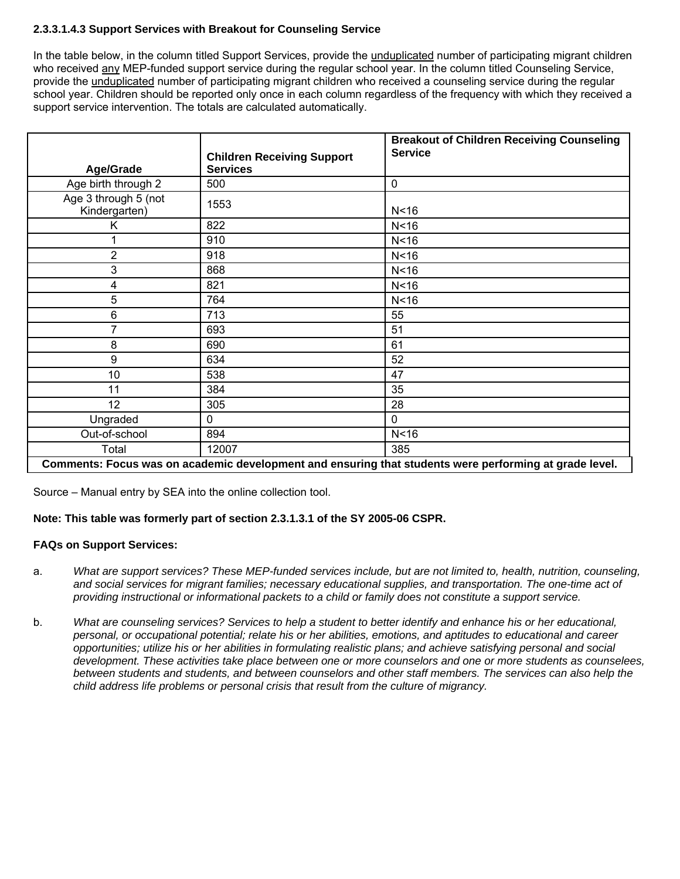**2.3.3.1.4.3 Support Services with Breakout for Counseling Service**

In the table below, in the column titled Support Services, provide the unduplicated number of participating migrant children who received any MEP-funded support service during the regular school year. In the column titled Counseling Service, provide the unduplicated number of participating migrant children who received a counseling service during the regular school year. Children should be reported only once in each column regardless of the frequency with which they received a support service intervention. The totals are calculated automatically.

| Age/Grade | Children Receiving Support Services | Breakout of Children Receiving Counseling Service |
|---|---|---|
| Age birth through 2 | 500 | 0 |
| Age 3 through 5 (not Kindergarten) | 1553 | N<16 |
| K | 822 | N<16 |
| 1 | 910 | N<16 |
| 2 | 918 | N<16 |
| 3 | 868 | N<16 |
| 4 | 821 | N<16 |
| 5 | 764 | N<16 |
| 6 | 713 | 55 |
| 7 | 693 | 51 |
| 8 | 690 | 61 |
| 9 | 634 | 52 |
| 10 | 538 | 47 |
| 11 | 384 | 35 |
| 12 | 305 | 28 |
| Ungraded | 0 | 0 |
| Out-of-school | 894 | N<16 |
| Total | 12007 | 385 |
| **Comments: Focus was on academic development and ensuring that students were performing at grade level.** | | |

Source – Manual entry by SEA into the online collection tool.

**Note: This table was formerly part of section 2.3.1.3.1 of the SY 2005-06 CSPR.**

**FAQs on Support Services:**

a. *What are support services? These MEP-funded services include, but are not limited to, health, nutrition, counseling, and social services for migrant families; necessary educational supplies, and transportation. The one-time act of providing instructional or informational packets to a child or family does not constitute a support service.*

b. *What are counseling services? Services to help a student to better identify and enhance his or her educational, personal, or occupational potential; relate his or her abilities, emotions, and aptitudes to educational and career opportunities; utilize his or her abilities in formulating realistic plans; and achieve satisfying personal and social development. These activities take place between one or more counselors and one or more students as counselees, between students and students, and between counselors and other staff members. The services can also help the child address life problems or personal crisis that result from the culture of migrancy.*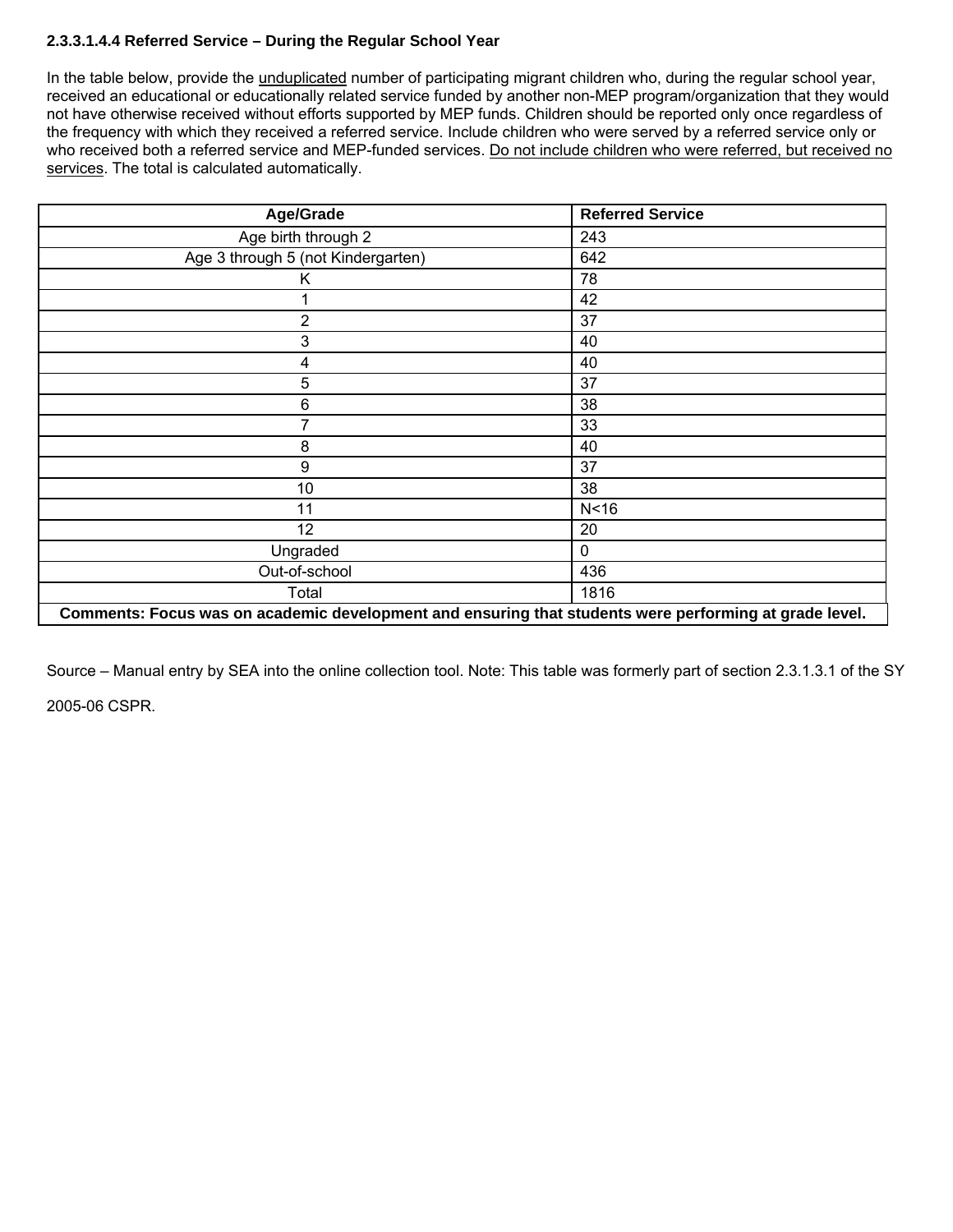#### 2.3.3.1.4.4 Referred Service – During the Regular School Year

In the table below, provide the unduplicated number of participating migrant children who, during the regular school year, received an educational or educationally related service funded by another non-MEP program/organization that they would not have otherwise received without efforts supported by MEP funds. Children should be reported only once regardless of the frequency with which they received a referred service. Include children who were served by a referred service only or who received both a referred service and MEP-funded services. Do not include children who were referred, but received no services. The total is calculated automatically.

| Age/Grade | Referred Service |
|---|---|
| Age birth through 2 | 243 |
| Age 3 through 5 (not Kindergarten) | 642 |
| K | 78 |
| 1 | 42 |
| 2 | 37 |
| 3 | 40 |
| 4 | 40 |
| 5 | 37 |
| 6 | 38 |
| 7 | 33 |
| 8 | 40 |
| 9 | 37 |
| 10 | 38 |
| 11 | N<16 |
| 12 | 20 |
| Ungraded | 0 |
| Out-of-school | 436 |
| Total | 1816 |
| **Comments: Focus was on academic development and ensuring that students were performing at grade level.** | |

Source – Manual entry by SEA into the online collection tool. Note: This table was formerly part of section 2.3.1.3.1 of the SY 2005-06 CSPR.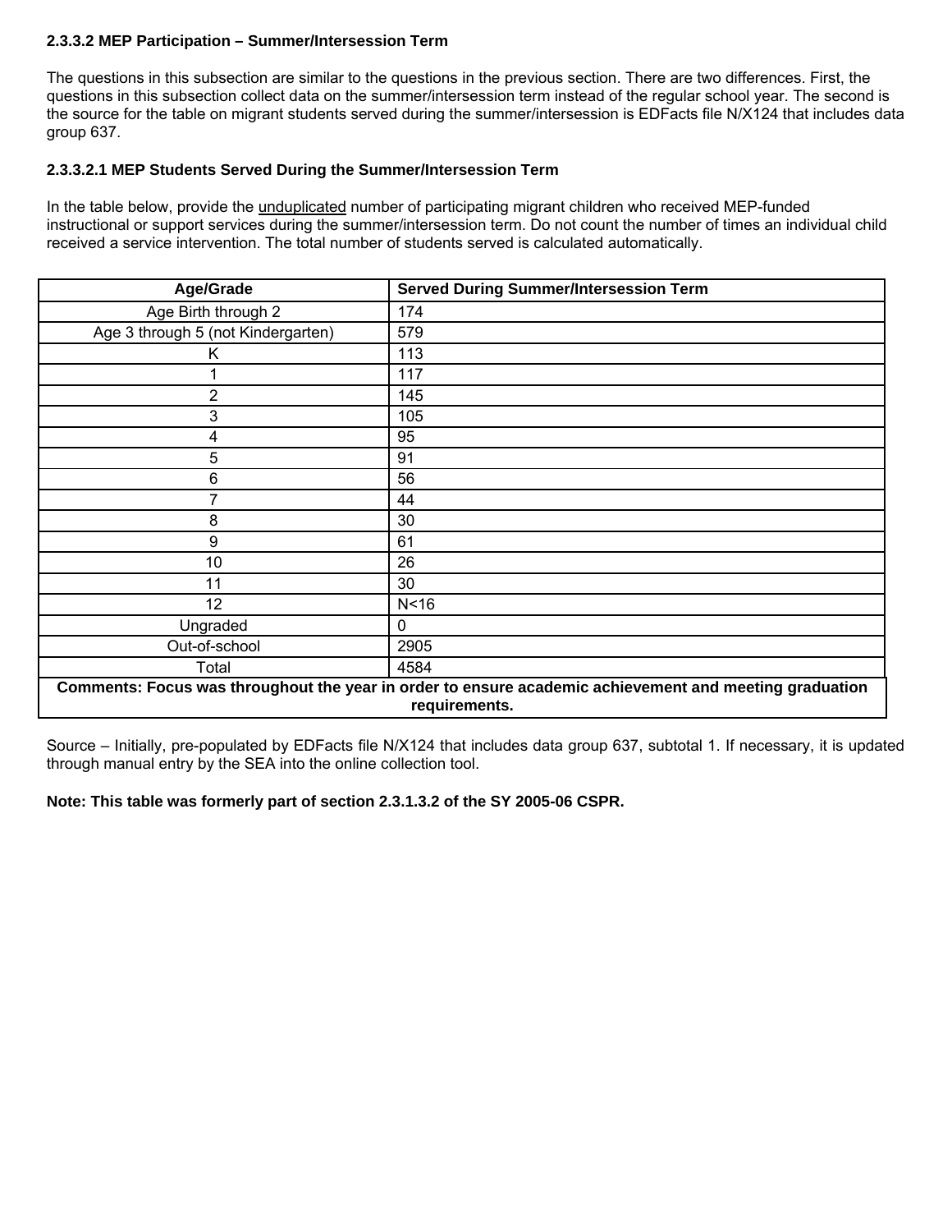### 2.3.3.2 MEP Participation – Summer/Intersession Term

The questions in this subsection are similar to the questions in the previous section. There are two differences. First, the questions in this subsection collect data on the summer/intersession term instead of the regular school year. The second is the source for the table on migrant students served during the summer/intersession is EDFacts file N/X124 that includes data group 637.

#### 2.3.3.2.1 MEP Students Served During the Summer/Intersession Term

In the table below, provide the unduplicated number of participating migrant children who received MEP-funded instructional or support services during the summer/intersession term. Do not count the number of times an individual child received a service intervention. The total number of students served is calculated automatically.

| Age/Grade | Served During Summer/Intersession Term |
|---|---|
| Age Birth through 2 | 174 |
| Age 3 through 5 (not Kindergarten) | 579 |
| K | 113 |
| 1 | 117 |
| 2 | 145 |
| 3 | 105 |
| 4 | 95 |
| 5 | 91 |
| 6 | 56 |
| 7 | 44 |
| 8 | 30 |
| 9 | 61 |
| 10 | 26 |
| 11 | 30 |
| 12 | N<16 |
| Ungraded | 0 |
| Out-of-school | 2905 |
| Total | 4584 |
| **Comments: Focus was throughout the year in order to ensure academic achievement and meeting graduation requirements.** | |

Source – Initially, pre-populated by EDFacts file N/X124 that includes data group 637, subtotal 1. If necessary, it is updated through manual entry by the SEA into the online collection tool.

**Note: This table was formerly part of section 2.3.1.3.2 of the SY 2005-06 CSPR.**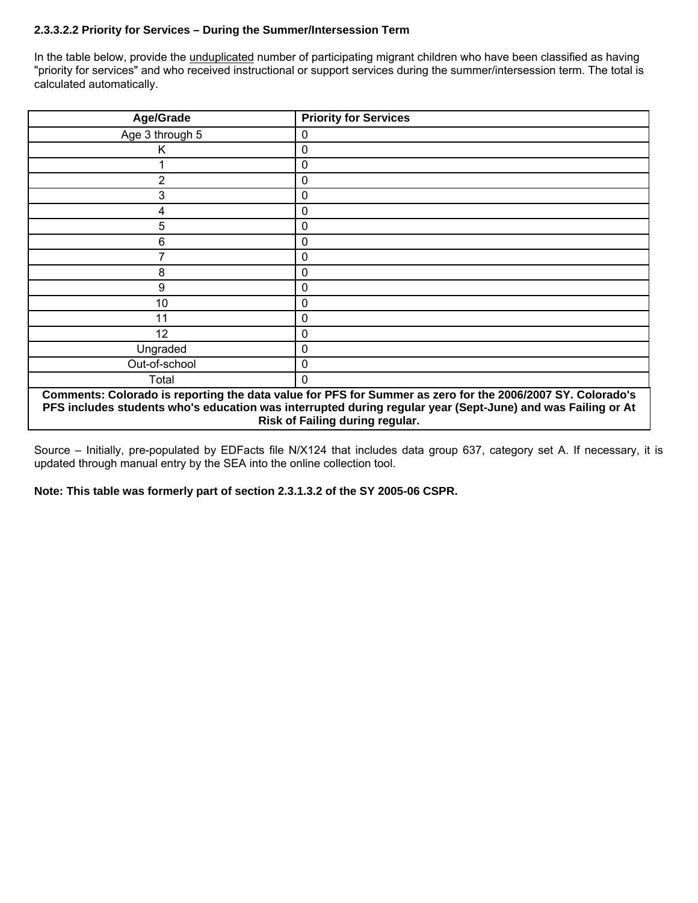#### 2.3.3.2.2 Priority for Services – During the Summer/Intersession Term

In the table below, provide the unduplicated number of participating migrant children who have been classified as having "priority for services" and who received instructional or support services during the summer/intersession term. The total is calculated automatically.

| Age/Grade | Priority for Services |
|---|---|
| Age 3 through 5 | 0 |
| K | 0 |
| 1 | 0 |
| 2 | 0 |
| 3 | 0 |
| 4 | 0 |
| 5 | 0 |
| 6 | 0 |
| 7 | 0 |
| 8 | 0 |
| 9 | 0 |
| 10 | 0 |
| 11 | 0 |
| 12 | 0 |
| Ungraded | 0 |
| Out-of-school | 0 |
| Total | 0 |
| **Comments: Colorado is reporting the data value for PFS for Summer as zero for the 2006/2007 SY. Colorado's PFS includes students who's education was interrupted during regular year (Sept-June) and was Failing or At Risk of Failing during regular.** | |

Source – Initially, pre-populated by EDFacts file N/X124 that includes data group 637, category set A. If necessary, it is updated through manual entry by the SEA into the online collection tool.

**Note: This table was formerly part of section 2.3.1.3.2 of the SY 2005-06 CSPR.**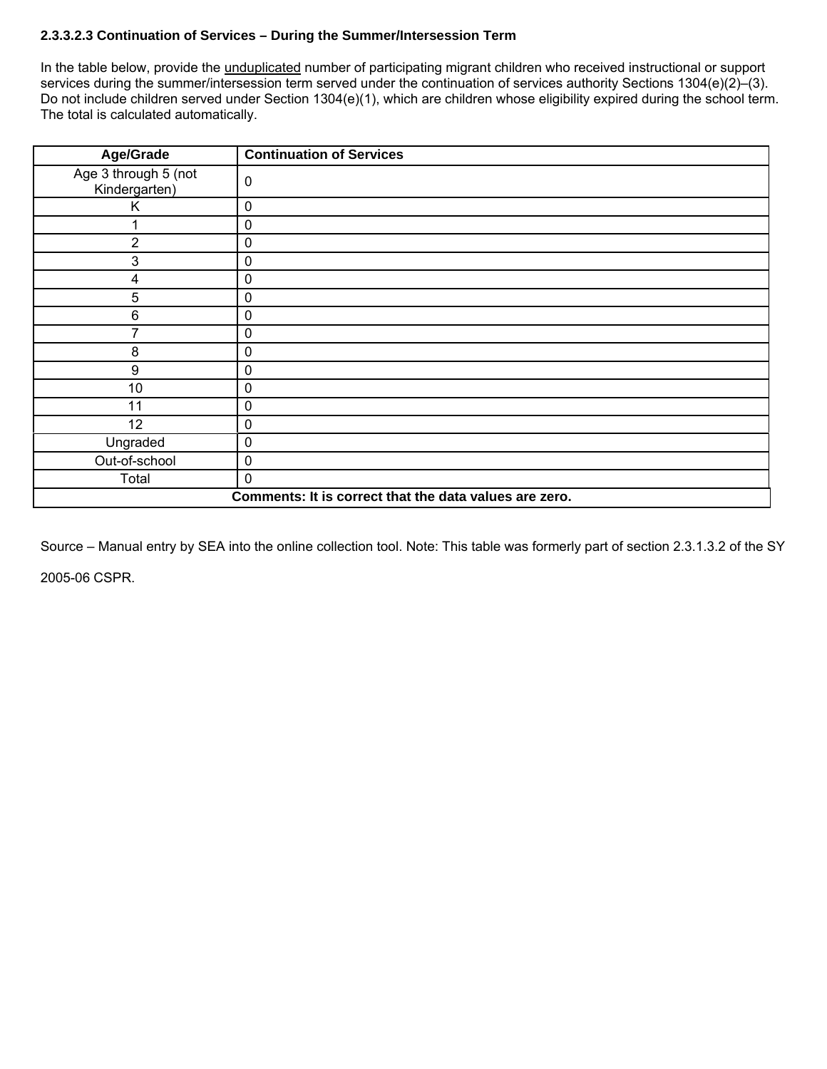### 2.3.3.2.3 Continuation of Services – During the Summer/Intersession Term

In the table below, provide the <u>unduplicated</u> number of participating migrant children who received instructional or support services during the summer/intersession term served under the continuation of services authority Sections 1304(e)(2)–(3). Do not include children served under Section 1304(e)(1), which are children whose eligibility expired during the school term. The total is calculated automatically.

| Age/Grade | Continuation of Services |
|---|---|
| Age 3 through 5 (not Kindergarten) | 0 |
| K | 0 |
| 1 | 0 |
| 2 | 0 |
| 3 | 0 |
| 4 | 0 |
| 5 | 0 |
| 6 | 0 |
| 7 | 0 |
| 8 | 0 |
| 9 | 0 |
| 10 | 0 |
| 11 | 0 |
| 12 | 0 |
| Ungraded | 0 |
| Out-of-school | 0 |
| Total | 0 |
| **Comments: It is correct that the data values are zero.** | |

Source – Manual entry by SEA into the online collection tool. Note: This table was formerly part of section 2.3.1.3.2 of the SY 2005-06 CSPR.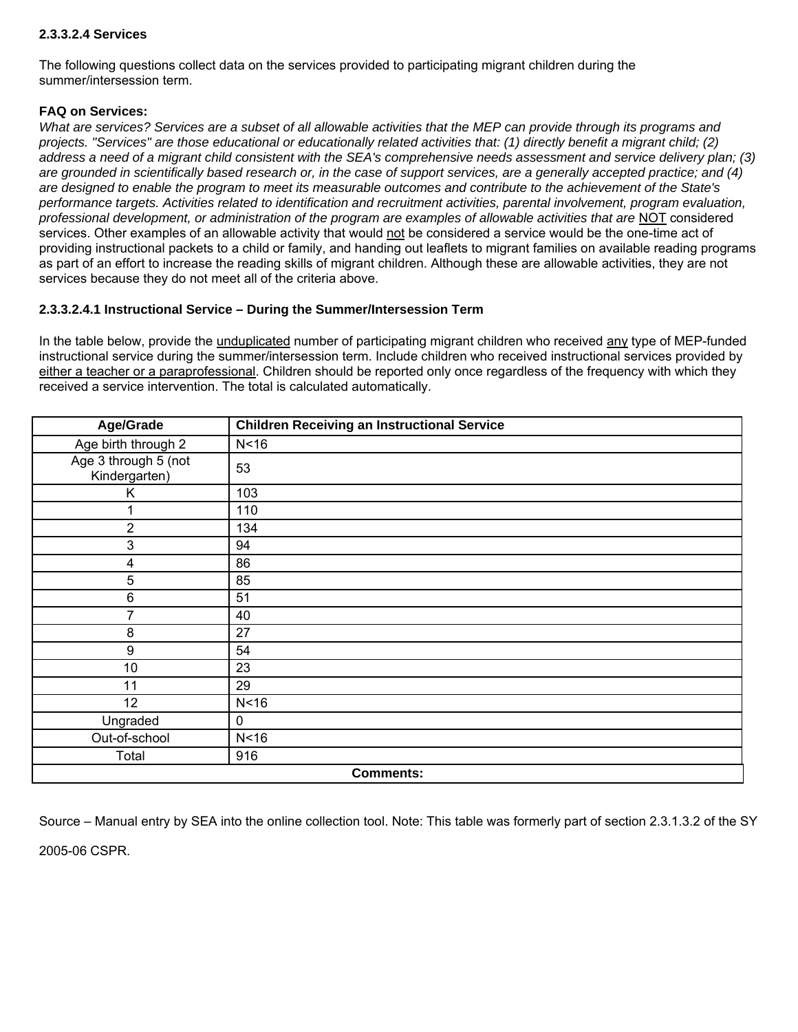**2.3.3.2.4 Services**

The following questions collect data on the services provided to participating migrant children during the summer/intersession term.

**FAQ on Services:**

*What are services? Services are a subset of all allowable activities that the MEP can provide through its programs and projects. "Services" are those educational or educationally related activities that: (1) directly benefit a migrant child; (2) address a need of a migrant child consistent with the SEA's comprehensive needs assessment and service delivery plan; (3) are grounded in scientifically based research or, in the case of support services, are a generally accepted practice; and (4) are designed to enable the program to meet its measurable outcomes and contribute to the achievement of the State's performance targets. Activities related to identification and recruitment activities, parental involvement, program evaluation, professional development, or administration of the program are examples of allowable activities that are* NOT considered services. Other examples of an allowable activity that would not be considered a service would be the one-time act of providing instructional packets to a child or family, and handing out leaflets to migrant families on available reading programs as part of an effort to increase the reading skills of migrant children. Although these are allowable activities, they are not services because they do not meet all of the criteria above.

**2.3.3.2.4.1 Instructional Service – During the Summer/Intersession Term**

In the table below, provide the unduplicated number of participating migrant children who received any type of MEP-funded instructional service during the summer/intersession term. Include children who received instructional services provided by either a teacher or a paraprofessional. Children should be reported only once regardless of the frequency with which they received a service intervention. The total is calculated automatically.

| Age/Grade | Children Receiving an Instructional Service |
|---|---|
| Age birth through 2 | N<16 |
| Age 3 through 5 (not Kindergarten) | 53 |
| K | 103 |
| 1 | 110 |
| 2 | 134 |
| 3 | 94 |
| 4 | 86 |
| 5 | 85 |
| 6 | 51 |
| 7 | 40 |
| 8 | 27 |
| 9 | 54 |
| 10 | 23 |
| 11 | 29 |
| 12 | N<16 |
| Ungraded | 0 |
| Out-of-school | N<16 |
| Total | 916 |
| **Comments:** | |

Source – Manual entry by SEA into the online collection tool. Note: This table was formerly part of section 2.3.1.3.2 of the SY 2005-06 CSPR.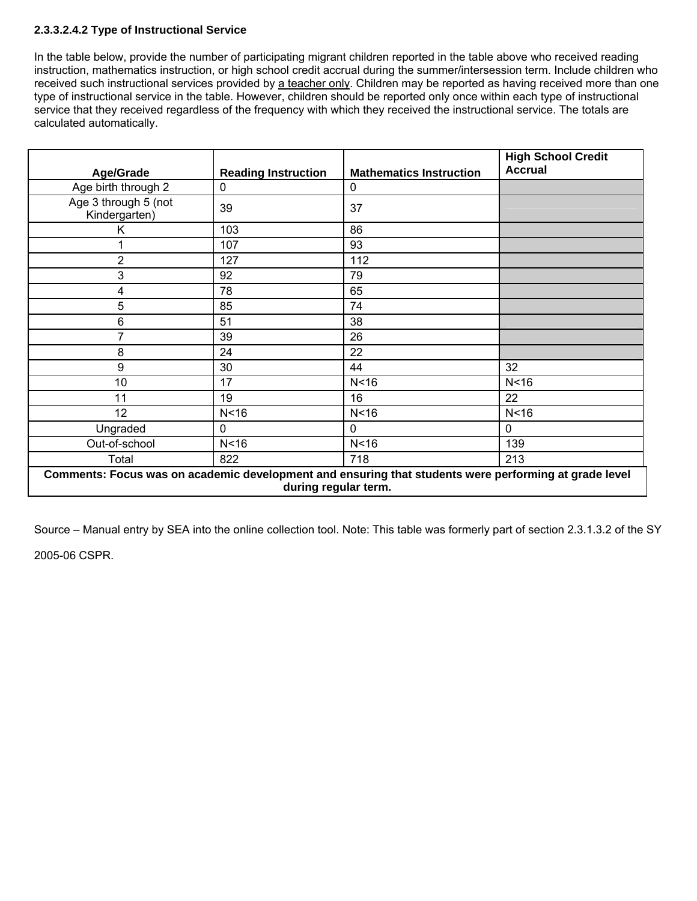#### 2.3.3.2.4.2 Type of Instructional Service

In the table below, provide the number of participating migrant children reported in the table above who received reading instruction, mathematics instruction, or high school credit accrual during the summer/intersession term. Include children who received such instructional services provided by a teacher only. Children may be reported as having received more than one type of instructional service in the table. However, children should be reported only once within each type of instructional service that they received regardless of the frequency with which they received the instructional service. The totals are calculated automatically.

| Age/Grade | Reading Instruction | Mathematics Instruction | High School Credit Accrual |
|---|---|---|---|
| Age birth through 2 | 0 | 0 | |
| Age 3 through 5 (not Kindergarten) | 39 | 37 | |
| K | 103 | 86 | |
| 1 | 107 | 93 | |
| 2 | 127 | 112 | |
| 3 | 92 | 79 | |
| 4 | 78 | 65 | |
| 5 | 85 | 74 | |
| 6 | 51 | 38 | |
| 7 | 39 | 26 | |
| 8 | 24 | 22 | |
| 9 | 30 | 44 | 32 |
| 10 | 17 | N<16 | N<16 |
| 11 | 19 | 16 | 22 |
| 12 | N<16 | N<16 | N<16 |
| Ungraded | 0 | 0 | 0 |
| Out-of-school | N<16 | N<16 | 139 |
| Total | 822 | 718 | 213 |

**Comments: Focus was on academic development and ensuring that students were performing at grade level during regular term.**

Source – Manual entry by SEA into the online collection tool. Note: This table was formerly part of section 2.3.1.3.2 of the SY 2005-06 CSPR.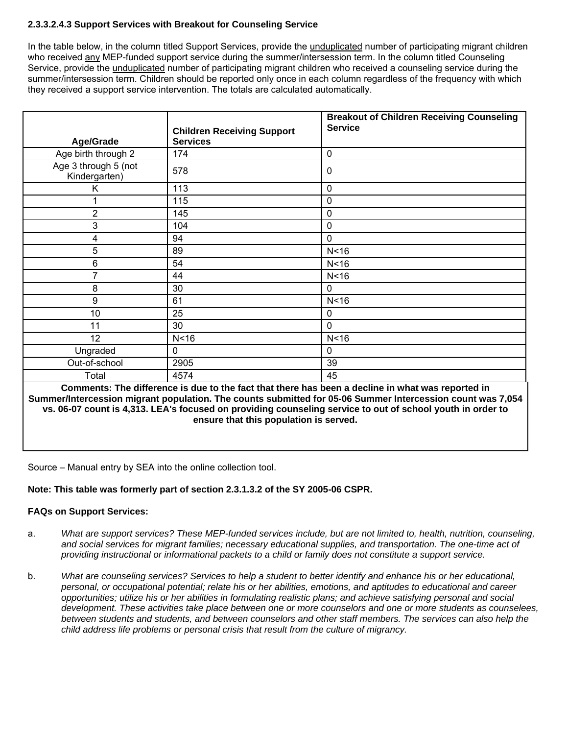**2.3.3.2.4.3 Support Services with Breakout for Counseling Service**

In the table below, in the column titled Support Services, provide the unduplicated number of participating migrant children who received any MEP-funded support service during the summer/intersession term. In the column titled Counseling Service, provide the unduplicated number of participating migrant children who received a counseling service during the summer/intersession term. Children should be reported only once in each column regardless of the frequency with which they received a support service intervention. The totals are calculated automatically.

| Age/Grade | Children Receiving Support Services | Breakout of Children Receiving Counseling Service |
|---|---|---|
| Age birth through 2 | 174 | 0 |
| Age 3 through 5 (not Kindergarten) | 578 | 0 |
| K | 113 | 0 |
| 1 | 115 | 0 |
| 2 | 145 | 0 |
| 3 | 104 | 0 |
| 4 | 94 | 0 |
| 5 | 89 | N<16 |
| 6 | 54 | N<16 |
| 7 | 44 | N<16 |
| 8 | 30 | 0 |
| 9 | 61 | N<16 |
| 10 | 25 | 0 |
| 11 | 30 | 0 |
| 12 | N<16 | N<16 |
| Ungraded | 0 | 0 |
| Out-of-school | 2905 | 39 |
| Total | 4574 | 45 |

**Comments: The difference is due to the fact that there has been a decline in what was reported in Summer/Intercession migrant population. The counts submitted for 05-06 Summer Intercession count was 7,054 vs. 06-07 count is 4,313. LEA's focused on providing counseling service to out of school youth in order to ensure that this population is served.**

Source – Manual entry by SEA into the online collection tool.

**Note: This table was formerly part of section 2.3.1.3.2 of the SY 2005-06 CSPR.**

**FAQs on Support Services:**

a. *What are support services? These MEP-funded services include, but are not limited to, health, nutrition, counseling, and social services for migrant families; necessary educational supplies, and transportation. The one-time act of providing instructional or informational packets to a child or family does not constitute a support service.*

b. *What are counseling services? Services to help a student to better identify and enhance his or her educational, personal, or occupational potential; relate his or her abilities, emotions, and aptitudes to educational and career opportunities; utilize his or her abilities in formulating realistic plans; and achieve satisfying personal and social development. These activities take place between one or more counselors and one or more students as counselees, between students and students, and between counselors and other staff members. The services can also help the child address life problems or personal crisis that result from the culture of migrancy.*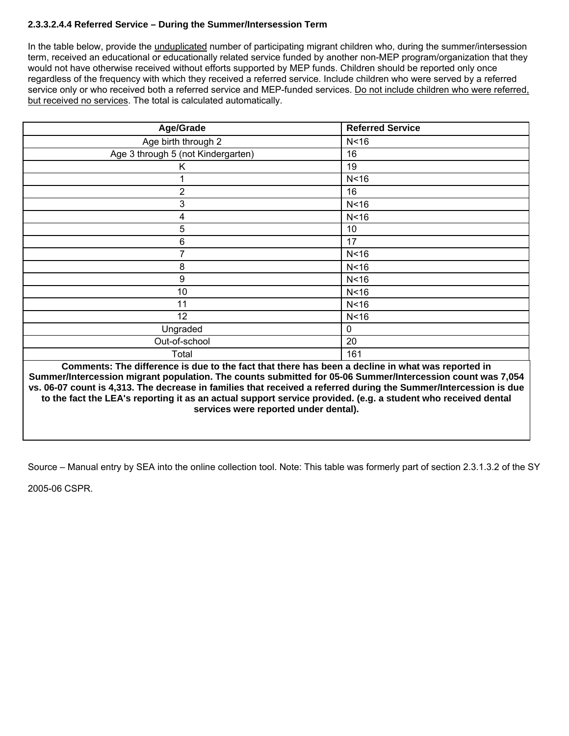#### 2.3.3.2.4.4 Referred Service – During the Summer/Intersession Term

In the table below, provide the unduplicated number of participating migrant children who, during the summer/intersession term, received an educational or educationally related service funded by another non-MEP program/organization that they would not have otherwise received without efforts supported by MEP funds. Children should be reported only once regardless of the frequency with which they received a referred service. Include children who were served by a referred service only or who received both a referred service and MEP-funded services. Do not include children who were referred, but received no services. The total is calculated automatically.

| Age/Grade | Referred Service |
| --- | --- |
| Age birth through 2 | N<16 |
| Age 3 through 5 (not Kindergarten) | 16 |
| K | 19 |
| 1 | N<16 |
| 2 | 16 |
| 3 | N<16 |
| 4 | N<16 |
| 5 | 10 |
| 6 | 17 |
| 7 | N<16 |
| 8 | N<16 |
| 9 | N<16 |
| 10 | N<16 |
| 11 | N<16 |
| 12 | N<16 |
| Ungraded | 0 |
| Out-of-school | 20 |
| Total | 161 |

**Comments: The difference is due to the fact that there has been a decline in what was reported in Summer/Intercession migrant population. The counts submitted for 05-06 Summer/Intercession count was 7,054 vs. 06-07 count is 4,313. The decrease in families that received a referred during the Summer/Intercession is due to the fact the LEA's reporting it as an actual support service provided. (e.g. a student who received dental services were reported under dental).**

Source – Manual entry by SEA into the online collection tool. Note: This table was formerly part of section 2.3.1.3.2 of the SY 2005-06 CSPR.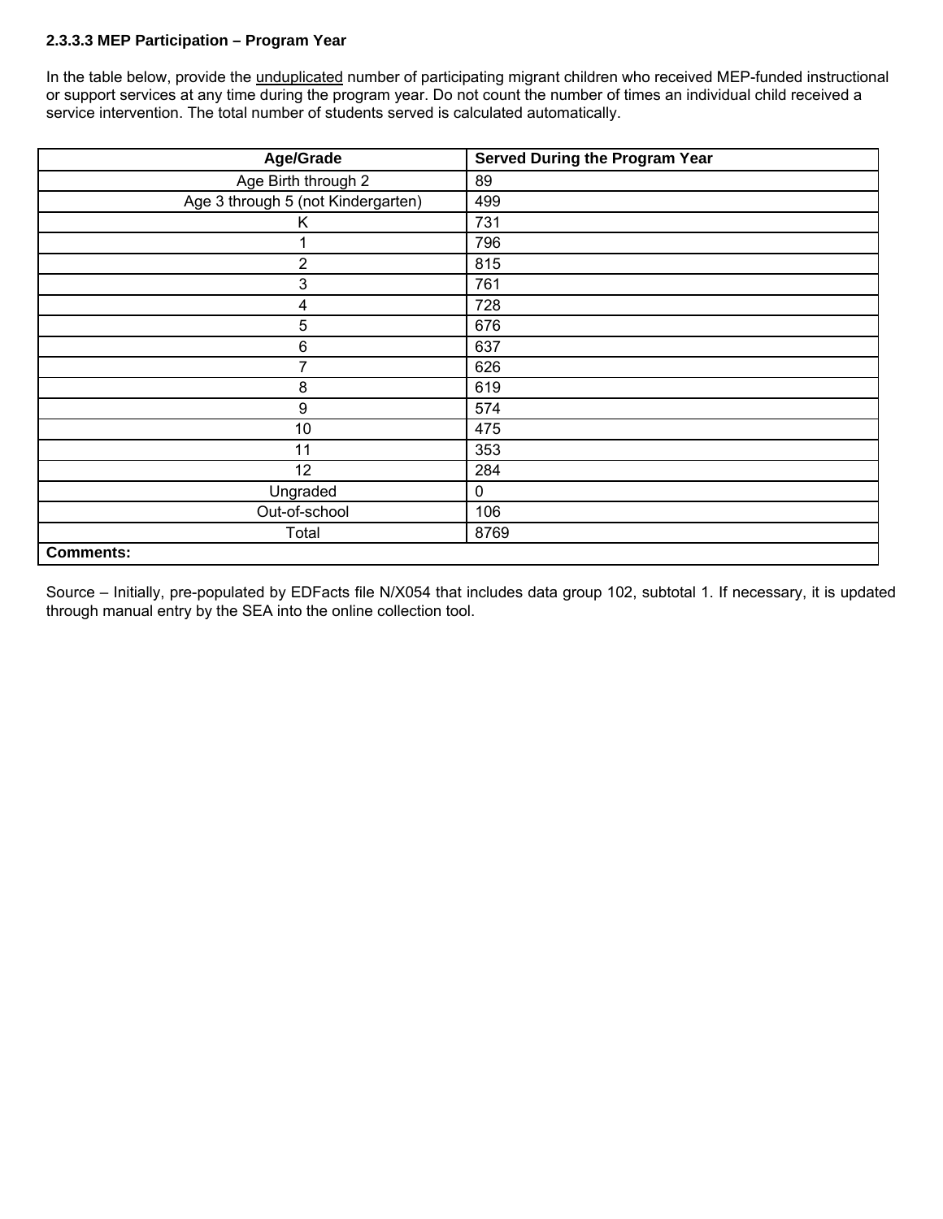#### 2.3.3.3 MEP Participation – Program Year

In the table below, provide the unduplicated number of participating migrant children who received MEP-funded instructional or support services at any time during the program year. Do not count the number of times an individual child received a service intervention. The total number of students served is calculated automatically.

| Age/Grade | Served During the Program Year |
|---|---|
| Age Birth through 2 | 89 |
| Age 3 through 5 (not Kindergarten) | 499 |
| K | 731 |
| 1 | 796 |
| 2 | 815 |
| 3 | 761 |
| 4 | 728 |
| 5 | 676 |
| 6 | 637 |
| 7 | 626 |
| 8 | 619 |
| 9 | 574 |
| 10 | 475 |
| 11 | 353 |
| 12 | 284 |
| Ungraded | 0 |
| Out-of-school | 106 |
| Total | 8769 |
| **Comments:** | |

Source – Initially, pre-populated by EDFacts file N/X054 that includes data group 102, subtotal 1. If necessary, it is updated through manual entry by the SEA into the online collection tool.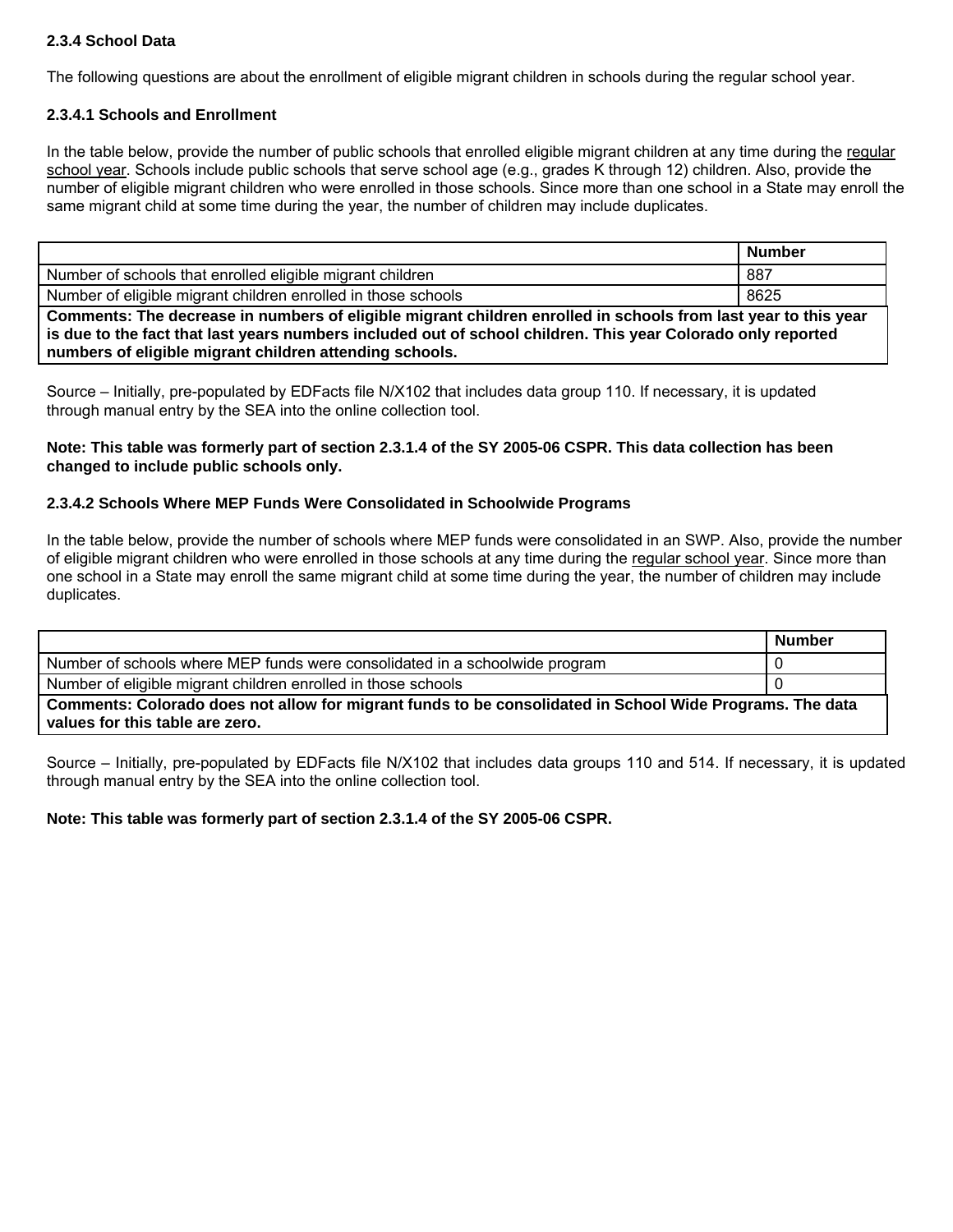### 2.3.4 School Data

The following questions are about the enrollment of eligible migrant children in schools during the regular school year.

#### 2.3.4.1 Schools and Enrollment

In the table below, provide the number of public schools that enrolled eligible migrant children at any time during the regular school year. Schools include public schools that serve school age (e.g., grades K through 12) children. Also, provide the number of eligible migrant children who were enrolled in those schools. Since more than one school in a State may enroll the same migrant child at some time during the year, the number of children may include duplicates.

| | Number |
|---|---|
| Number of schools that enrolled eligible migrant children | 887 |
| Number of eligible migrant children enrolled in those schools | 8625 |
| **Comments: The decrease in numbers of eligible migrant children enrolled in schools from last year to this year is due to the fact that last years numbers included out of school children. This year Colorado only reported numbers of eligible migrant children attending schools.** | |

Source – Initially, pre-populated by EDFacts file N/X102 that includes data group 110. If necessary, it is updated through manual entry by the SEA into the online collection tool.

**Note: This table was formerly part of section 2.3.1.4 of the SY 2005-06 CSPR. This data collection has been changed to include public schools only.**

#### 2.3.4.2 Schools Where MEP Funds Were Consolidated in Schoolwide Programs

In the table below, provide the number of schools where MEP funds were consolidated in an SWP. Also, provide the number of eligible migrant children who were enrolled in those schools at any time during the regular school year. Since more than one school in a State may enroll the same migrant child at some time during the year, the number of children may include duplicates.

| | Number |
|---|---|
| Number of schools where MEP funds were consolidated in a schoolwide program | 0 |
| Number of eligible migrant children enrolled in those schools | 0 |
| **Comments: Colorado does not allow for migrant funds to be consolidated in School Wide Programs. The data values for this table are zero.** | |

Source – Initially, pre-populated by EDFacts file N/X102 that includes data groups 110 and 514. If necessary, it is updated through manual entry by the SEA into the online collection tool.

**Note: This table was formerly part of section 2.3.1.4 of the SY 2005-06 CSPR.**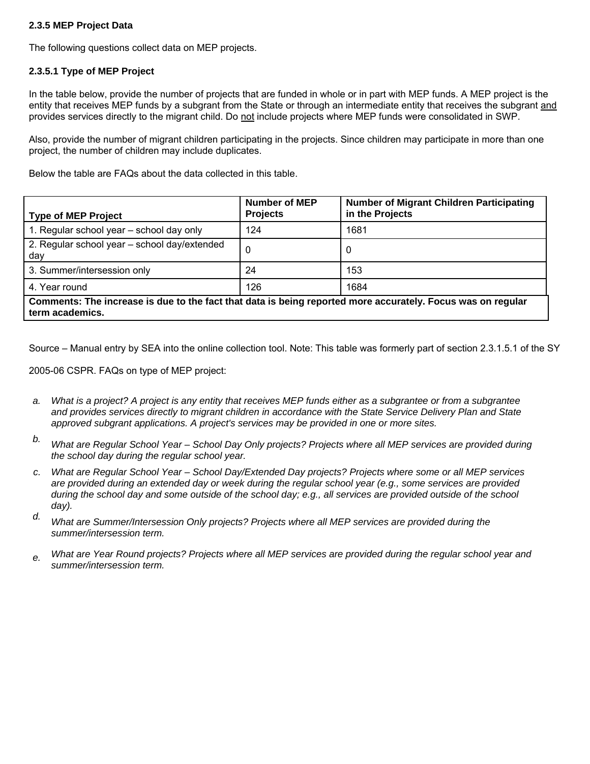### 2.3.5 MEP Project Data

The following questions collect data on MEP projects.

#### 2.3.5.1 Type of MEP Project

In the table below, provide the number of projects that are funded in whole or in part with MEP funds. A MEP project is the entity that receives MEP funds by a subgrant from the State or through an intermediate entity that receives the subgrant and provides services directly to the migrant child. Do not include projects where MEP funds were consolidated in SWP.

Also, provide the number of migrant children participating in the projects. Since children may participate in more than one project, the number of children may include duplicates.

Below the table are FAQs about the data collected in this table.

| Type of MEP Project | Number of MEP Projects | Number of Migrant Children Participating in the Projects |
|---|---|---|
| 1. Regular school year – school day only | 124 | 1681 |
| 2. Regular school year – school day/extended day | 0 | 0 |
| 3. Summer/intersession only | 24 | 153 |
| 4. Year round | 126 | 1684 |
| **Comments: The increase is due to the fact that data is being reported more accurately. Focus was on regular term academics.** | | |

Source – Manual entry by SEA into the online collection tool. Note: This table was formerly part of section 2.3.1.5.1 of the SY 2005-06 CSPR. FAQs on type of MEP project:

a. *What is a project? A project is any entity that receives MEP funds either as a subgrantee or from a subgrantee and provides services directly to migrant children in accordance with the State Service Delivery Plan and State approved subgrant applications. A project's services may be provided in one or more sites.*

b. *What are Regular School Year – School Day Only projects? Projects where all MEP services are provided during the school day during the regular school year.*

c. *What are Regular School Year – School Day/Extended Day projects? Projects where some or all MEP services are provided during an extended day or week during the regular school year (e.g., some services are provided during the school day and some outside of the school day; e.g., all services are provided outside of the school day).*

d. *What are Summer/Intersession Only projects? Projects where all MEP services are provided during the summer/intersession term.*

e. *What are Year Round projects? Projects where all MEP services are provided during the regular school year and summer/intersession term.*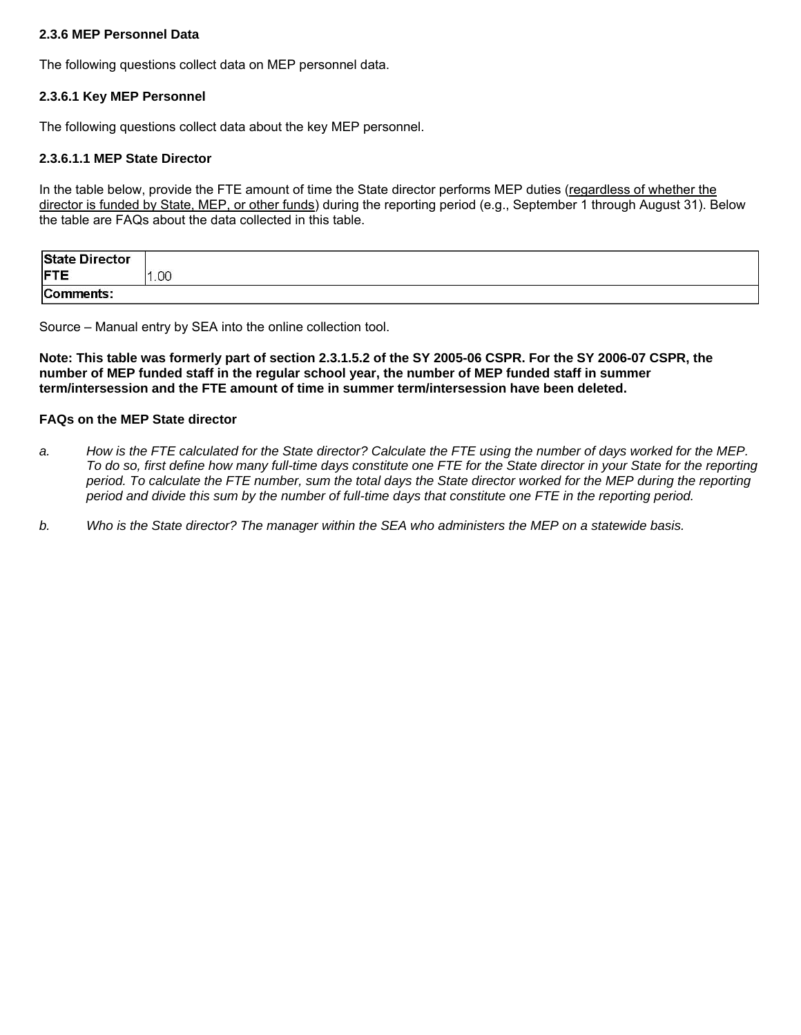### 2.3.6 MEP Personnel Data

The following questions collect data on MEP personnel data.

### 2.3.6.1 Key MEP Personnel

The following questions collect data about the key MEP personnel.

#### 2.3.6.1.1 MEP State Director

In the table below, provide the FTE amount of time the State director performs MEP duties (regardless of whether the director is funded by State, MEP, or other funds) during the reporting period (e.g., September 1 through August 31). Below the table are FAQs about the data collected in this table.

| **State Director FTE** | 1.00 |
|---|---|
| **Comments:** | |

Source – Manual entry by SEA into the online collection tool.

**Note: This table was formerly part of section 2.3.1.5.2 of the SY 2005-06 CSPR. For the SY 2006-07 CSPR, the number of MEP funded staff in the regular school year, the number of MEP funded staff in summer term/intersession and the FTE amount of time in summer term/intersession have been deleted.**

**FAQs on the MEP State director**

a. *How is the FTE calculated for the State director? Calculate the FTE using the number of days worked for the MEP. To do so, first define how many full-time days constitute one FTE for the State director in your State for the reporting period. To calculate the FTE number, sum the total days the State director worked for the MEP during the reporting period and divide this sum by the number of full-time days that constitute one FTE in the reporting period.*

b. *Who is the State director? The manager within the SEA who administers the MEP on a statewide basis.*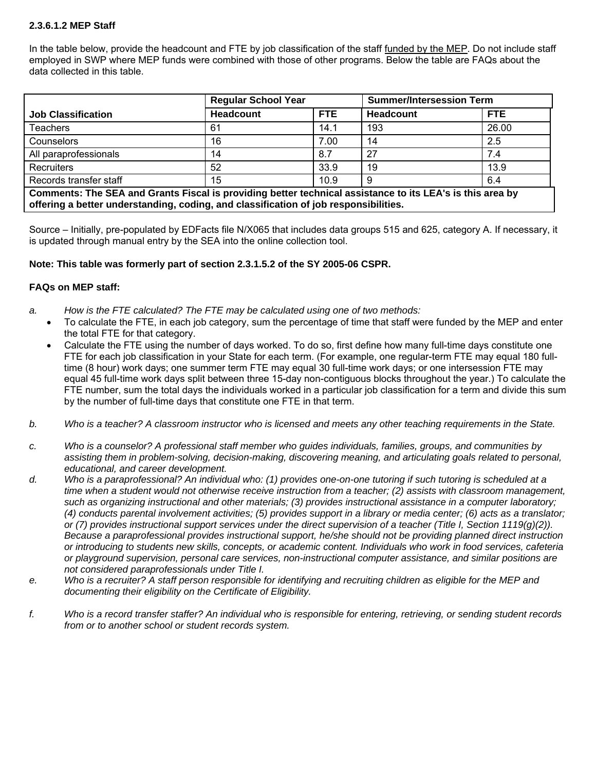**2.3.6.1.2 MEP Staff**

In the table below, provide the headcount and FTE by job classification of the staff funded by the MEP. Do not include staff employed in SWP where MEP funds were combined with those of other programs. Below the table are FAQs about the data collected in this table.

| Job Classification | Regular School Year | | Summer/Intersession Term | |
|---|---|---|---|---|
| | **Headcount** | **FTE** | **Headcount** | **FTE** |
| Teachers | 61 | 14.1 | 193 | 26.00 |
| Counselors | 16 | 7.00 | 14 | 2.5 |
| All paraprofessionals | 14 | 8.7 | 27 | 7.4 |
| Recruiters | 52 | 33.9 | 19 | 13.9 |
| Records transfer staff | 15 | 10.9 | 9 | 6.4 |
| **Comments: The SEA and Grants Fiscal is providing better technical assistance to its LEA's is this area by offering a better understanding, coding, and classification of job responsibilities.** | | | | |

Source – Initially, pre-populated by EDFacts file N/X065 that includes data groups 515 and 625, category A. If necessary, it is updated through manual entry by the SEA into the online collection tool.

**Note: This table was formerly part of section 2.3.1.5.2 of the SY 2005-06 CSPR.**

**FAQs on MEP staff:**

a. *How is the FTE calculated? The FTE may be calculated using one of two methods:*
   - To calculate the FTE, in each job category, sum the percentage of time that staff were funded by the MEP and enter the total FTE for that category.
   - Calculate the FTE using the number of days worked. To do so, first define how many full-time days constitute one FTE for each job classification in your State for each term. (For example, one regular-term FTE may equal 180 full-time (8 hour) work days; one summer term FTE may equal 30 full-time work days; or one intersession FTE may equal 45 full-time work days split between three 15-day non-contiguous blocks throughout the year.) To calculate the FTE number, sum the total days the individuals worked in a particular job classification for a term and divide this sum by the number of full-time days that constitute one FTE in that term.

b. *Who is a teacher? A classroom instructor who is licensed and meets any other teaching requirements in the State.*

c. *Who is a counselor? A professional staff member who guides individuals, families, groups, and communities by assisting them in problem-solving, decision-making, discovering meaning, and articulating goals related to personal, educational, and career development.*

d. *Who is a paraprofessional? An individual who: (1) provides one-on-one tutoring if such tutoring is scheduled at a time when a student would not otherwise receive instruction from a teacher; (2) assists with classroom management, such as organizing instructional and other materials; (3) provides instructional assistance in a computer laboratory; (4) conducts parental involvement activities; (5) provides support in a library or media center; (6) acts as a translator; or (7) provides instructional support services under the direct supervision of a teacher (Title I, Section 1119(g)(2)). Because a paraprofessional provides instructional support, he/she should not be providing planned direct instruction or introducing to students new skills, concepts, or academic content. Individuals who work in food services, cafeteria or playground supervision, personal care services, non-instructional computer assistance, and similar positions are not considered paraprofessionals under Title I.*

e. *Who is a recruiter? A staff person responsible for identifying and recruiting children as eligible for the MEP and documenting their eligibility on the Certificate of Eligibility.*

f. *Who is a record transfer staffer? An individual who is responsible for entering, retrieving, or sending student records from or to another school or student records system.*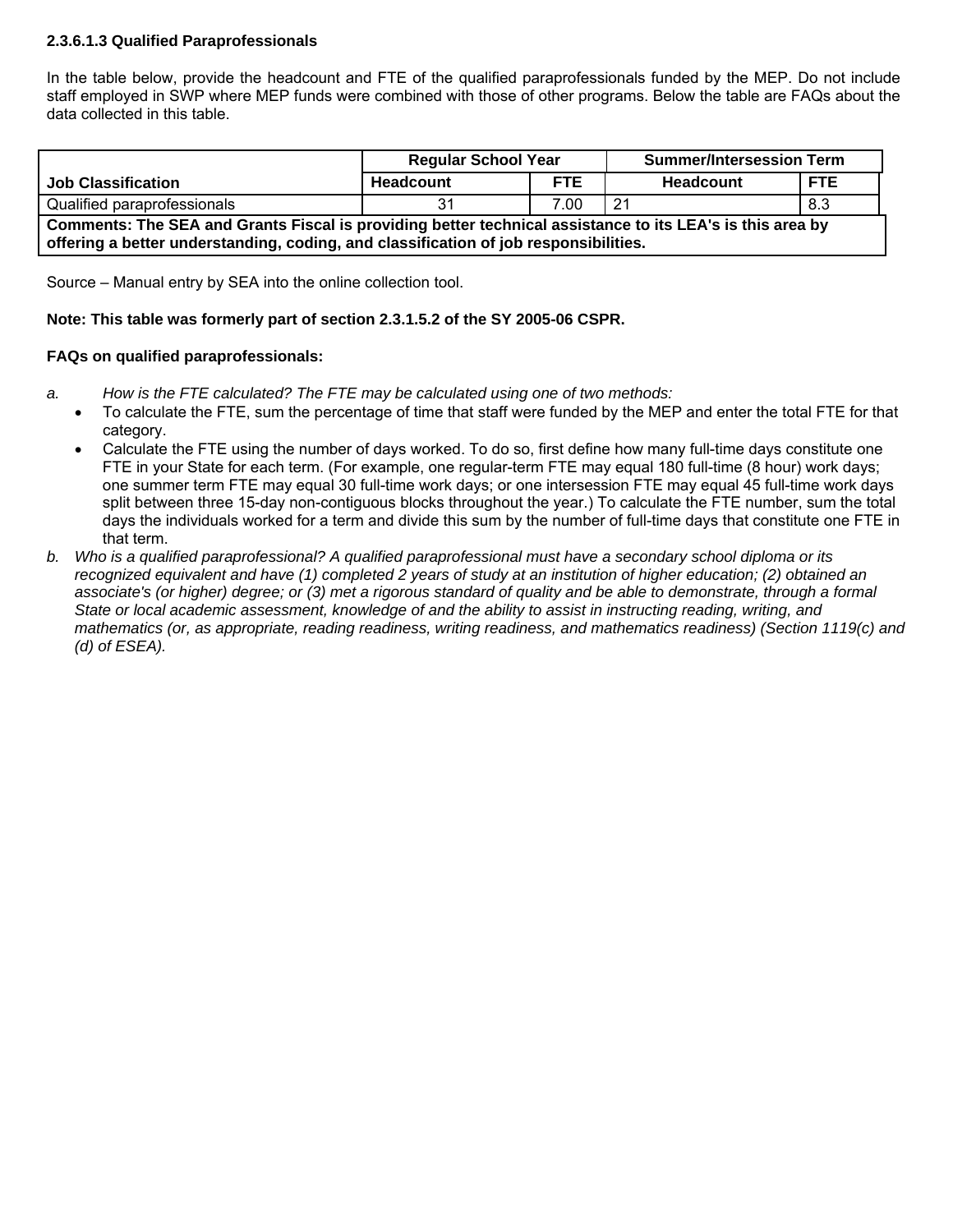**2.3.6.1.3 Qualified Paraprofessionals**

In the table below, provide the headcount and FTE of the qualified paraprofessionals funded by the MEP. Do not include staff employed in SWP where MEP funds were combined with those of other programs. Below the table are FAQs about the data collected in this table.

| Job Classification | Regular School Year | | Summer/Intersession Term | |
|---|---|---|---|---|
| | Headcount | FTE | Headcount | FTE |
| Qualified paraprofessionals | 31 | 7.00 | 21 | 8.3 |
| **Comments: The SEA and Grants Fiscal is providing better technical assistance to its LEA's is this area by offering a better understanding, coding, and classification of job responsibilities.** | | | | |

Source – Manual entry by SEA into the online collection tool.

**Note: This table was formerly part of section 2.3.1.5.2 of the SY 2005-06 CSPR.**

**FAQs on qualified paraprofessionals:**

a. *How is the FTE calculated? The FTE may be calculated using one of two methods:*
   - To calculate the FTE, sum the percentage of time that staff were funded by the MEP and enter the total FTE for that category.
   - Calculate the FTE using the number of days worked. To do so, first define how many full-time days constitute one FTE in your State for each term. (For example, one regular-term FTE may equal 180 full-time (8 hour) work days; one summer term FTE may equal 30 full-time work days; or one intersession FTE may equal 45 full-time work days split between three 15-day non-contiguous blocks throughout the year.) To calculate the FTE number, sum the total days the individuals worked for a term and divide this sum by the number of full-time days that constitute one FTE in that term.

b. *Who is a qualified paraprofessional? A qualified paraprofessional must have a secondary school diploma or its recognized equivalent and have (1) completed 2 years of study at an institution of higher education; (2) obtained an associate's (or higher) degree; or (3) met a rigorous standard of quality and be able to demonstrate, through a formal State or local academic assessment, knowledge of and the ability to assist in instructing reading, writing, and mathematics (or, as appropriate, reading readiness, writing readiness, and mathematics readiness) (Section 1119(c) and (d) of ESEA).*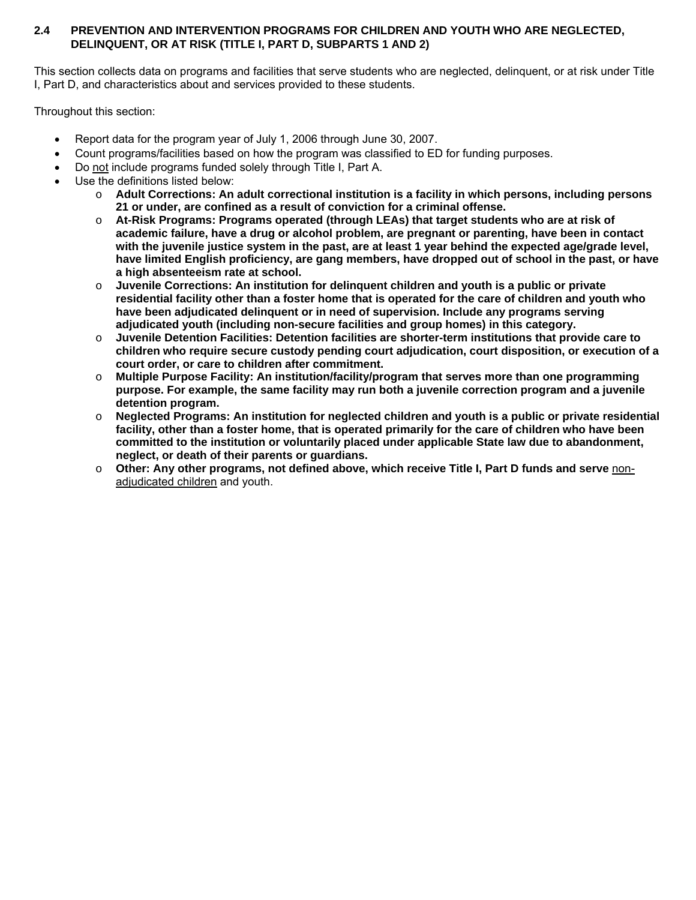## 2.4 PREVENTION AND INTERVENTION PROGRAMS FOR CHILDREN AND YOUTH WHO ARE NEGLECTED, DELINQUENT, OR AT RISK (TITLE I, PART D, SUBPARTS 1 AND 2)

This section collects data on programs and facilities that serve students who are neglected, delinquent, or at risk under Title I, Part D, and characteristics about and services provided to these students.

Throughout this section:

- Report data for the program year of July 1, 2006 through June 30, 2007.
- Count programs/facilities based on how the program was classified to ED for funding purposes.
- Do not include programs funded solely through Title I, Part A.
- Use the definitions listed below:
  - **Adult Corrections: An adult correctional institution is a facility in which persons, including persons 21 or under, are confined as a result of conviction for a criminal offense.**
  - **At-Risk Programs: Programs operated (through LEAs) that target students who are at risk of academic failure, have a drug or alcohol problem, are pregnant or parenting, have been in contact with the juvenile justice system in the past, are at least 1 year behind the expected age/grade level, have limited English proficiency, are gang members, have dropped out of school in the past, or have a high absenteeism rate at school.**
  - **Juvenile Corrections: An institution for delinquent children and youth is a public or private residential facility other than a foster home that is operated for the care of children and youth who have been adjudicated delinquent or in need of supervision. Include any programs serving adjudicated youth (including non-secure facilities and group homes) in this category.**
  - **Juvenile Detention Facilities: Detention facilities are shorter-term institutions that provide care to children who require secure custody pending court adjudication, court disposition, or execution of a court order, or care to children after commitment.**
  - **Multiple Purpose Facility: An institution/facility/program that serves more than one programming purpose. For example, the same facility may run both a juvenile correction program and a juvenile detention program.**
  - **Neglected Programs: An institution for neglected children and youth is a public or private residential facility, other than a foster home, that is operated primarily for the care of children who have been committed to the institution or voluntarily placed under applicable State law due to abandonment, neglect, or death of their parents or guardians.**
  - **Other: Any other programs, not defined above, which receive Title I, Part D funds and serve** non-adjudicated children and youth.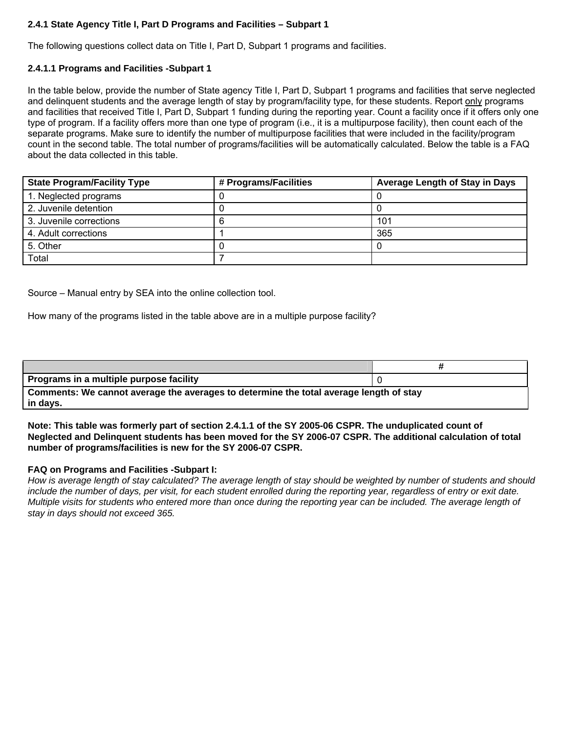**2.4.1 State Agency Title I, Part D Programs and Facilities – Subpart 1**

The following questions collect data on Title I, Part D, Subpart 1 programs and facilities.

**2.4.1.1 Programs and Facilities -Subpart 1**

In the table below, provide the number of State agency Title I, Part D, Subpart 1 programs and facilities that serve neglected and delinquent students and the average length of stay by program/facility type, for these students. Report only programs and facilities that received Title I, Part D, Subpart 1 funding during the reporting year. Count a facility once if it offers only one type of program. If a facility offers more than one type of program (i.e., it is a multipurpose facility), then count each of the separate programs. Make sure to identify the number of multipurpose facilities that were included in the facility/program count in the second table. The total number of programs/facilities will be automatically calculated. Below the table is a FAQ about the data collected in this table.

| State Program/Facility Type | # Programs/Facilities | Average Length of Stay in Days |
|---|---|---|
| 1. Neglected programs | 0 | 0 |
| 2. Juvenile detention | 0 | 0 |
| 3. Juvenile corrections | 6 | 101 |
| 4. Adult corrections | 1 | 365 |
| 5. Other | 0 | 0 |
| Total | 7 | |

Source – Manual entry by SEA into the online collection tool.

How many of the programs listed in the table above are in a multiple purpose facility?

| | # |
|---|---|
| **Programs in a multiple purpose facility** | 0 |
| **Comments: We cannot average the averages to determine the total average length of stay in days.** | |

**Note: This table was formerly part of section 2.4.1.1 of the SY 2005-06 CSPR. The unduplicated count of Neglected and Delinquent students has been moved for the SY 2006-07 CSPR. The additional calculation of total number of programs/facilities is new for the SY 2006-07 CSPR.**

**FAQ on Programs and Facilities -Subpart I:**

*How is average length of stay calculated? The average length of stay should be weighted by number of students and should include the number of days, per visit, for each student enrolled during the reporting year, regardless of entry or exit date. Multiple visits for students who entered more than once during the reporting year can be included. The average length of stay in days should not exceed 365.*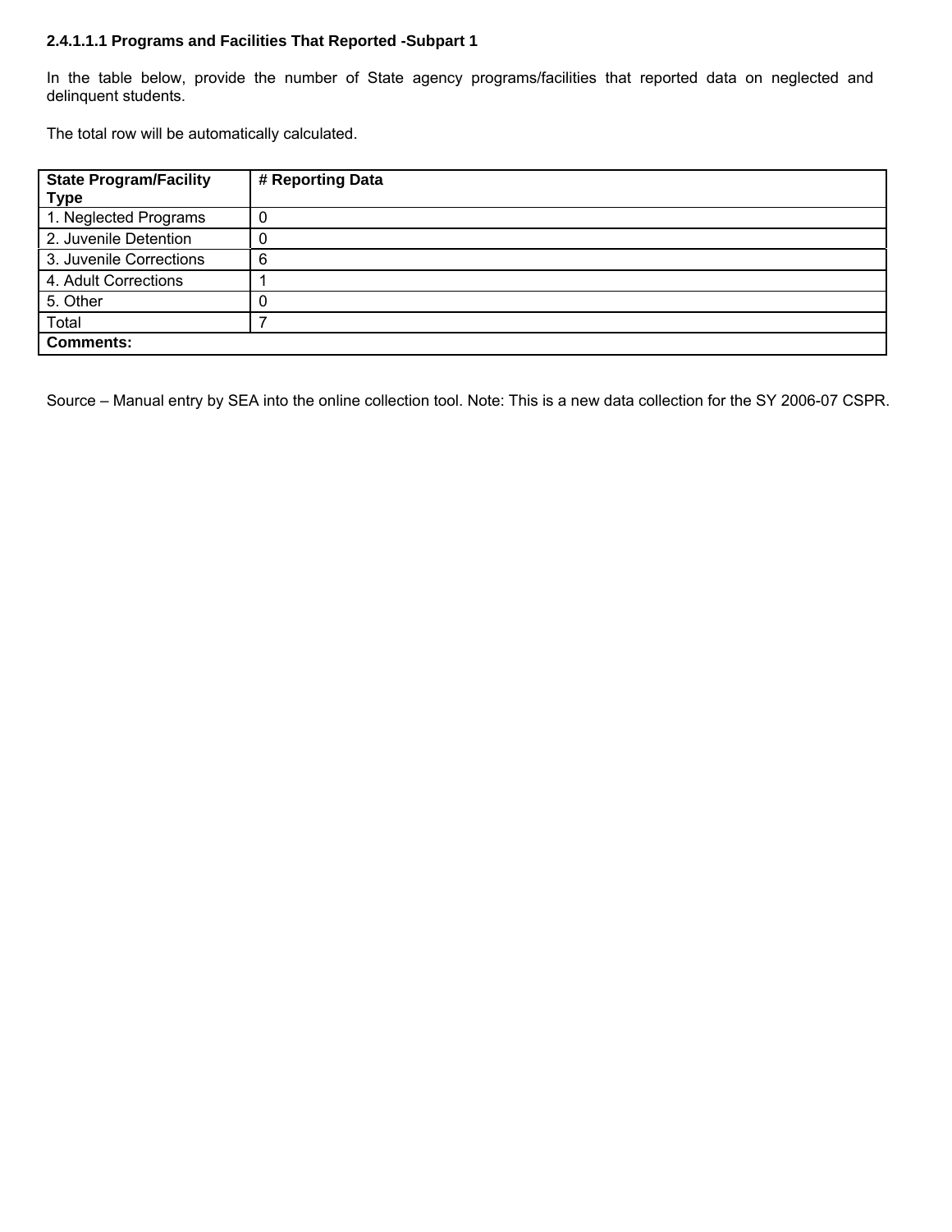**2.4.1.1.1 Programs and Facilities That Reported -Subpart 1**

In the table below, provide the number of State agency programs/facilities that reported data on neglected and delinquent students.

The total row will be automatically calculated.

| State Program/Facility Type | # Reporting Data |
|---|---|
| 1. Neglected Programs | 0 |
| 2. Juvenile Detention | 0 |
| 3. Juvenile Corrections | 6 |
| 4. Adult Corrections | 1 |
| 5. Other | 0 |
| Total | 7 |
| **Comments:** | |

Source – Manual entry by SEA into the online collection tool. Note: This is a new data collection for the SY 2006-07 CSPR.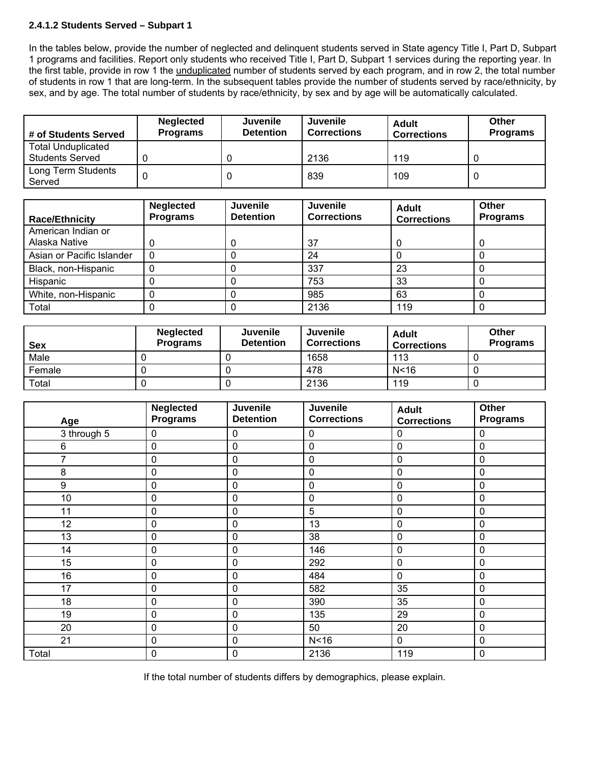**2.4.1.2 Students Served – Subpart 1**

In the tables below, provide the number of neglected and delinquent students served in State agency Title I, Part D, Subpart 1 programs and facilities. Report only students who received Title I, Part D, Subpart 1 services during the reporting year. In the first table, provide in row 1 the unduplicated number of students served by each program, and in row 2, the total number of students in row 1 that are long-term. In the subsequent tables provide the number of students served by race/ethnicity, by sex, and by age. The total number of students by race/ethnicity, by sex and by age will be automatically calculated.

| # of Students Served | Neglected Programs | Juvenile Detention | Juvenile Corrections | Adult Corrections | Other Programs |
|---|---|---|---|---|---|
| Total Unduplicated Students Served | 0 | 0 | 2136 | 119 | 0 |
| Long Term Students Served | 0 | 0 | 839 | 109 | 0 |

| Race/Ethnicity | Neglected Programs | Juvenile Detention | Juvenile Corrections | Adult Corrections | Other Programs |
|---|---|---|---|---|---|
| American Indian or Alaska Native | 0 | 0 | 37 | 0 | 0 |
| Asian or Pacific Islander | 0 | 0 | 24 | 0 | 0 |
| Black, non-Hispanic | 0 | 0 | 337 | 23 | 0 |
| Hispanic | 0 | 0 | 753 | 33 | 0 |
| White, non-Hispanic | 0 | 0 | 985 | 63 | 0 |
| Total | 0 | 0 | 2136 | 119 | 0 |

| Sex | Neglected Programs | Juvenile Detention | Juvenile Corrections | Adult Corrections | Other Programs |
|---|---|---|---|---|---|
| Male | 0 | 0 | 1658 | 113 | 0 |
| Female | 0 | 0 | 478 | N<16 | 0 |
| Total | 0 | 0 | 2136 | 119 | 0 |

| Age | Neglected Programs | Juvenile Detention | Juvenile Corrections | Adult Corrections | Other Programs |
|---|---|---|---|---|---|
| 3 through 5 | 0 | 0 | 0 | 0 | 0 |
| 6 | 0 | 0 | 0 | 0 | 0 |
| 7 | 0 | 0 | 0 | 0 | 0 |
| 8 | 0 | 0 | 0 | 0 | 0 |
| 9 | 0 | 0 | 0 | 0 | 0 |
| 10 | 0 | 0 | 0 | 0 | 0 |
| 11 | 0 | 0 | 5 | 0 | 0 |
| 12 | 0 | 0 | 13 | 0 | 0 |
| 13 | 0 | 0 | 38 | 0 | 0 |
| 14 | 0 | 0 | 146 | 0 | 0 |
| 15 | 0 | 0 | 292 | 0 | 0 |
| 16 | 0 | 0 | 484 | 0 | 0 |
| 17 | 0 | 0 | 582 | 35 | 0 |
| 18 | 0 | 0 | 390 | 35 | 0 |
| 19 | 0 | 0 | 135 | 29 | 0 |
| 20 | 0 | 0 | 50 | 20 | 0 |
| 21 | 0 | 0 | N<16 | 0 | 0 |
| Total | 0 | 0 | 2136 | 119 | 0 |

If the total number of students differs by demographics, please explain.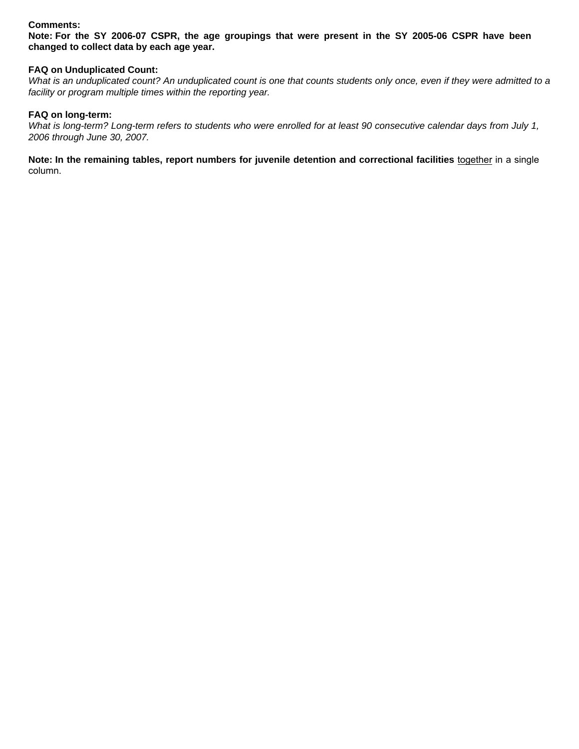**Comments:**
**Note: For the SY 2006-07 CSPR, the age groupings that were present in the SY 2005-06 CSPR have been changed to collect data by each age year.**

**FAQ on Unduplicated Count:**
*What is an unduplicated count? An unduplicated count is one that counts students only once, even if they were admitted to a facility or program multiple times within the reporting year.*

**FAQ on long-term:**
*What is long-term? Long-term refers to students who were enrolled for at least 90 consecutive calendar days from July 1, 2006 through June 30, 2007.*

**Note: In the remaining tables, report numbers for juvenile detention and correctional facilities** <u>together</u> in a single column.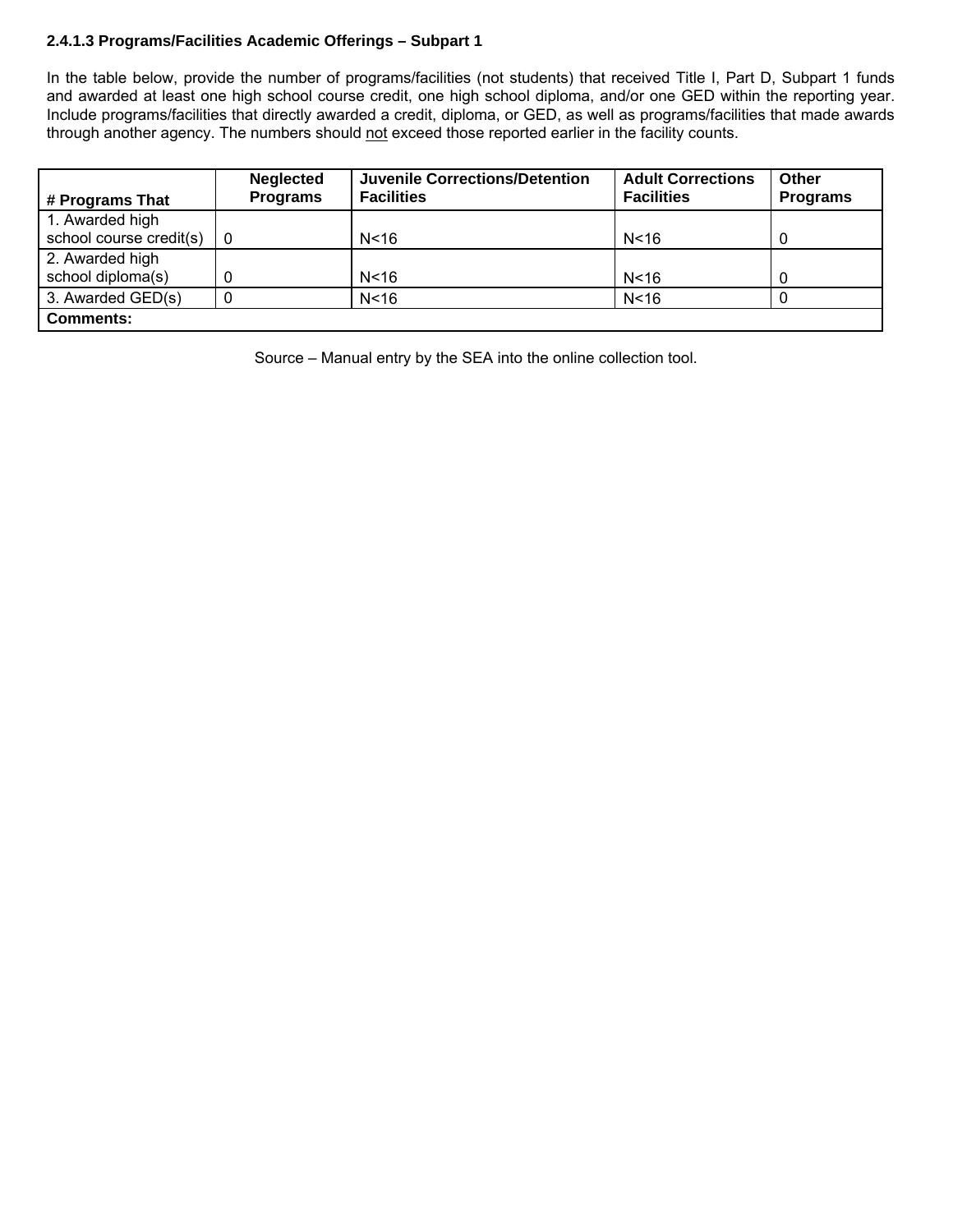**2.4.1.3 Programs/Facilities Academic Offerings – Subpart 1**

In the table below, provide the number of programs/facilities (not students) that received Title I, Part D, Subpart 1 funds and awarded at least one high school course credit, one high school diploma, and/or one GED within the reporting year. Include programs/facilities that directly awarded a credit, diploma, or GED, as well as programs/facilities that made awards through another agency. The numbers should not exceed those reported earlier in the facility counts.

| # Programs That | Neglected Programs | Juvenile Corrections/Detention Facilities | Adult Corrections Facilities | Other Programs |
|---|---|---|---|---|
| 1. Awarded high school course credit(s) | 0 | N<16 | N<16 | 0 |
| 2. Awarded high school diploma(s) | 0 | N<16 | N<16 | 0 |
| 3. Awarded GED(s) | 0 | N<16 | N<16 | 0 |
| **Comments:** | | | | |

Source – Manual entry by the SEA into the online collection tool.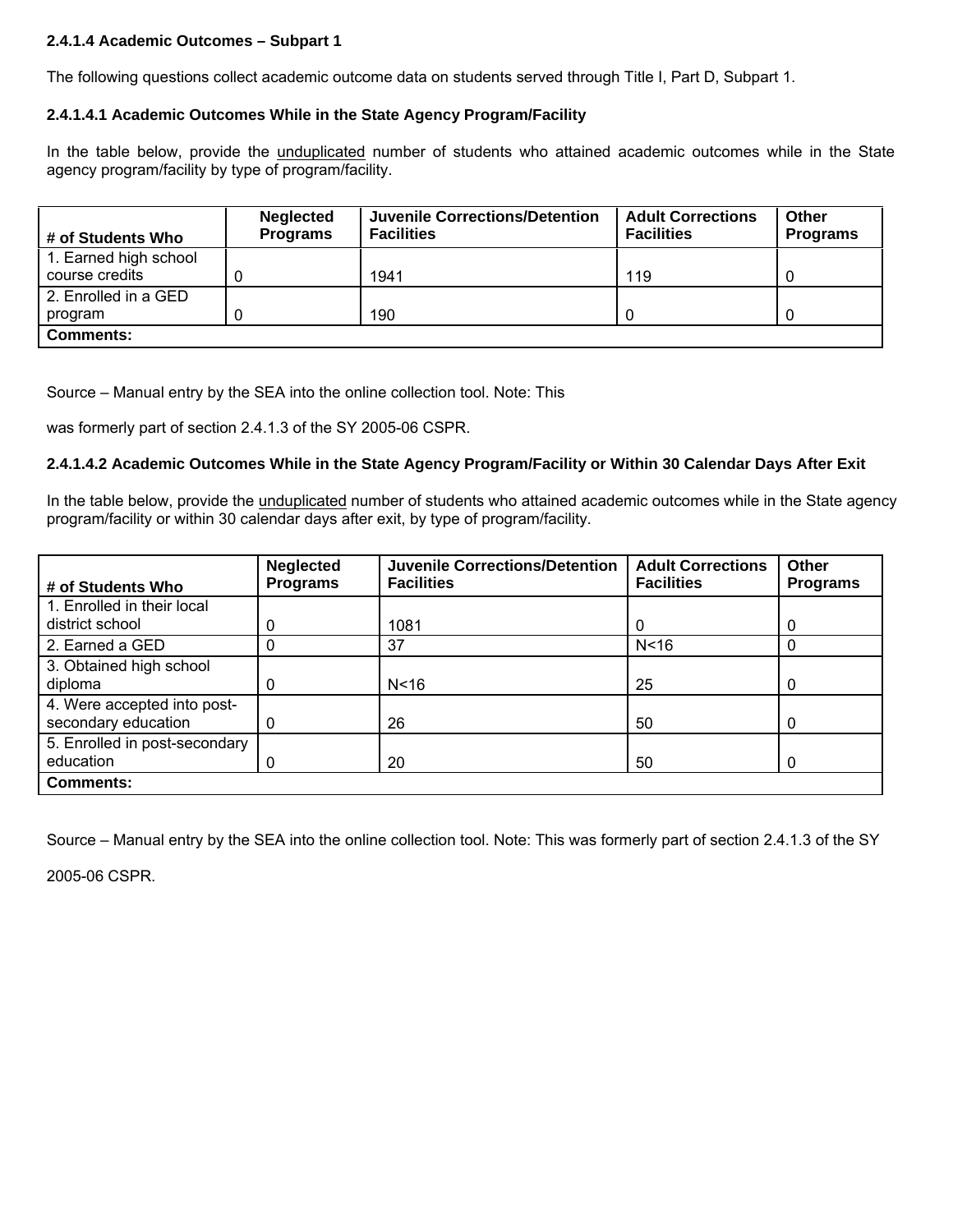### 2.4.1.4 Academic Outcomes – Subpart 1

The following questions collect academic outcome data on students served through Title I, Part D, Subpart 1.

#### 2.4.1.4.1 Academic Outcomes While in the State Agency Program/Facility

In the table below, provide the unduplicated number of students who attained academic outcomes while in the State agency program/facility by type of program/facility.

| # of Students Who | Neglected Programs | Juvenile Corrections/Detention Facilities | Adult Corrections Facilities | Other Programs |
|---|---|---|---|---|
| 1. Earned high school course credits | 0 | 1941 | 119 | 0 |
| 2. Enrolled in a GED program | 0 | 190 | 0 | 0 |
| **Comments:** | | | | |

Source – Manual entry by the SEA into the online collection tool. Note: This

was formerly part of section 2.4.1.3 of the SY 2005-06 CSPR.

#### 2.4.1.4.2 Academic Outcomes While in the State Agency Program/Facility or Within 30 Calendar Days After Exit

In the table below, provide the unduplicated number of students who attained academic outcomes while in the State agency program/facility or within 30 calendar days after exit, by type of program/facility.

| # of Students Who | Neglected Programs | Juvenile Corrections/Detention Facilities | Adult Corrections Facilities | Other Programs |
|---|---|---|---|---|
| 1. Enrolled in their local district school | 0 | 1081 | 0 | 0 |
| 2. Earned a GED | 0 | 37 | N<16 | 0 |
| 3. Obtained high school diploma | 0 | N<16 | 25 | 0 |
| 4. Were accepted into post-secondary education | 0 | 26 | 50 | 0 |
| 5. Enrolled in post-secondary education | 0 | 20 | 50 | 0 |
| **Comments:** | | | | |

Source – Manual entry by the SEA into the online collection tool. Note: This was formerly part of section 2.4.1.3 of the SY

2005-06 CSPR.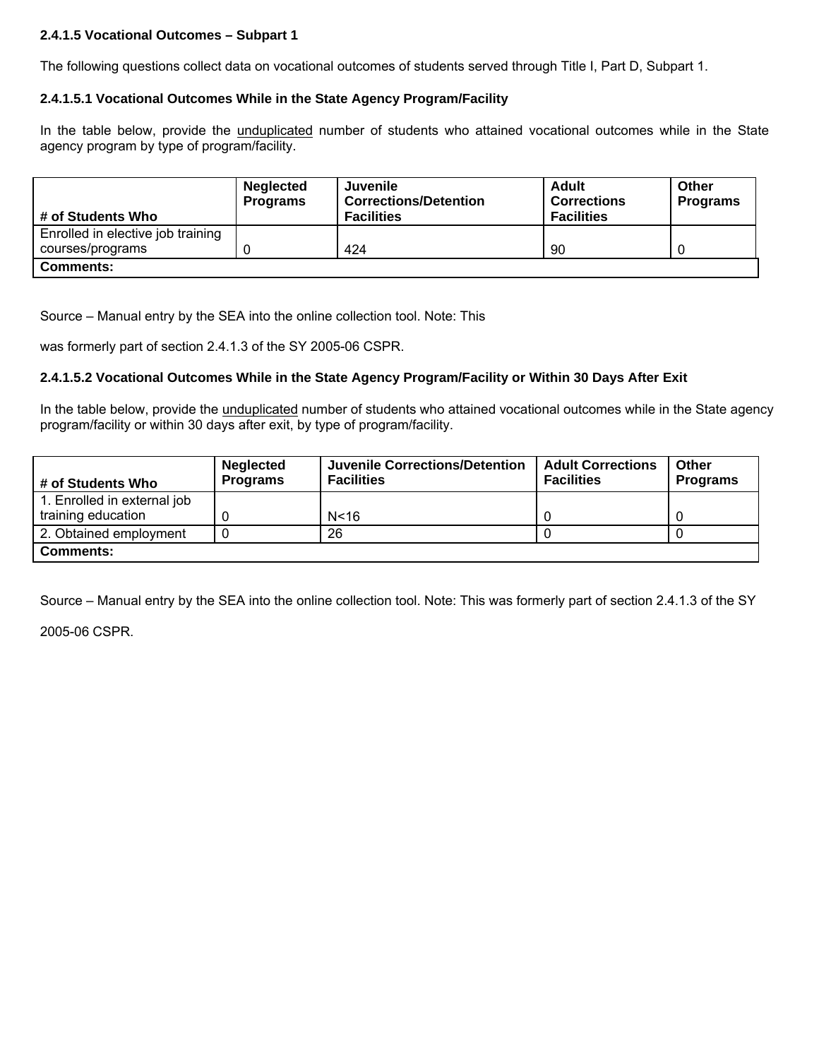### 2.4.1.5 Vocational Outcomes – Subpart 1

The following questions collect data on vocational outcomes of students served through Title I, Part D, Subpart 1.

#### 2.4.1.5.1 Vocational Outcomes While in the State Agency Program/Facility

In the table below, provide the unduplicated number of students who attained vocational outcomes while in the State agency program by type of program/facility.

| # of Students Who | Neglected Programs | Juvenile Corrections/Detention Facilities | Adult Corrections Facilities | Other Programs |
|---|---|---|---|---|
| Enrolled in elective job training courses/programs | 0 | 424 | 90 | 0 |
| **Comments:** | | | | |

Source – Manual entry by the SEA into the online collection tool. Note: This

was formerly part of section 2.4.1.3 of the SY 2005-06 CSPR.

#### 2.4.1.5.2 Vocational Outcomes While in the State Agency Program/Facility or Within 30 Days After Exit

In the table below, provide the unduplicated number of students who attained vocational outcomes while in the State agency program/facility or within 30 days after exit, by type of program/facility.

| # of Students Who | Neglected Programs | Juvenile Corrections/Detention Facilities | Adult Corrections Facilities | Other Programs |
|---|---|---|---|---|
| 1. Enrolled in external job training education | 0 | N<16 | 0 | 0 |
| 2. Obtained employment | 0 | 26 | 0 | 0 |
| **Comments:** | | | | |

Source – Manual entry by the SEA into the online collection tool. Note: This was formerly part of section 2.4.1.3 of the SY

2005-06 CSPR.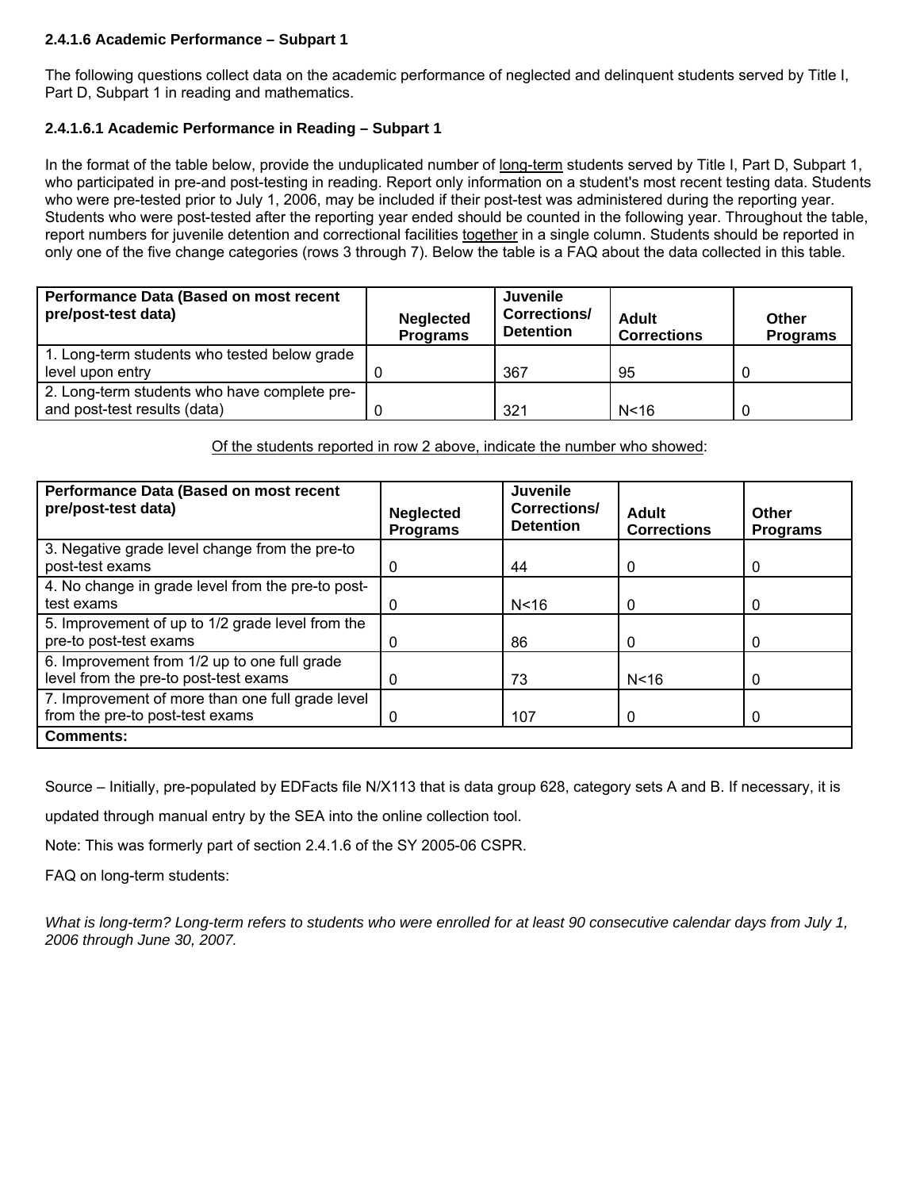### 2.4.1.6 Academic Performance – Subpart 1

The following questions collect data on the academic performance of neglected and delinquent students served by Title I, Part D, Subpart 1 in reading and mathematics.

#### 2.4.1.6.1 Academic Performance in Reading – Subpart 1

In the format of the table below, provide the unduplicated number of long-term students served by Title I, Part D, Subpart 1, who participated in pre-and post-testing in reading. Report only information on a student's most recent testing data. Students who were pre-tested prior to July 1, 2006, may be included if their post-test was administered during the reporting year. Students who were post-tested after the reporting year ended should be counted in the following year. Throughout the table, report numbers for juvenile detention and correctional facilities together in a single column. Students should be reported in only one of the five change categories (rows 3 through 7). Below the table is a FAQ about the data collected in this table.

| Performance Data (Based on most recent pre/post-test data) | Neglected Programs | Juvenile Corrections/ Detention | Adult Corrections | Other Programs |
|---|---|---|---|---|
| 1. Long-term students who tested below grade level upon entry | 0 | 367 | 95 | 0 |
| 2. Long-term students who have complete pre- and post-test results (data) | 0 | 321 | N<16 | 0 |

Of the students reported in row 2 above, indicate the number who showed:

| Performance Data (Based on most recent pre/post-test data) | Neglected Programs | Juvenile Corrections/ Detention | Adult Corrections | Other Programs |
|---|---|---|---|---|
| 3. Negative grade level change from the pre-to post-test exams | 0 | 44 | 0 | 0 |
| 4. No change in grade level from the pre-to post-test exams | 0 | N<16 | 0 | 0 |
| 5. Improvement of up to 1/2 grade level from the pre-to post-test exams | 0 | 86 | 0 | 0 |
| 6. Improvement from 1/2 up to one full grade level from the pre-to post-test exams | 0 | 73 | N<16 | 0 |
| 7. Improvement of more than one full grade level from the pre-to post-test exams | 0 | 107 | 0 | 0 |
| **Comments:** | | | | |

Source – Initially, pre-populated by EDFacts file N/X113 that is data group 628, category sets A and B. If necessary, it is updated through manual entry by the SEA into the online collection tool.

Note: This was formerly part of section 2.4.1.6 of the SY 2005-06 CSPR.

FAQ on long-term students:

*What is long-term? Long-term refers to students who were enrolled for at least 90 consecutive calendar days from July 1, 2006 through June 30, 2007.*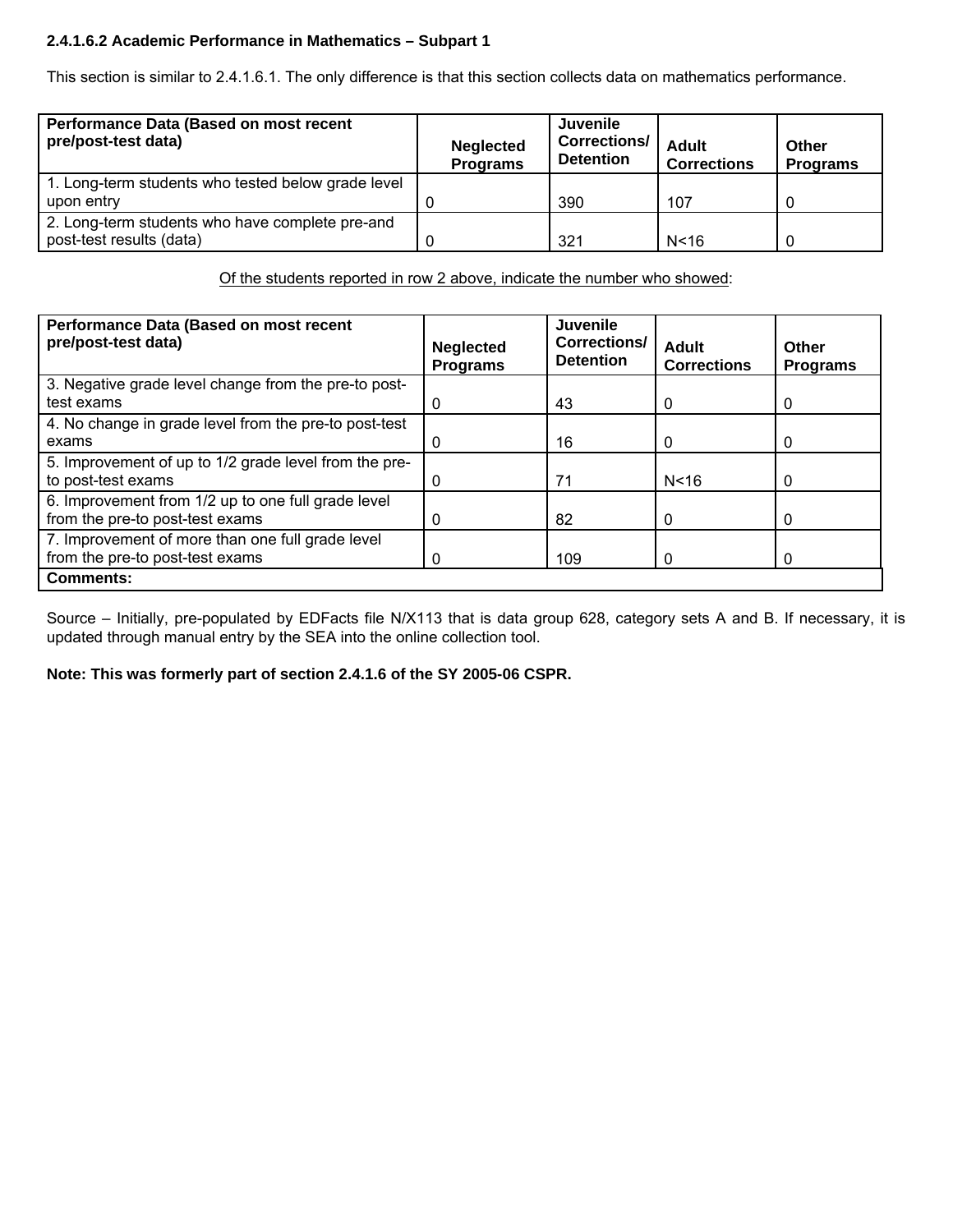**2.4.1.6.2 Academic Performance in Mathematics – Subpart 1**

This section is similar to 2.4.1.6.1. The only difference is that this section collects data on mathematics performance.

| Performance Data (Based on most recent pre/post-test data) | Neglected Programs | Juvenile Corrections/ Detention | Adult Corrections | Other Programs |
|---|---|---|---|---|
| 1. Long-term students who tested below grade level upon entry | 0 | 390 | 107 | 0 |
| 2. Long-term students who have complete pre-and post-test results (data) | 0 | 321 | N<16 | 0 |

Of the students reported in row 2 above, indicate the number who showed:

| Performance Data (Based on most recent pre/post-test data) | Neglected Programs | Juvenile Corrections/ Detention | Adult Corrections | Other Programs |
|---|---|---|---|---|
| 3. Negative grade level change from the pre-to post-test exams | 0 | 43 | 0 | 0 |
| 4. No change in grade level from the pre-to post-test exams | 0 | 16 | 0 | 0 |
| 5. Improvement of up to 1/2 grade level from the pre-to post-test exams | 0 | 71 | N<16 | 0 |
| 6. Improvement from 1/2 up to one full grade level from the pre-to post-test exams | 0 | 82 | 0 | 0 |
| 7. Improvement of more than one full grade level from the pre-to post-test exams | 0 | 109 | 0 | 0 |
| **Comments:** | | | | |

Source – Initially, pre-populated by EDFacts file N/X113 that is data group 628, category sets A and B. If necessary, it is updated through manual entry by the SEA into the online collection tool.

**Note: This was formerly part of section 2.4.1.6 of the SY 2005-06 CSPR.**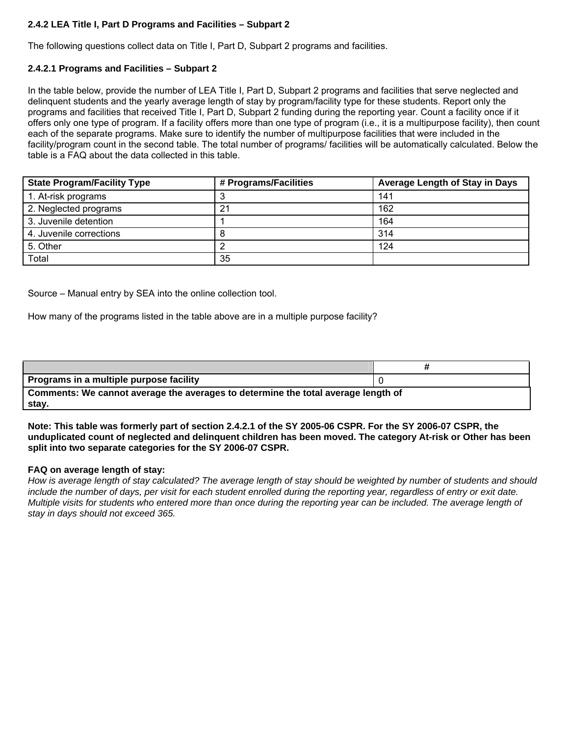### 2.4.2 LEA Title I, Part D Programs and Facilities – Subpart 2

The following questions collect data on Title I, Part D, Subpart 2 programs and facilities.

#### 2.4.2.1 Programs and Facilities – Subpart 2

In the table below, provide the number of LEA Title I, Part D, Subpart 2 programs and facilities that serve neglected and delinquent students and the yearly average length of stay by program/facility type for these students. Report only the programs and facilities that received Title I, Part D, Subpart 2 funding during the reporting year. Count a facility once if it offers only one type of program. If a facility offers more than one type of program (i.e., it is a multipurpose facility), then count each of the separate programs. Make sure to identify the number of multipurpose facilities that were included in the facility/program count in the second table. The total number of programs/ facilities will be automatically calculated. Below the table is a FAQ about the data collected in this table.

| State Program/Facility Type | # Programs/Facilities | Average Length of Stay in Days |
|---|---|---|
| 1. At-risk programs | 3 | 141 |
| 2. Neglected programs | 21 | 162 |
| 3. Juvenile detention | 1 | 164 |
| 4. Juvenile corrections | 8 | 314 |
| 5. Other | 2 | 124 |
| Total | 35 | |

Source – Manual entry by SEA into the online collection tool.

How many of the programs listed in the table above are in a multiple purpose facility?

| | # |
|---|---|
| **Programs in a multiple purpose facility** | 0 |
| **Comments: We cannot average the averages to determine the total average length of stay.** | |

**Note: This table was formerly part of section 2.4.2.1 of the SY 2005-06 CSPR. For the SY 2006-07 CSPR, the unduplicated count of neglected and delinquent children has been moved. The category At-risk or Other has been split into two separate categories for the SY 2006-07 CSPR.**

**FAQ on average length of stay:**

*How is average length of stay calculated? The average length of stay should be weighted by number of students and should include the number of days, per visit for each student enrolled during the reporting year, regardless of entry or exit date. Multiple visits for students who entered more than once during the reporting year can be included. The average length of stay in days should not exceed 365.*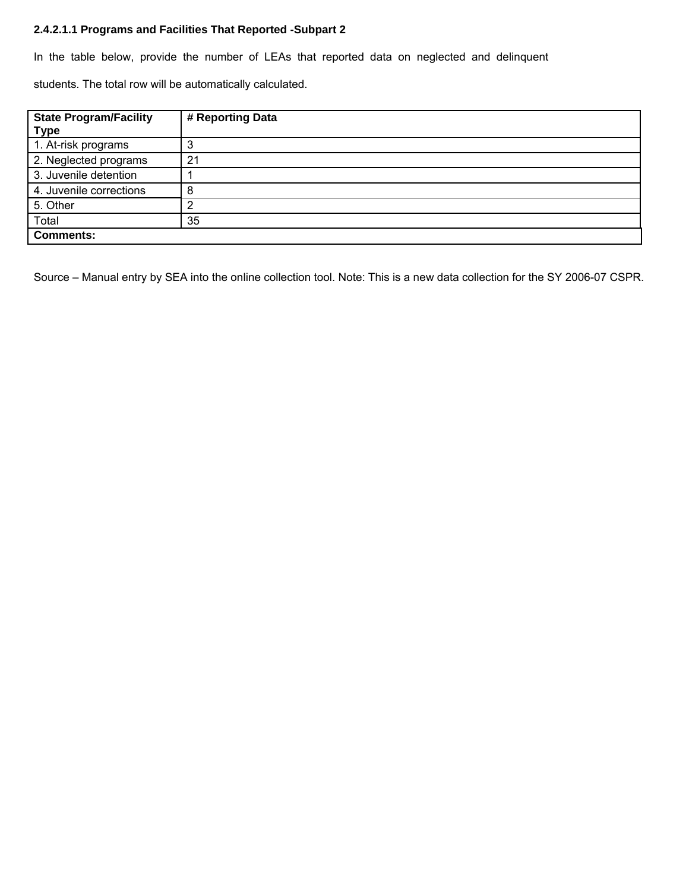### 2.4.2.1.1 Programs and Facilities That Reported -Subpart 2

In the table below, provide the number of LEAs that reported data on neglected and delinquent students. The total row will be automatically calculated.

| State Program/Facility Type | # Reporting Data |
|---|---|
| 1. At-risk programs | 3 |
| 2. Neglected programs | 21 |
| 3. Juvenile detention | 1 |
| 4. Juvenile corrections | 8 |
| 5. Other | 2 |
| Total | 35 |
| **Comments:** | |

Source – Manual entry by SEA into the online collection tool. Note: This is a new data collection for the SY 2006-07 CSPR.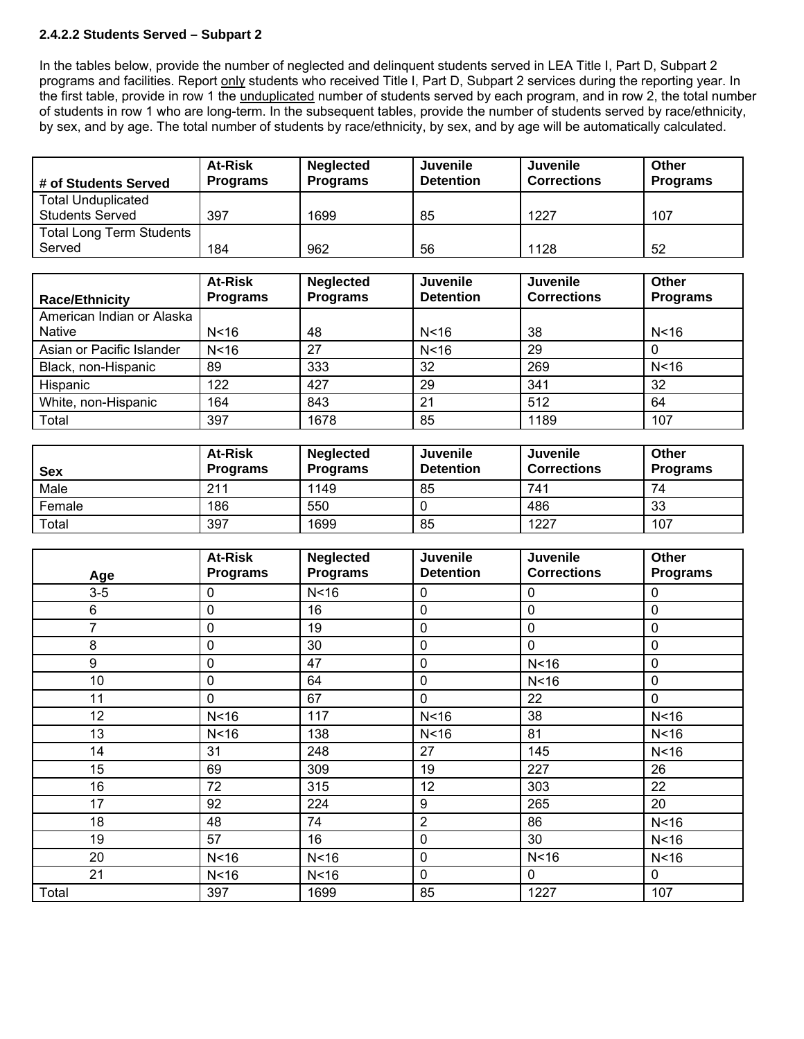**2.4.2.2 Students Served – Subpart 2**

In the tables below, provide the number of neglected and delinquent students served in LEA Title I, Part D, Subpart 2 programs and facilities. Report only students who received Title I, Part D, Subpart 2 services during the reporting year. In the first table, provide in row 1 the unduplicated number of students served by each program, and in row 2, the total number of students in row 1 who are long-term. In the subsequent tables, provide the number of students served by race/ethnicity, by sex, and by age. The total number of students by race/ethnicity, by sex, and by age will be automatically calculated.

| # of Students Served | At-Risk Programs | Neglected Programs | Juvenile Detention | Juvenile Corrections | Other Programs |
|---|---|---|---|---|---|
| Total Unduplicated Students Served | 397 | 1699 | 85 | 1227 | 107 |
| Total Long Term Students Served | 184 | 962 | 56 | 1128 | 52 |

| Race/Ethnicity | At-Risk Programs | Neglected Programs | Juvenile Detention | Juvenile Corrections | Other Programs |
|---|---|---|---|---|---|
| American Indian or Alaska Native | N<16 | 48 | N<16 | 38 | N<16 |
| Asian or Pacific Islander | N<16 | 27 | N<16 | 29 | 0 |
| Black, non-Hispanic | 89 | 333 | 32 | 269 | N<16 |
| Hispanic | 122 | 427 | 29 | 341 | 32 |
| White, non-Hispanic | 164 | 843 | 21 | 512 | 64 |
| Total | 397 | 1678 | 85 | 1189 | 107 |

| Sex | At-Risk Programs | Neglected Programs | Juvenile Detention | Juvenile Corrections | Other Programs |
|---|---|---|---|---|---|
| Male | 211 | 1149 | 85 | 741 | 74 |
| Female | 186 | 550 | 0 | 486 | 33 |
| Total | 397 | 1699 | 85 | 1227 | 107 |

| Age | At-Risk Programs | Neglected Programs | Juvenile Detention | Juvenile Corrections | Other Programs |
|---|---|---|---|---|---|
| 3-5 | 0 | N<16 | 0 | 0 | 0 |
| 6 | 0 | 16 | 0 | 0 | 0 |
| 7 | 0 | 19 | 0 | 0 | 0 |
| 8 | 0 | 30 | 0 | 0 | 0 |
| 9 | 0 | 47 | 0 | N<16 | 0 |
| 10 | 0 | 64 | 0 | N<16 | 0 |
| 11 | 0 | 67 | 0 | 22 | 0 |
| 12 | N<16 | 117 | N<16 | 38 | N<16 |
| 13 | N<16 | 138 | N<16 | 81 | N<16 |
| 14 | 31 | 248 | 27 | 145 | N<16 |
| 15 | 69 | 309 | 19 | 227 | 26 |
| 16 | 72 | 315 | 12 | 303 | 22 |
| 17 | 92 | 224 | 9 | 265 | 20 |
| 18 | 48 | 74 | 2 | 86 | N<16 |
| 19 | 57 | 16 | 0 | 30 | N<16 |
| 20 | N<16 | N<16 | 0 | N<16 | N<16 |
| 21 | N<16 | N<16 | 0 | 0 | 0 |
| Total | 397 | 1699 | 85 | 1227 | 107 |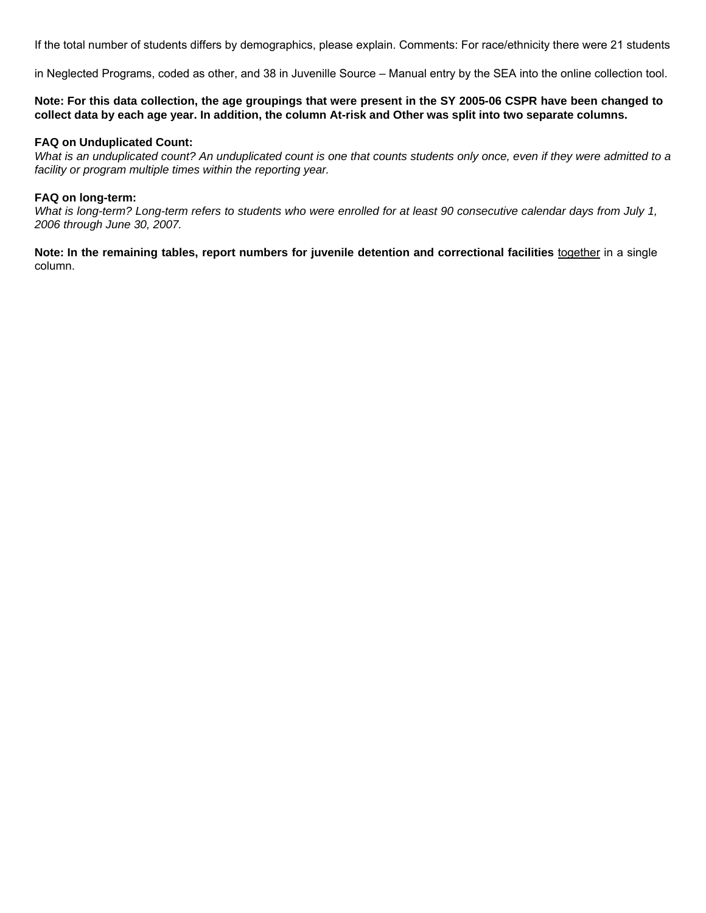If the total number of students differs by demographics, please explain. Comments: For race/ethnicity there were 21 students

in Neglected Programs, coded as other, and 38 in Juvenille Source – Manual entry by the SEA into the online collection tool.

**Note: For this data collection, the age groupings that were present in the SY 2005-06 CSPR have been changed to collect data by each age year. In addition, the column At-risk and Other was split into two separate columns.**

**FAQ on Unduplicated Count:**
*What is an unduplicated count? An unduplicated count is one that counts students only once, even if they were admitted to a facility or program multiple times within the reporting year.*

**FAQ on long-term:**
*What is long-term? Long-term refers to students who were enrolled for at least 90 consecutive calendar days from July 1, 2006 through June 30, 2007.*

**Note: In the remaining tables, report numbers for juvenile detention and correctional facilities** together in a single column.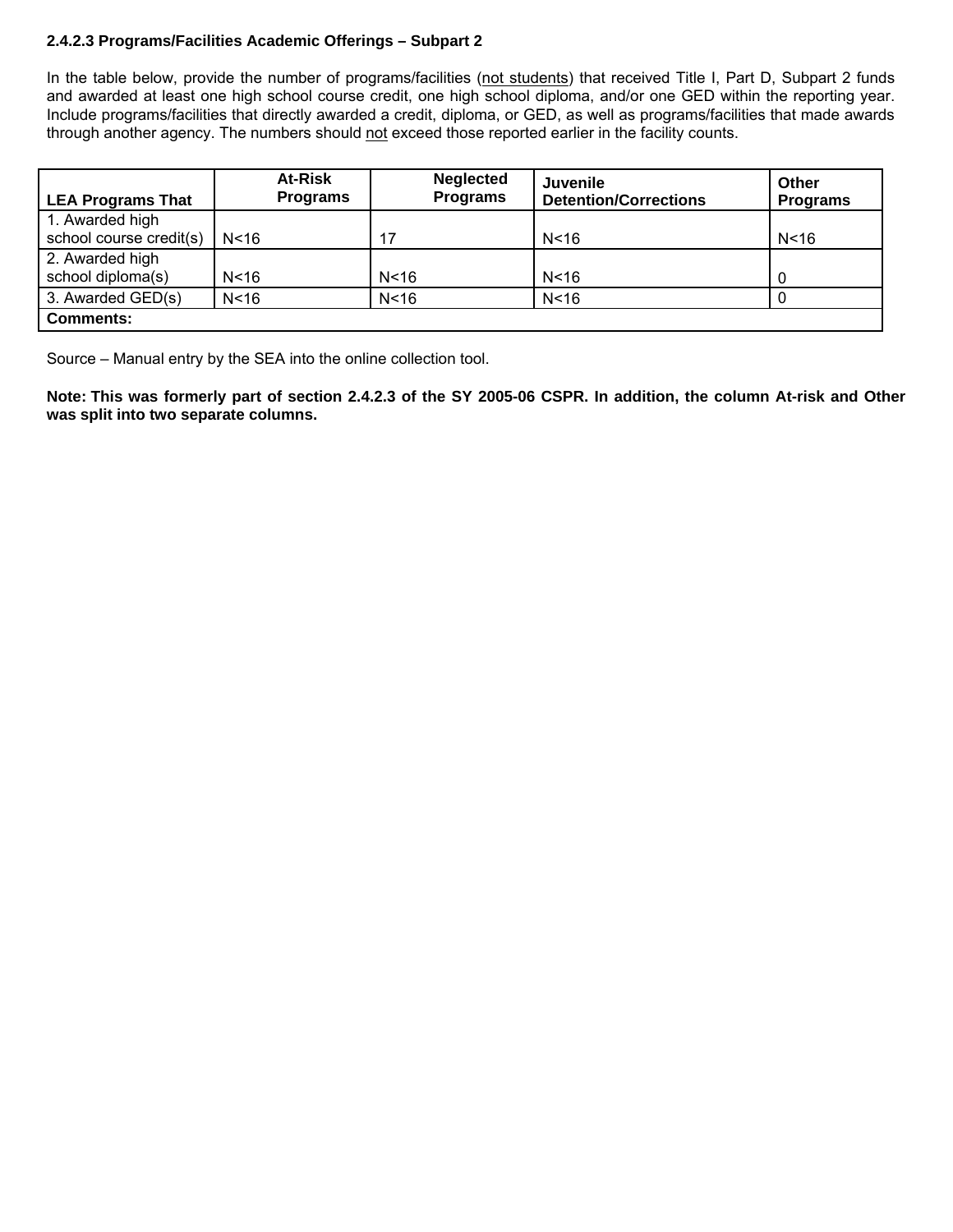### 2.4.2.3 Programs/Facilities Academic Offerings – Subpart 2

In the table below, provide the number of programs/facilities (not students) that received Title I, Part D, Subpart 2 funds and awarded at least one high school course credit, one high school diploma, and/or one GED within the reporting year. Include programs/facilities that directly awarded a credit, diploma, or GED, as well as programs/facilities that made awards through another agency. The numbers should not exceed those reported earlier in the facility counts.

| LEA Programs That | At-Risk Programs | Neglected Programs | Juvenile Detention/Corrections | Other Programs |
|---|---|---|---|---|
| 1. Awarded high school course credit(s) | N<16 | 17 | N<16 | N<16 |
| 2. Awarded high school diploma(s) | N<16 | N<16 | N<16 | 0 |
| 3. Awarded GED(s) | N<16 | N<16 | N<16 | 0 |
| **Comments:** | | | | |

Source – Manual entry by the SEA into the online collection tool.

**Note: This was formerly part of section 2.4.2.3 of the SY 2005-06 CSPR. In addition, the column At-risk and Other was split into two separate columns.**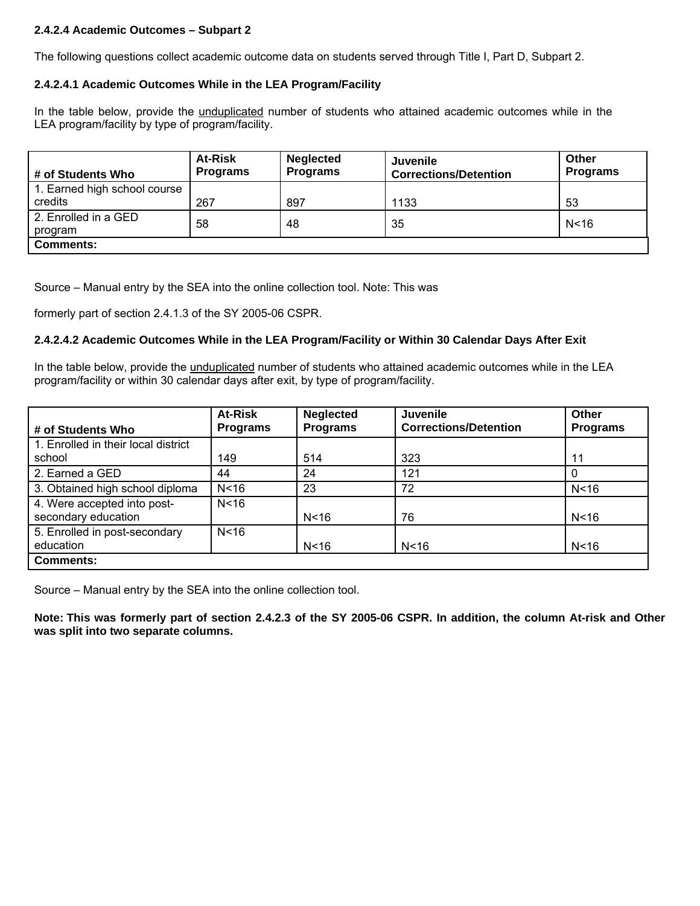### 2.4.2.4 Academic Outcomes – Subpart 2

The following questions collect academic outcome data on students served through Title I, Part D, Subpart 2.

#### 2.4.2.4.1 Academic Outcomes While in the LEA Program/Facility

In the table below, provide the unduplicated number of students who attained academic outcomes while in the LEA program/facility by type of program/facility.

| # of Students Who | At-Risk Programs | Neglected Programs | Juvenile Corrections/Detention | Other Programs |
|---|---|---|---|---|
| 1. Earned high school course credits | 267 | 897 | 1133 | 53 |
| 2. Enrolled in a GED program | 58 | 48 | 35 | N<16 |
| **Comments:** | | | | |

Source – Manual entry by the SEA into the online collection tool. Note: This was

formerly part of section 2.4.1.3 of the SY 2005-06 CSPR.

#### 2.4.2.4.2 Academic Outcomes While in the LEA Program/Facility or Within 30 Calendar Days After Exit

In the table below, provide the unduplicated number of students who attained academic outcomes while in the LEA program/facility or within 30 calendar days after exit, by type of program/facility.

| # of Students Who | At-Risk Programs | Neglected Programs | Juvenile Corrections/Detention | Other Programs |
|---|---|---|---|---|
| 1. Enrolled in their local district school | 149 | 514 | 323 | 11 |
| 2. Earned a GED | 44 | 24 | 121 | 0 |
| 3. Obtained high school diploma | N<16 | 23 | 72 | N<16 |
| 4. Were accepted into post-secondary education | N<16 | N<16 | 76 | N<16 |
| 5. Enrolled in post-secondary education | N<16 | N<16 | N<16 | N<16 |
| **Comments:** | | | | |

Source – Manual entry by the SEA into the online collection tool.

**Note: This was formerly part of section 2.4.2.3 of the SY 2005-06 CSPR. In addition, the column At-risk and Other was split into two separate columns.**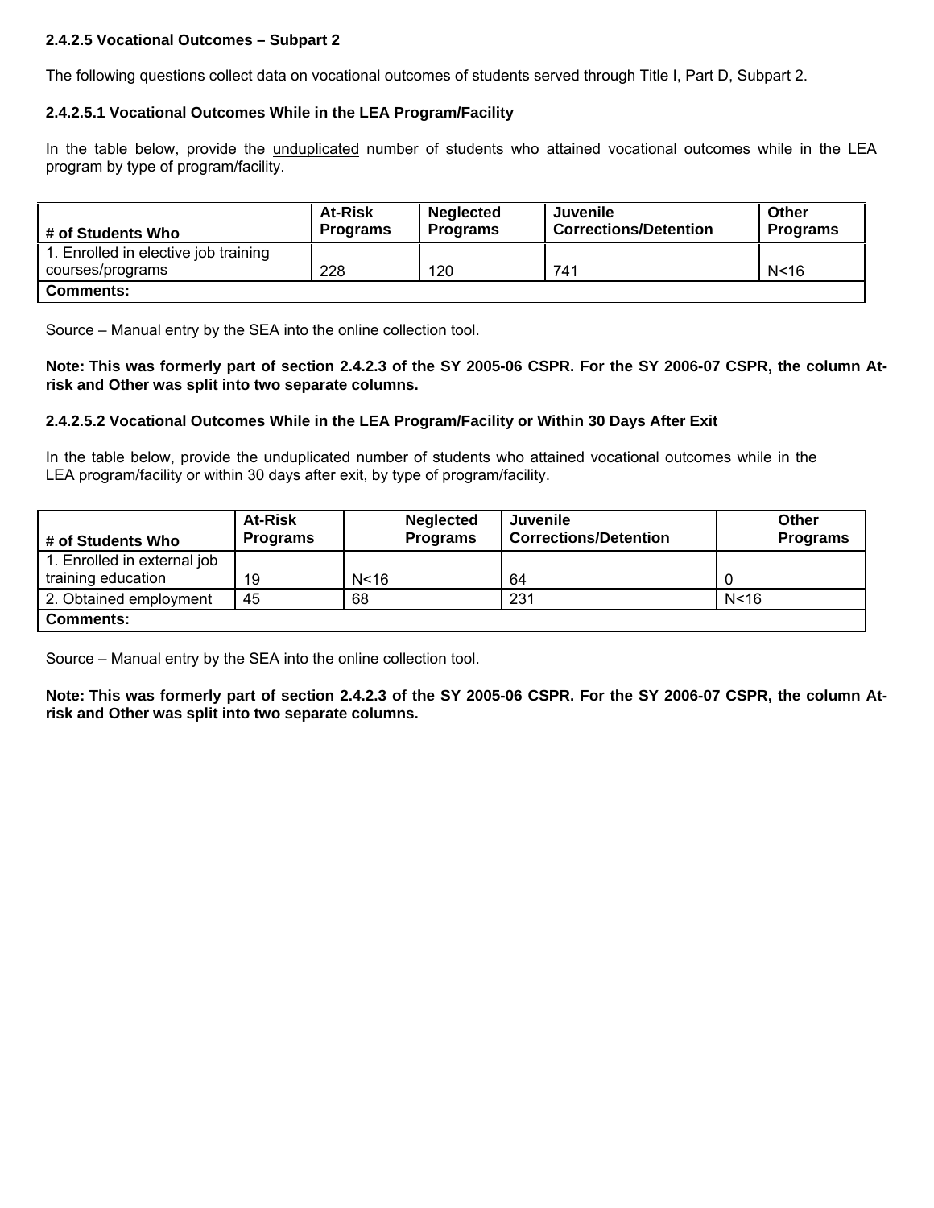**2.4.2.5 Vocational Outcomes – Subpart 2**

The following questions collect data on vocational outcomes of students served through Title I, Part D, Subpart 2.

**2.4.2.5.1 Vocational Outcomes While in the LEA Program/Facility**

In the table below, provide the unduplicated number of students who attained vocational outcomes while in the LEA program by type of program/facility.

| # of Students Who | At-Risk Programs | Neglected Programs | Juvenile Corrections/Detention | Other Programs |
|---|---|---|---|---|
| 1. Enrolled in elective job training courses/programs | 228 | 120 | 741 | N<16 |
| **Comments:** | | | | |

Source – Manual entry by the SEA into the online collection tool.

**Note: This was formerly part of section 2.4.2.3 of the SY 2005-06 CSPR. For the SY 2006-07 CSPR, the column At-risk and Other was split into two separate columns.**

**2.4.2.5.2 Vocational Outcomes While in the LEA Program/Facility or Within 30 Days After Exit**

In the table below, provide the unduplicated number of students who attained vocational outcomes while in the LEA program/facility or within 30 days after exit, by type of program/facility.

| # of Students Who | At-Risk Programs | Neglected Programs | Juvenile Corrections/Detention | Other Programs |
|---|---|---|---|---|
| 1. Enrolled in external job training education | 19 | N<16 | 64 | 0 |
| 2. Obtained employment | 45 | 68 | 231 | N<16 |
| **Comments:** | | | | |

Source – Manual entry by the SEA into the online collection tool.

**Note: This was formerly part of section 2.4.2.3 of the SY 2005-06 CSPR. For the SY 2006-07 CSPR, the column At-risk and Other was split into two separate columns.**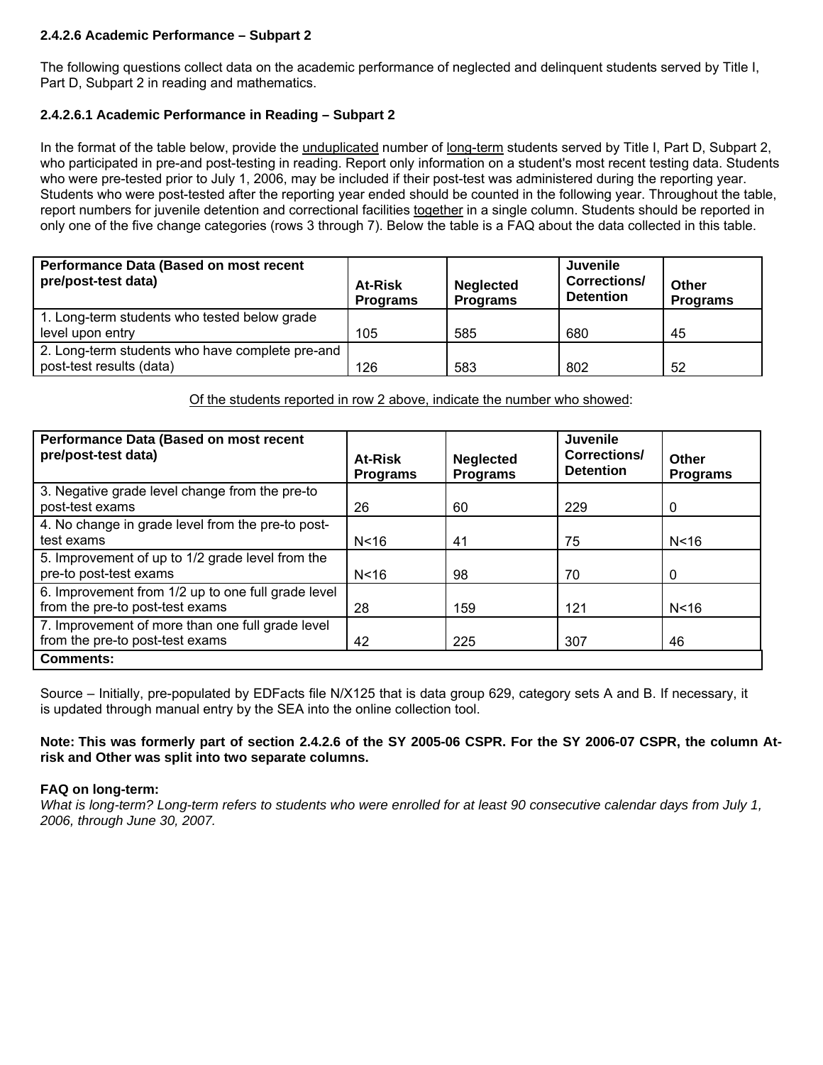### 2.4.2.6 Academic Performance – Subpart 2

The following questions collect data on the academic performance of neglected and delinquent students served by Title I, Part D, Subpart 2 in reading and mathematics.

### 2.4.2.6.1 Academic Performance in Reading – Subpart 2

In the format of the table below, provide the unduplicated number of long-term students served by Title I, Part D, Subpart 2, who participated in pre-and post-testing in reading. Report only information on a student's most recent testing data. Students who were pre-tested prior to July 1, 2006, may be included if their post-test was administered during the reporting year. Students who were post-tested after the reporting year ended should be counted in the following year. Throughout the table, report numbers for juvenile detention and correctional facilities together in a single column. Students should be reported in only one of the five change categories (rows 3 through 7). Below the table is a FAQ about the data collected in this table.

| Performance Data (Based on most recent pre/post-test data) | At-Risk Programs | Neglected Programs | Juvenile Corrections/ Detention | Other Programs |
|---|---|---|---|---|
| 1. Long-term students who tested below grade level upon entry | 105 | 585 | 680 | 45 |
| 2. Long-term students who have complete pre-and post-test results (data) | 126 | 583 | 802 | 52 |

Of the students reported in row 2 above, indicate the number who showed:

| Performance Data (Based on most recent pre/post-test data) | At-Risk Programs | Neglected Programs | Juvenile Corrections/ Detention | Other Programs |
|---|---|---|---|---|
| 3. Negative grade level change from the pre-to post-test exams | 26 | 60 | 229 | 0 |
| 4. No change in grade level from the pre-to post-test exams | N<16 | 41 | 75 | N<16 |
| 5. Improvement of up to 1/2 grade level from the pre-to post-test exams | N<16 | 98 | 70 | 0 |
| 6. Improvement from 1/2 up to one full grade level from the pre-to post-test exams | 28 | 159 | 121 | N<16 |
| 7. Improvement of more than one full grade level from the pre-to post-test exams | 42 | 225 | 307 | 46 |
| **Comments:** | | | | |

Source – Initially, pre-populated by EDFacts file N/X125 that is data group 629, category sets A and B. If necessary, it is updated through manual entry by the SEA into the online collection tool.

**Note: This was formerly part of section 2.4.2.6 of the SY 2005-06 CSPR. For the SY 2006-07 CSPR, the column At-risk and Other was split into two separate columns.**

**FAQ on long-term:**

*What is long-term? Long-term refers to students who were enrolled for at least 90 consecutive calendar days from July 1, 2006, through June 30, 2007.*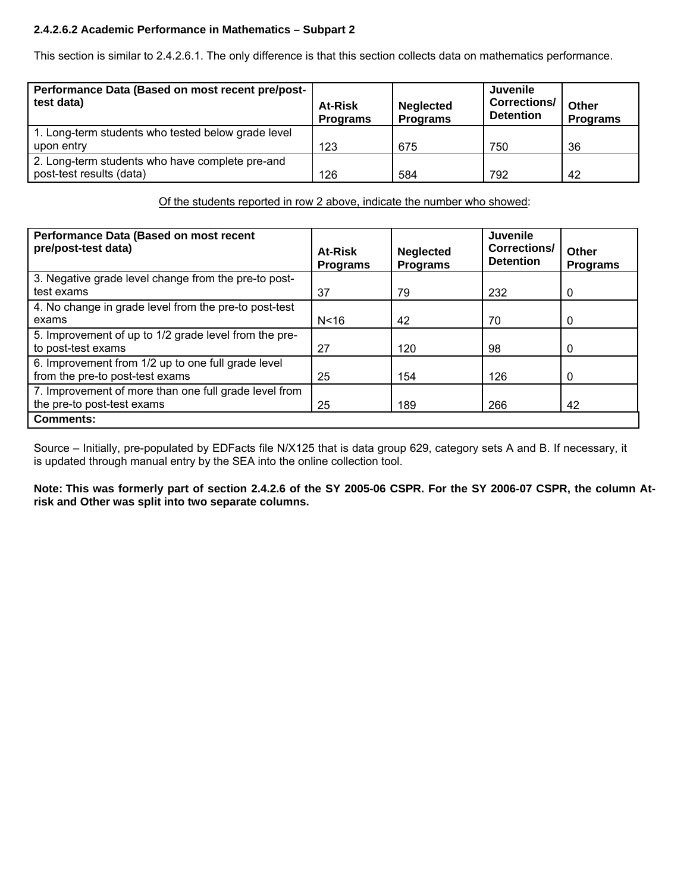**2.4.2.6.2 Academic Performance in Mathematics – Subpart 2**

This section is similar to 2.4.2.6.1. The only difference is that this section collects data on mathematics performance.

| Performance Data (Based on most recent pre/post-test data) | At-Risk Programs | Neglected Programs | Juvenile Corrections/ Detention | Other Programs |
|---|---|---|---|---|
| 1. Long-term students who tested below grade level upon entry | 123 | 675 | 750 | 36 |
| 2. Long-term students who have complete pre-and post-test results (data) | 126 | 584 | 792 | 42 |

Of the students reported in row 2 above, indicate the number who showed:

| Performance Data (Based on most recent pre/post-test data) | At-Risk Programs | Neglected Programs | Juvenile Corrections/ Detention | Other Programs |
|---|---|---|---|---|
| 3. Negative grade level change from the pre-to post-test exams | 37 | 79 | 232 | 0 |
| 4. No change in grade level from the pre-to post-test exams | N<16 | 42 | 70 | 0 |
| 5. Improvement of up to 1/2 grade level from the pre-to post-test exams | 27 | 120 | 98 | 0 |
| 6. Improvement from 1/2 up to one full grade level from the pre-to post-test exams | 25 | 154 | 126 | 0 |
| 7. Improvement of more than one full grade level from the pre-to post-test exams | 25 | 189 | 266 | 42 |
| **Comments:** | | | | |

Source – Initially, pre-populated by EDFacts file N/X125 that is data group 629, category sets A and B. If necessary, it is updated through manual entry by the SEA into the online collection tool.

**Note: This was formerly part of section 2.4.2.6 of the SY 2005-06 CSPR. For the SY 2006-07 CSPR, the column At-risk and Other was split into two separate columns.**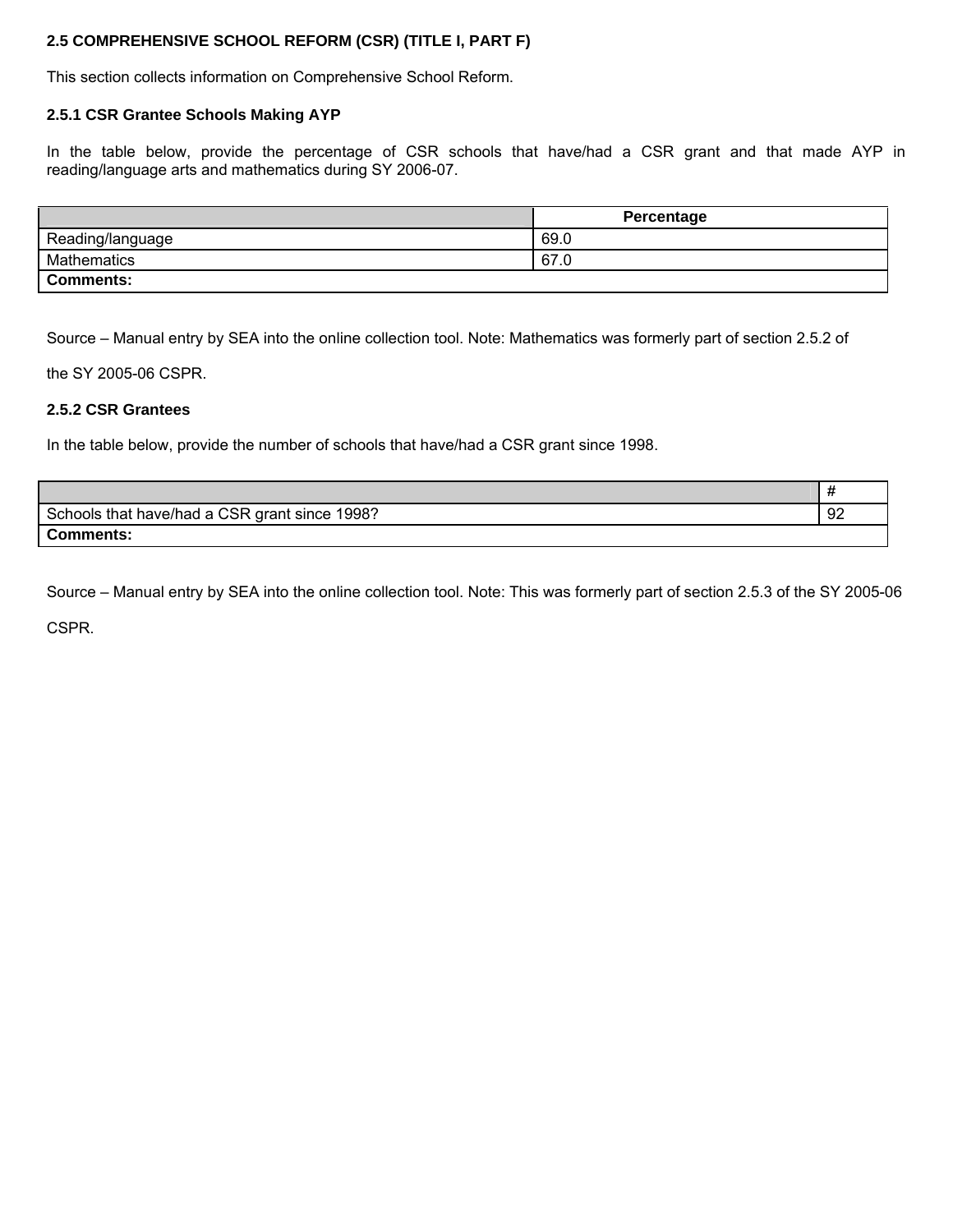### 2.5 COMPREHENSIVE SCHOOL REFORM (CSR) (TITLE I, PART F)

This section collects information on Comprehensive School Reform.

#### 2.5.1 CSR Grantee Schools Making AYP

In the table below, provide the percentage of CSR schools that have/had a CSR grant and that made AYP in reading/language arts and mathematics during SY 2006-07.

| | Percentage |
|---|---|
| Reading/language | 69.0 |
| Mathematics | 67.0 |
| **Comments:** | |

Source – Manual entry by SEA into the online collection tool. Note: Mathematics was formerly part of section 2.5.2 of the SY 2005-06 CSPR.

#### 2.5.2 CSR Grantees

In the table below, provide the number of schools that have/had a CSR grant since 1998.

| | # |
|---|---|
| Schools that have/had a CSR grant since 1998? | 92 |
| **Comments:** | |

Source – Manual entry by SEA into the online collection tool. Note: This was formerly part of section 2.5.3 of the SY 2005-06 CSPR.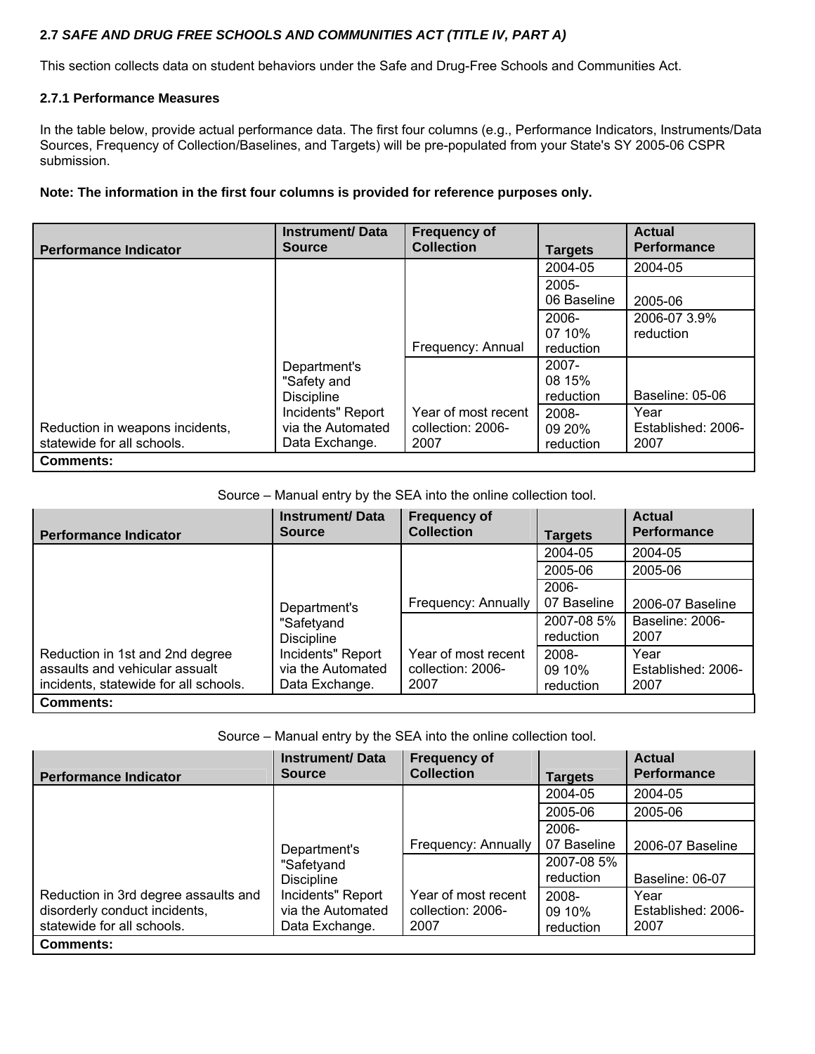**2.7 *SAFE AND DRUG FREE SCHOOLS AND COMMUNITIES ACT (TITLE IV, PART A)***

This section collects data on student behaviors under the Safe and Drug-Free Schools and Communities Act.

**2.7.1 Performance Measures**

In the table below, provide actual performance data. The first four columns (e.g., Performance Indicators, Instruments/Data Sources, Frequency of Collection/Baselines, and Targets) will be pre-populated from your State's SY 2005-06 CSPR submission.

**Note: The information in the first four columns is provided for reference purposes only.**

| Performance Indicator | Instrument/ Data Source | Frequency of Collection | Targets | Actual Performance |
|---|---|---|---|---|
| Reduction in weapons incidents, statewide for all schools. | Department's "Safety and Discipline Incidents" Report via the Automated Data Exchange. | Frequency: Annual | 2004-05 | 2004-05 |
| | | | 2005-06 Baseline | 2005-06 |
| | | | 2006-07 10% reduction | 2006-07 3.9% reduction |
| | | Year of most recent collection: 2006-2007 | 2007-08 15% reduction | Baseline: 05-06 |
| | | | 2008-09 20% reduction | Year Established: 2006-2007 |
| **Comments:** | | | | |

Source – Manual entry by the SEA into the online collection tool.

| Performance Indicator | Instrument/ Data Source | Frequency of Collection | Targets | Actual Performance |
|---|---|---|---|---|
| Reduction in 1st and 2nd degree assaults and vehicular assault incidents, statewide for all schools. | Department's "Safetyand Discipline Incidents" Report via the Automated Data Exchange. | Frequency: Annually | 2004-05 | 2004-05 |
| | | | 2005-06 | 2005-06 |
| | | | 2006-07 Baseline | 2006-07 Baseline |
| | | Year of most recent collection: 2006-2007 | 2007-08 5% reduction | Baseline: 2006-2007 |
| | | | 2008-09 10% reduction | Year Established: 2006-2007 |
| **Comments:** | | | | |

Source – Manual entry by the SEA into the online collection tool.

| Performance Indicator | Instrument/ Data Source | Frequency of Collection | Targets | Actual Performance |
|---|---|---|---|---|
| Reduction in 3rd degree assaults and disorderly conduct incidents, statewide for all schools. | Department's "Safetyand Discipline Incidents" Report via the Automated Data Exchange. | Frequency: Annually | 2004-05 | 2004-05 |
| | | | 2005-06 | 2005-06 |
| | | | 2006-07 Baseline | 2006-07 Baseline |
| | | Year of most recent collection: 2006-2007 | 2007-08 5% reduction | Baseline: 06-07 |
| | | | 2008-09 10% reduction | Year Established: 2006-2007 |
| **Comments:** | | | | |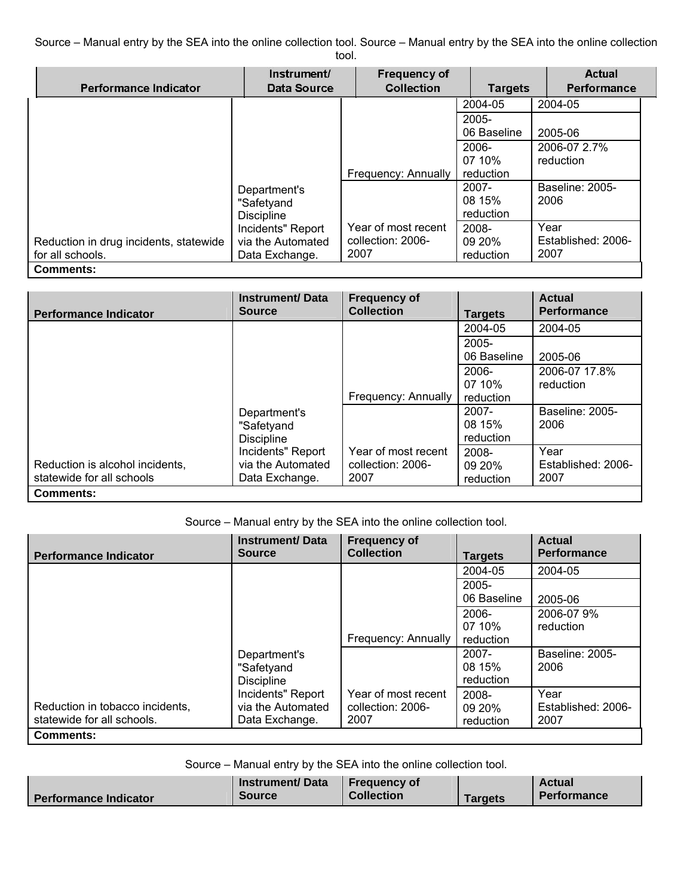Source – Manual entry by the SEA into the online collection tool. Source – Manual entry by the SEA into the online collection tool.

| Performance Indicator | Instrument/ Data Source | Frequency of Collection | Targets | Actual Performance |
|---|---|---|---|---|
| Reduction in drug incidents, statewide for all schools. | Department's "Safetyand Discipline Incidents" Report via the Automated Data Exchange. | Frequency: Annually | 2004-05 | 2004-05 |
| | | | 2005-06 Baseline | 2005-06 |
| | | | 2006-07 10% reduction | 2006-07 2.7% reduction |
| | | Year of most recent collection: 2006-2007 | 2007-08 15% reduction | Baseline: 2005-2006 |
| | | | 2008-09 20% reduction | Year Established: 2006-2007 |
| **Comments:** | | | | |

| Performance Indicator | Instrument/ Data Source | Frequency of Collection | Targets | Actual Performance |
|---|---|---|---|---|
| Reduction is alcohol incidents, statewide for all schools | Department's "Safetyand Discipline Incidents" Report via the Automated Data Exchange. | Frequency: Annually | 2004-05 | 2004-05 |
| | | | 2005-06 Baseline | 2005-06 |
| | | | 2006-07 10% reduction | 2006-07 17.8% reduction |
| | | Year of most recent collection: 2006-2007 | 2007-08 15% reduction | Baseline: 2005-2006 |
| | | | 2008-09 20% reduction | Year Established: 2006-2007 |
| **Comments:** | | | | |

Source – Manual entry by the SEA into the online collection tool.

| Performance Indicator | Instrument/ Data Source | Frequency of Collection | Targets | Actual Performance |
|---|---|---|---|---|
| Reduction in tobacco incidents, statewide for all schools. | Department's "Safetyand Discipline Incidents" Report via the Automated Data Exchange. | Frequency: Annually | 2004-05 | 2004-05 |
| | | | 2005-06 Baseline | 2005-06 |
| | | | 2006-07 10% reduction | 2006-07 9% reduction |
| | | Year of most recent collection: 2006-2007 | 2007-08 15% reduction | Baseline: 2005-2006 |
| | | | 2008-09 20% reduction | Year Established: 2006-2007 |
| **Comments:** | | | | |

Source – Manual entry by the SEA into the online collection tool.

| Performance Indicator | Instrument/ Data Source | Frequency of Collection | Targets | Actual Performance |
|---|---|---|---|---|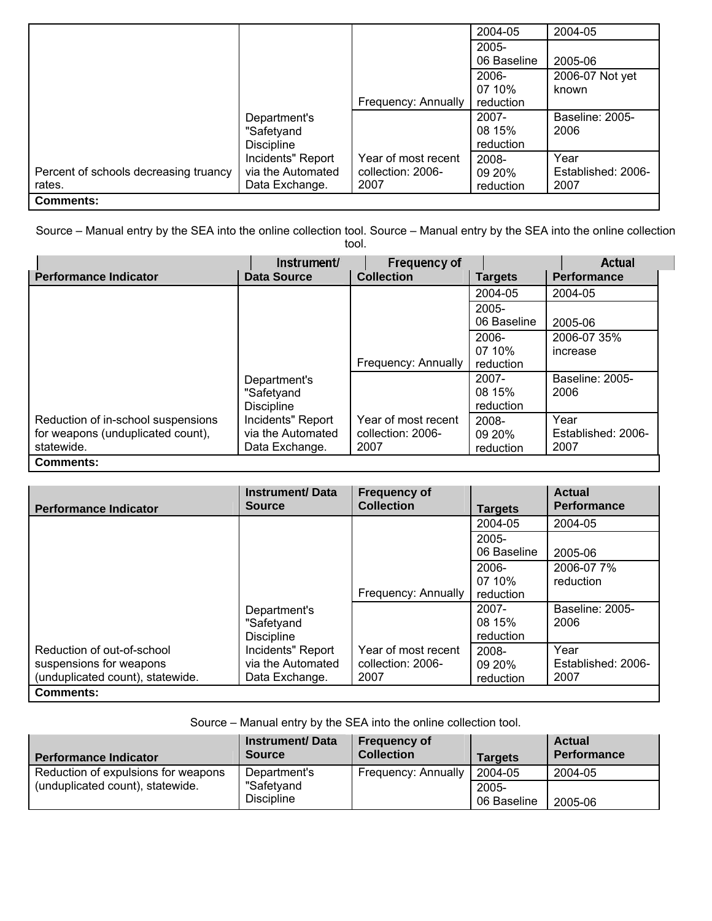| Performance Indicator | Instrument/ Data Source | Frequency of Collection | Targets | Actual Performance |
|---|---|---|---|---|
| Percent of schools decreasing truancy rates. | Department's "Safetyand Discipline Incidents" Report via the Automated Data Exchange. | Frequency: Annually | 2004-05 | 2004-05 |
| | | | 2005-06 Baseline | 2005-06 |
| | | | 2006-07 10% reduction | 2006-07 Not yet known |
| | | Year of most recent collection: 2006-2007 | 2007-08 15% reduction | Baseline: 2005-2006 |
| | | | 2008-09 20% reduction | Year Established: 2006-2007 |
| **Comments:** | | | | |

Source – Manual entry by the SEA into the online collection tool. Source – Manual entry by the SEA into the online collection tool.

| Performance Indicator | Instrument/ Data Source | Frequency of Collection | Targets | Actual Performance |
|---|---|---|---|---|
| Reduction of in-school suspensions for weapons (unduplicated count), statewide. | Department's "Safetyand Discipline Incidents" Report via the Automated Data Exchange. | Frequency: Annually | 2004-05 | 2004-05 |
| | | | 2005-06 Baseline | 2005-06 |
| | | | 2006-07 10% reduction | 2006-07 35% increase |
| | | Year of most recent collection: 2006-2007 | 2007-08 15% reduction | Baseline: 2005-2006 |
| | | | 2008-09 20% reduction | Year Established: 2006-2007 |
| **Comments:** | | | | |

| Performance Indicator | Instrument/ Data Source | Frequency of Collection | Targets | Actual Performance |
|---|---|---|---|---|
| Reduction of out-of-school suspensions for weapons (unduplicated count), statewide. | Department's "Safetyand Discipline Incidents" Report via the Automated Data Exchange. | Frequency: Annually | 2004-05 | 2004-05 |
| | | | 2005-06 Baseline | 2005-06 |
| | | | 2006-07 10% reduction | 2006-07 7% reduction |
| | | Year of most recent collection: 2006-2007 | 2007-08 15% reduction | Baseline: 2005-2006 |
| | | | 2008-09 20% reduction | Year Established: 2006-2007 |
| **Comments:** | | | | |

Source – Manual entry by the SEA into the online collection tool.

| Performance Indicator | Instrument/ Data Source | Frequency of Collection | Targets | Actual Performance |
|---|---|---|---|---|
| Reduction of expulsions for weapons (unduplicated count), statewide. | Department's "Safetyand Discipline | Frequency: Annually | 2004-05 | 2004-05 |
| | | | 2005-06 Baseline | 2005-06 |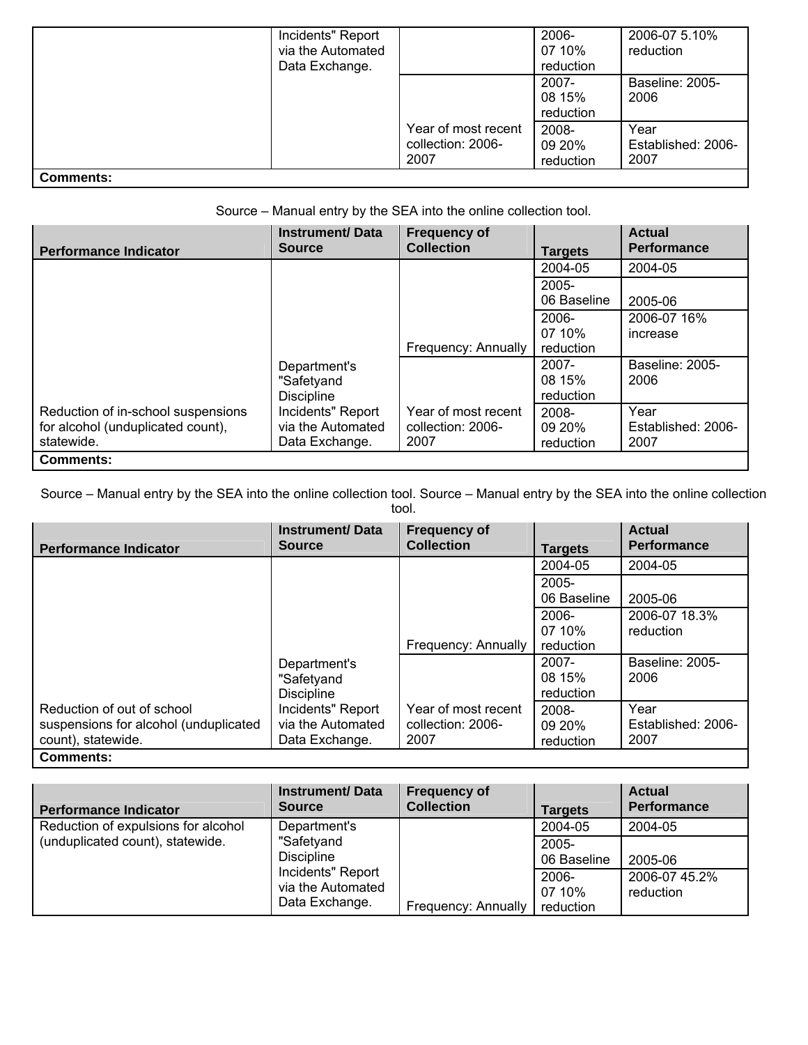| | | | | |
|---|---|---|---|---|
| | Incidents" Report via the Automated Data Exchange. | | 2006-07 10% reduction | 2006-07 5.10% reduction |
| | | | 2007-08 15% reduction | Baseline: 2005-2006 |
| | | Year of most recent collection: 2006-2007 | 2008-09 20% reduction | Year Established: 2006-2007 |
| **Comments:** | | | | |

Source – Manual entry by the SEA into the online collection tool.

| Performance Indicator | Instrument/ Data Source | Frequency of Collection | Targets | Actual Performance |
|---|---|---|---|---|
| Reduction of in-school suspensions for alcohol (unduplicated count), statewide. | Department's "Safetyand Discipline Incidents" Report via the Automated Data Exchange. | Frequency: Annually | 2004-05 | 2004-05 |
| | | | 2005-06 Baseline | 2005-06 |
| | | | 2006-07 10% reduction | 2006-07 16% increase |
| | | Year of most recent collection: 2006-2007 | 2007-08 15% reduction | Baseline: 2005-2006 |
| | | | 2008-09 20% reduction | Year Established: 2006-2007 |
| **Comments:** | | | | |

Source – Manual entry by the SEA into the online collection tool. Source – Manual entry by the SEA into the online collection tool.

| Performance Indicator | Instrument/ Data Source | Frequency of Collection | Targets | Actual Performance |
|---|---|---|---|---|
| Reduction of out of school suspensions for alcohol (unduplicated count), statewide. | Department's "Safetyand Discipline Incidents" Report via the Automated Data Exchange. | Frequency: Annually | 2004-05 | 2004-05 |
| | | | 2005-06 Baseline | 2005-06 |
| | | | 2006-07 10% reduction | 2006-07 18.3% reduction |
| | | Year of most recent collection: 2006-2007 | 2007-08 15% reduction | Baseline: 2005-2006 |
| | | | 2008-09 20% reduction | Year Established: 2006-2007 |
| **Comments:** | | | | |

| Performance Indicator | Instrument/ Data Source | Frequency of Collection | Targets | Actual Performance |
|---|---|---|---|---|
| Reduction of expulsions for alcohol (unduplicated count), statewide. | Department's "Safetyand Discipline Incidents" Report via the Automated Data Exchange. | Frequency: Annually | 2004-05 | 2004-05 |
| | | | 2005-06 Baseline | 2005-06 |
| | | | 2006-07 10% reduction | 2006-07 45.2% reduction |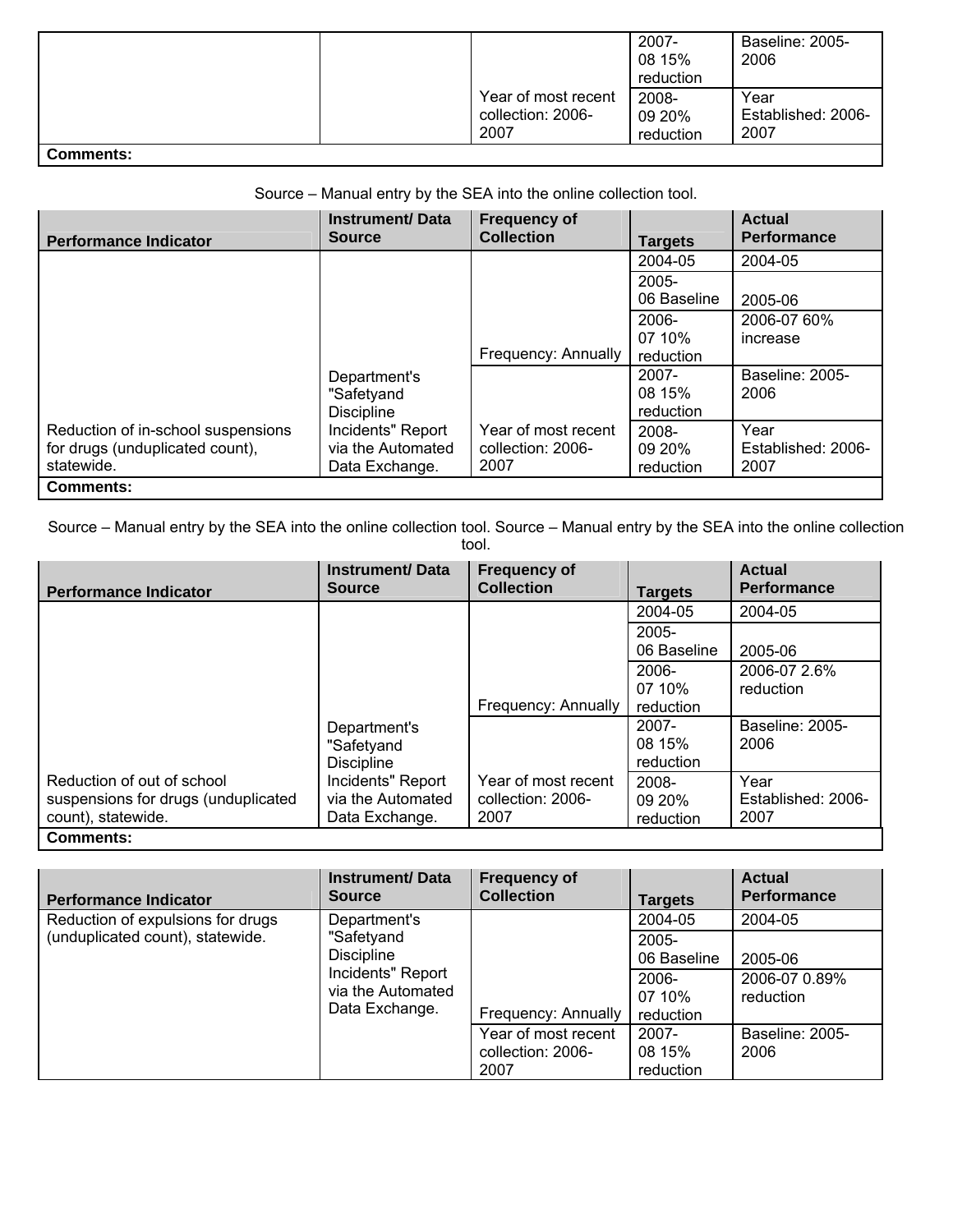| | | | | |
|---|---|---|---|---|
| | | Year of most recent collection: 2006-2007 | 2007-08 15% reduction | Baseline: 2005-2006 |
| | | | 2008-09 20% reduction | Year Established: 2006-2007 |
| **Comments:** | | | | |

Source – Manual entry by the SEA into the online collection tool.

| Performance Indicator | Instrument/ Data Source | Frequency of Collection | Targets | Actual Performance |
|---|---|---|---|---|
| Reduction of in-school suspensions for drugs (unduplicated count), statewide. | Department's "Safetyand Discipline Incidents" Report via the Automated Data Exchange. | Frequency: Annually | 2004-05 | 2004-05 |
| | | | 2005-06 Baseline | 2005-06 |
| | | | 2006-07 10% reduction | 2006-07 60% increase |
| | | Year of most recent collection: 2006-2007 | 2007-08 15% reduction | Baseline: 2005-2006 |
| | | | 2008-09 20% reduction | Year Established: 2006-2007 |
| **Comments:** | | | | |

Source – Manual entry by the SEA into the online collection tool. Source – Manual entry by the SEA into the online collection tool.

| Performance Indicator | Instrument/ Data Source | Frequency of Collection | Targets | Actual Performance |
|---|---|---|---|---|
| Reduction of out of school suspensions for drugs (unduplicated count), statewide. | Department's "Safetyand Discipline Incidents" Report via the Automated Data Exchange. | Frequency: Annually | 2004-05 | 2004-05 |
| | | | 2005-06 Baseline | 2005-06 |
| | | | 2006-07 10% reduction | 2006-07 2.6% reduction |
| | | Year of most recent collection: 2006-2007 | 2007-08 15% reduction | Baseline: 2005-2006 |
| | | | 2008-09 20% reduction | Year Established: 2006-2007 |
| **Comments:** | | | | |

| Performance Indicator | Instrument/ Data Source | Frequency of Collection | Targets | Actual Performance |
|---|---|---|---|---|
| Reduction of expulsions for drugs (unduplicated count), statewide. | Department's "Safety and Discipline Incidents" Report via the Automated Data Exchange. | Frequency: Annually | 2004-05 | 2004-05 |
| | | | 2005-06 Baseline | 2005-06 |
| | | | 2006-07 10% reduction | 2006-07 0.89% reduction |
| | | Year of most recent collection: 2006-2007 | 2007-08 15% reduction | Baseline: 2005-2006 |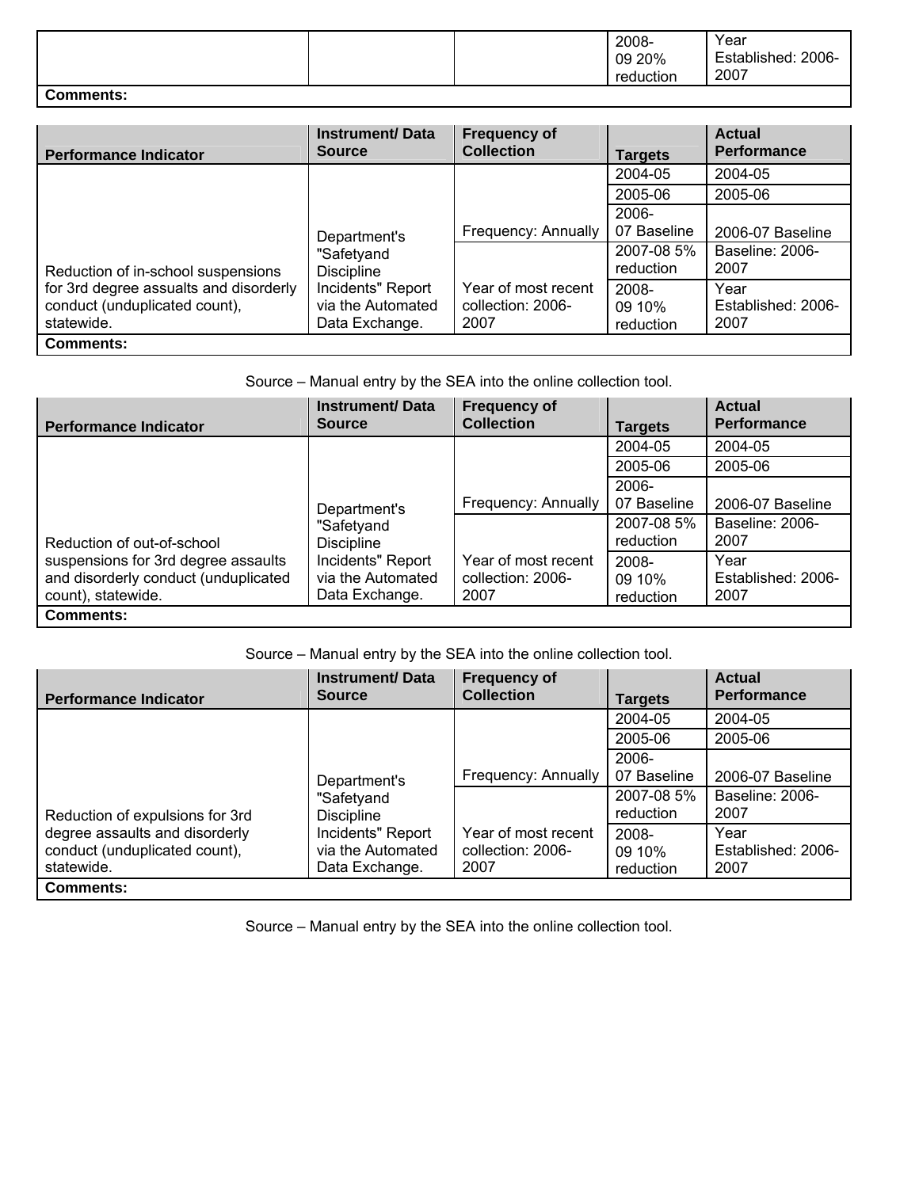| | | | 2008-09 20% reduction | Year Established: 2006-2007 |
|---|---|---|---|---|
| **Comments:** | | | | |

| **Performance Indicator** | **Instrument/ Data Source** | **Frequency of Collection** | **Targets** | **Actual Performance** |
|---|---|---|---|---|
| Reduction of in-school suspensions for 3rd degree assualts and disorderly conduct (unduplicated count), statewide. | Department's "Safetyand Discipline Incidents" Report via the Automated Data Exchange. | Frequency: Annually | 2004-05 | 2004-05 |
| | | | 2005-06 | 2005-06 |
| | | | 2006-07 Baseline | 2006-07 Baseline |
| | | Year of most recent collection: 2006-2007 | 2007-08 5% reduction | Baseline: 2006-2007 |
| | | | 2008-09 10% reduction | Year Established: 2006-2007 |
| **Comments:** | | | | |

Source – Manual entry by the SEA into the online collection tool.

| **Performance Indicator** | **Instrument/ Data Source** | **Frequency of Collection** | **Targets** | **Actual Performance** |
|---|---|---|---|---|
| Reduction of out-of-school suspensions for 3rd degree assaults and disorderly conduct (unduplicated count), statewide. | Department's "Safetyand Discipline Incidents" Report via the Automated Data Exchange. | Frequency: Annually | 2004-05 | 2004-05 |
| | | | 2005-06 | 2005-06 |
| | | | 2006-07 Baseline | 2006-07 Baseline |
| | | Year of most recent collection: 2006-2007 | 2007-08 5% reduction | Baseline: 2006-2007 |
| | | | 2008-09 10% reduction | Year Established: 2006-2007 |
| **Comments:** | | | | |

Source – Manual entry by the SEA into the online collection tool.

| **Performance Indicator** | **Instrument/ Data Source** | **Frequency of Collection** | **Targets** | **Actual Performance** |
|---|---|---|---|---|
| Reduction of expulsions for 3rd degree assaults and disorderly conduct (unduplicated count), statewide. | Department's "Safetyand Discipline Incidents" Report via the Automated Data Exchange. | Frequency: Annually | 2004-05 | 2004-05 |
| | | | 2005-06 | 2005-06 |
| | | | 2006-07 Baseline | 2006-07 Baseline |
| | | Year of most recent collection: 2006-2007 | 2007-08 5% reduction | Baseline: 2006-2007 |
| | | | 2008-09 10% reduction | Year Established: 2006-2007 |
| **Comments:** | | | | |

Source – Manual entry by the SEA into the online collection tool.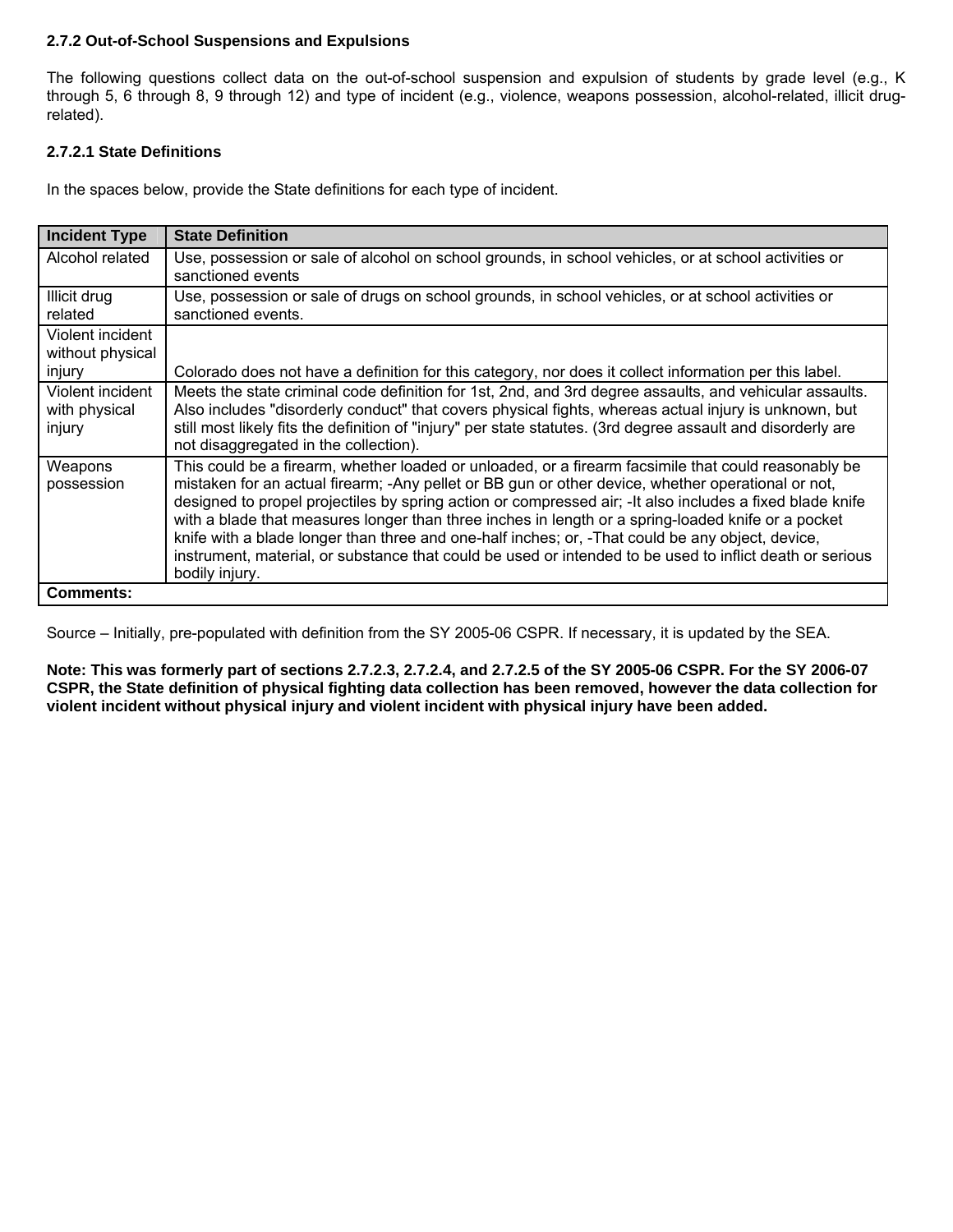### 2.7.2 Out-of-School Suspensions and Expulsions

The following questions collect data on the out-of-school suspension and expulsion of students by grade level (e.g., K through 5, 6 through 8, 9 through 12) and type of incident (e.g., violence, weapons possession, alcohol-related, illicit drug-related).

#### 2.7.2.1 State Definitions

In the spaces below, provide the State definitions for each type of incident.

| Incident Type | State Definition |
|---|---|
| Alcohol related | Use, possession or sale of alcohol on school grounds, in school vehicles, or at school activities or sanctioned events |
| Illicit drug related | Use, possession or sale of drugs on school grounds, in school vehicles, or at school activities or sanctioned events. |
| Violent incident without physical injury | Colorado does not have a definition for this category, nor does it collect information per this label. |
| Violent incident with physical injury | Meets the state criminal code definition for 1st, 2nd, and 3rd degree assaults, and vehicular assaults. Also includes "disorderly conduct" that covers physical fights, whereas actual injury is unknown, but still most likely fits the definition of "injury" per state statutes. (3rd degree assault and disorderly are not disaggregated in the collection). |
| Weapons possession | This could be a firearm, whether loaded or unloaded, or a firearm facsimile that could reasonably be mistaken for an actual firearm; -Any pellet or BB gun or other device, whether operational or not, designed to propel projectiles by spring action or compressed air; -It also includes a fixed blade knife with a blade that measures longer than three inches in length or a spring-loaded knife or a pocket knife with a blade longer than three and one-half inches; or, -That could be any object, device, instrument, material, or substance that could be used or intended to be used to inflict death or serious bodily injury. |
| **Comments:** | |

Source – Initially, pre-populated with definition from the SY 2005-06 CSPR. If necessary, it is updated by the SEA.

**Note: This was formerly part of sections 2.7.2.3, 2.7.2.4, and 2.7.2.5 of the SY 2005-06 CSPR. For the SY 2006-07 CSPR, the State definition of physical fighting data collection has been removed, however the data collection for violent incident without physical injury and violent incident with physical injury have been added.**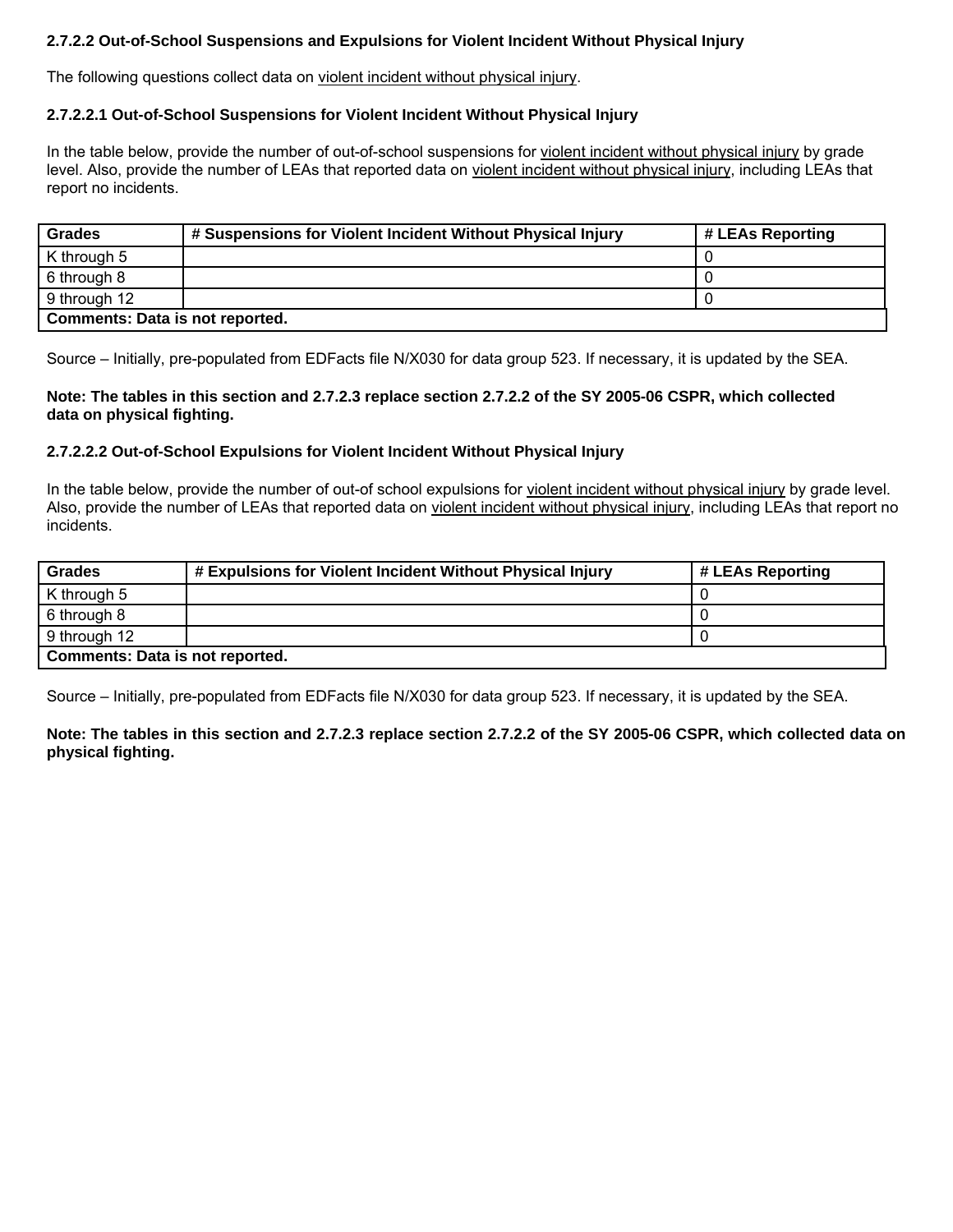### 2.7.2.2 Out-of-School Suspensions and Expulsions for Violent Incident Without Physical Injury

The following questions collect data on violent incident without physical injury.

#### 2.7.2.2.1 Out-of-School Suspensions for Violent Incident Without Physical Injury

In the table below, provide the number of out-of-school suspensions for violent incident without physical injury by grade level. Also, provide the number of LEAs that reported data on violent incident without physical injury, including LEAs that report no incidents.

| Grades | # Suspensions for Violent Incident Without Physical Injury | # LEAs Reporting |
|---|---|---|
| K through 5 | | 0 |
| 6 through 8 | | 0 |
| 9 through 12 | | 0 |
| **Comments: Data is not reported.** | | |

Source – Initially, pre-populated from EDFacts file N/X030 for data group 523. If necessary, it is updated by the SEA.

**Note: The tables in this section and 2.7.2.3 replace section 2.7.2.2 of the SY 2005-06 CSPR, which collected data on physical fighting.**

#### 2.7.2.2.2 Out-of-School Expulsions for Violent Incident Without Physical Injury

In the table below, provide the number of out-of school expulsions for violent incident without physical injury by grade level. Also, provide the number of LEAs that reported data on violent incident without physical injury, including LEAs that report no incidents.

| Grades | # Expulsions for Violent Incident Without Physical Injury | # LEAs Reporting |
|---|---|---|
| K through 5 | | 0 |
| 6 through 8 | | 0 |
| 9 through 12 | | 0 |
| **Comments: Data is not reported.** | | |

Source – Initially, pre-populated from EDFacts file N/X030 for data group 523. If necessary, it is updated by the SEA.

**Note: The tables in this section and 2.7.2.3 replace section 2.7.2.2 of the SY 2005-06 CSPR, which collected data on physical fighting.**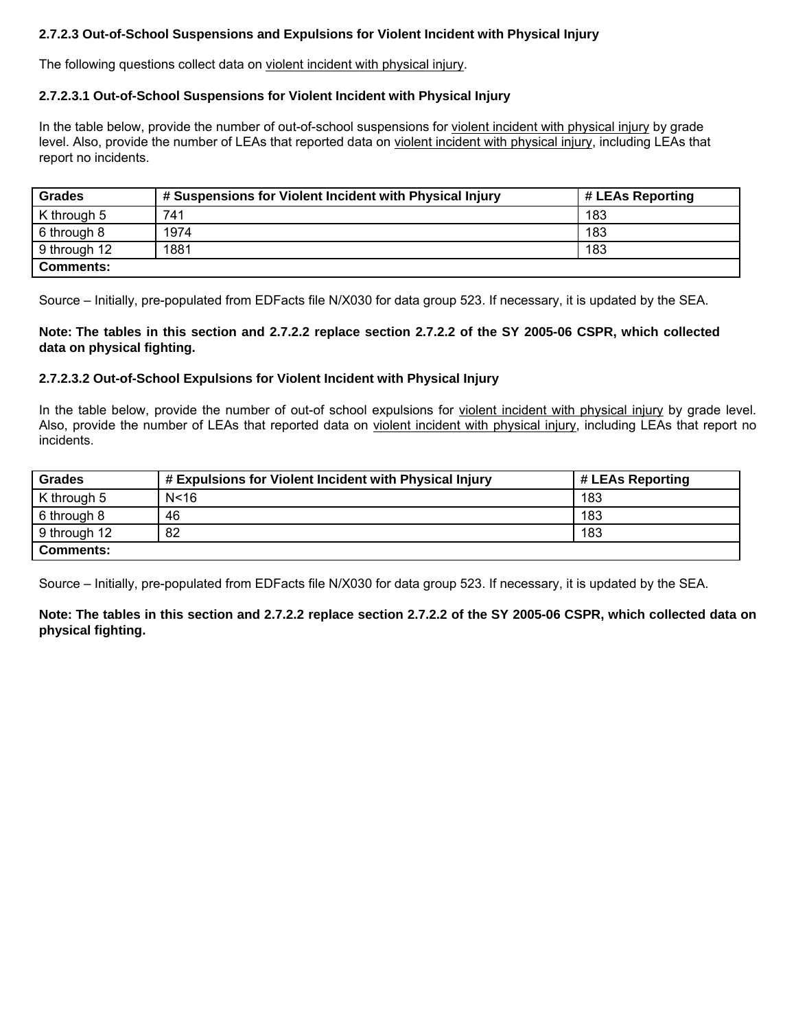### 2.7.2.3 Out-of-School Suspensions and Expulsions for Violent Incident with Physical Injury

The following questions collect data on violent incident with physical injury.

#### 2.7.2.3.1 Out-of-School Suspensions for Violent Incident with Physical Injury

In the table below, provide the number of out-of-school suspensions for violent incident with physical injury by grade level. Also, provide the number of LEAs that reported data on violent incident with physical injury, including LEAs that report no incidents.

| Grades | # Suspensions for Violent Incident with Physical Injury | # LEAs Reporting |
|---|---|---|
| K through 5 | 741 | 183 |
| 6 through 8 | 1974 | 183 |
| 9 through 12 | 1881 | 183 |
| **Comments:** | | |

Source – Initially, pre-populated from EDFacts file N/X030 for data group 523. If necessary, it is updated by the SEA.

**Note: The tables in this section and 2.7.2.2 replace section 2.7.2.2 of the SY 2005-06 CSPR, which collected data on physical fighting.**

#### 2.7.2.3.2 Out-of-School Expulsions for Violent Incident with Physical Injury

In the table below, provide the number of out-of school expulsions for violent incident with physical injury by grade level. Also, provide the number of LEAs that reported data on violent incident with physical injury, including LEAs that report no incidents.

| Grades | # Expulsions for Violent Incident with Physical Injury | # LEAs Reporting |
|---|---|---|
| K through 5 | N<16 | 183 |
| 6 through 8 | 46 | 183 |
| 9 through 12 | 82 | 183 |
| **Comments:** | | |

Source – Initially, pre-populated from EDFacts file N/X030 for data group 523. If necessary, it is updated by the SEA.

**Note: The tables in this section and 2.7.2.2 replace section 2.7.2.2 of the SY 2005-06 CSPR, which collected data on physical fighting.**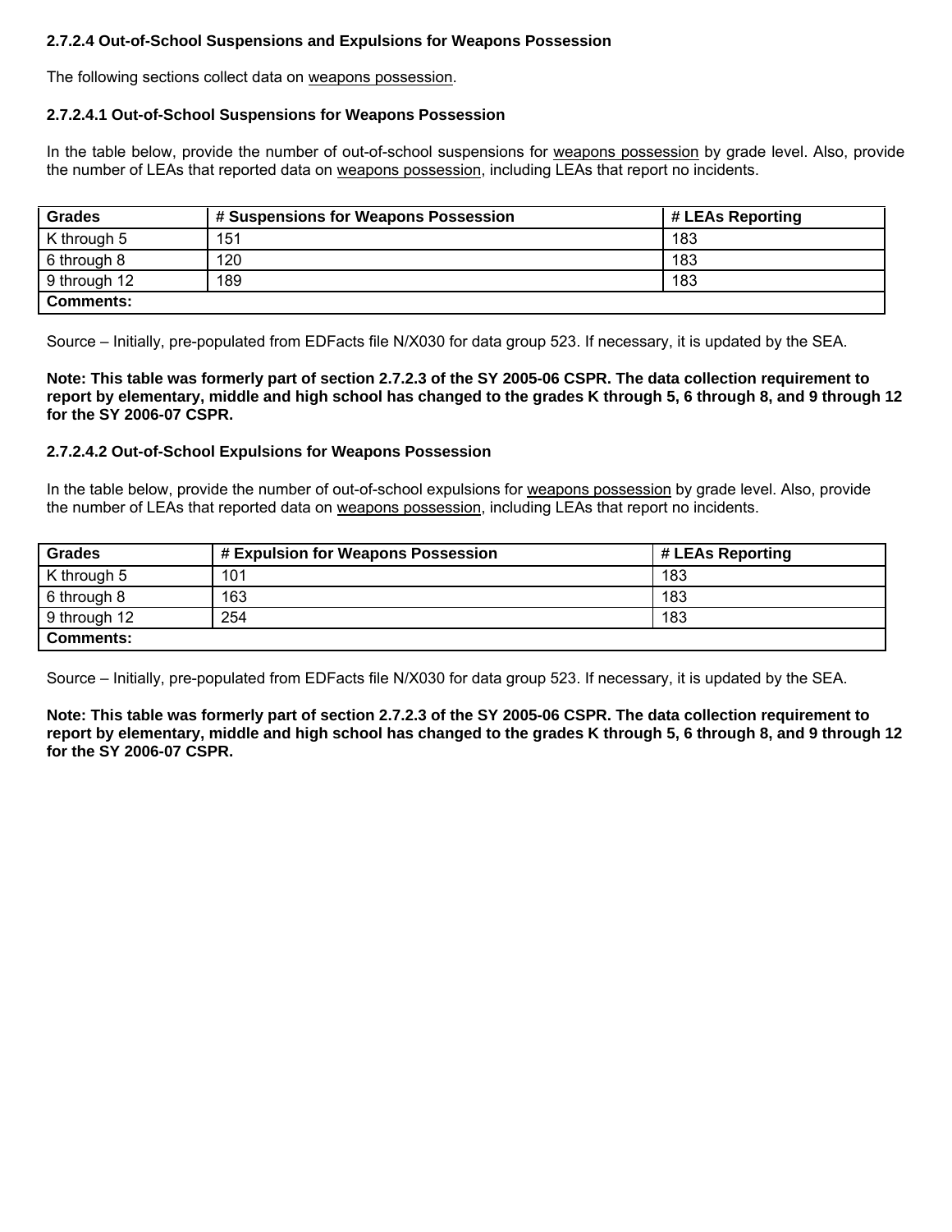#### 2.7.2.4 Out-of-School Suspensions and Expulsions for Weapons Possession

The following sections collect data on weapons possession.

#### 2.7.2.4.1 Out-of-School Suspensions for Weapons Possession

In the table below, provide the number of out-of-school suspensions for weapons possession by grade level. Also, provide the number of LEAs that reported data on weapons possession, including LEAs that report no incidents.

| Grades | # Suspensions for Weapons Possession | # LEAs Reporting |
|---|---|---|
| K through 5 | 151 | 183 |
| 6 through 8 | 120 | 183 |
| 9 through 12 | 189 | 183 |
| **Comments:** | | |

Source – Initially, pre-populated from EDFacts file N/X030 for data group 523. If necessary, it is updated by the SEA.

**Note: This table was formerly part of section 2.7.2.3 of the SY 2005-06 CSPR. The data collection requirement to report by elementary, middle and high school has changed to the grades K through 5, 6 through 8, and 9 through 12 for the SY 2006-07 CSPR.**

#### 2.7.2.4.2 Out-of-School Expulsions for Weapons Possession

In the table below, provide the number of out-of-school expulsions for weapons possession by grade level. Also, provide the number of LEAs that reported data on weapons possession, including LEAs that report no incidents.

| Grades | # Expulsion for Weapons Possession | # LEAs Reporting |
|---|---|---|
| K through 5 | 101 | 183 |
| 6 through 8 | 163 | 183 |
| 9 through 12 | 254 | 183 |
| **Comments:** | | |

Source – Initially, pre-populated from EDFacts file N/X030 for data group 523. If necessary, it is updated by the SEA.

**Note: This table was formerly part of section 2.7.2.3 of the SY 2005-06 CSPR. The data collection requirement to report by elementary, middle and high school has changed to the grades K through 5, 6 through 8, and 9 through 12 for the SY 2006-07 CSPR.**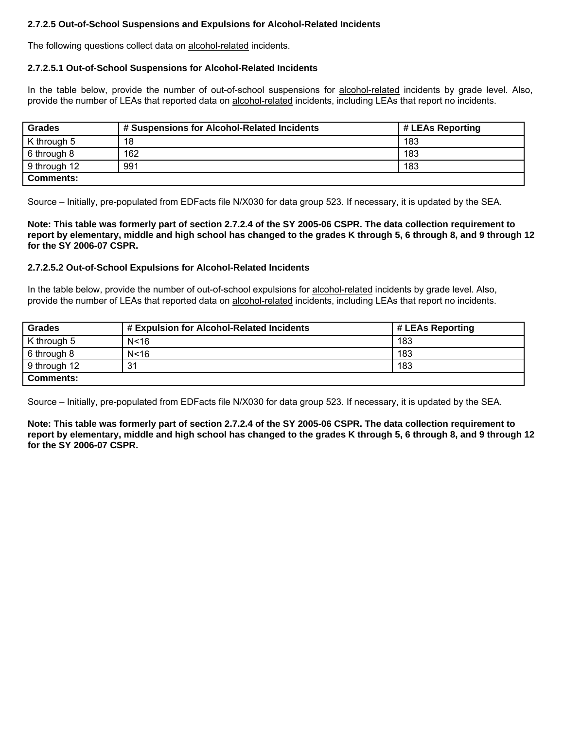### 2.7.2.5 Out-of-School Suspensions and Expulsions for Alcohol-Related Incidents

The following questions collect data on alcohol-related incidents.

#### 2.7.2.5.1 Out-of-School Suspensions for Alcohol-Related Incidents

In the table below, provide the number of out-of-school suspensions for alcohol-related incidents by grade level. Also, provide the number of LEAs that reported data on alcohol-related incidents, including LEAs that report no incidents.

| Grades | # Suspensions for Alcohol-Related Incidents | # LEAs Reporting |
|---|---|---|
| K through 5 | 18 | 183 |
| 6 through 8 | 162 | 183 |
| 9 through 12 | 991 | 183 |
| **Comments:** | | |

Source – Initially, pre-populated from EDFacts file N/X030 for data group 523. If necessary, it is updated by the SEA.

**Note: This table was formerly part of section 2.7.2.4 of the SY 2005-06 CSPR. The data collection requirement to report by elementary, middle and high school has changed to the grades K through 5, 6 through 8, and 9 through 12 for the SY 2006-07 CSPR.**

#### 2.7.2.5.2 Out-of-School Expulsions for Alcohol-Related Incidents

In the table below, provide the number of out-of-school expulsions for alcohol-related incidents by grade level. Also, provide the number of LEAs that reported data on alcohol-related incidents, including LEAs that report no incidents.

| Grades | # Expulsion for Alcohol-Related Incidents | # LEAs Reporting |
|---|---|---|
| K through 5 | N<16 | 183 |
| 6 through 8 | N<16 | 183 |
| 9 through 12 | 31 | 183 |
| **Comments:** | | |

Source – Initially, pre-populated from EDFacts file N/X030 for data group 523. If necessary, it is updated by the SEA.

**Note: This table was formerly part of section 2.7.2.4 of the SY 2005-06 CSPR. The data collection requirement to report by elementary, middle and high school has changed to the grades K through 5, 6 through 8, and 9 through 12 for the SY 2006-07 CSPR.**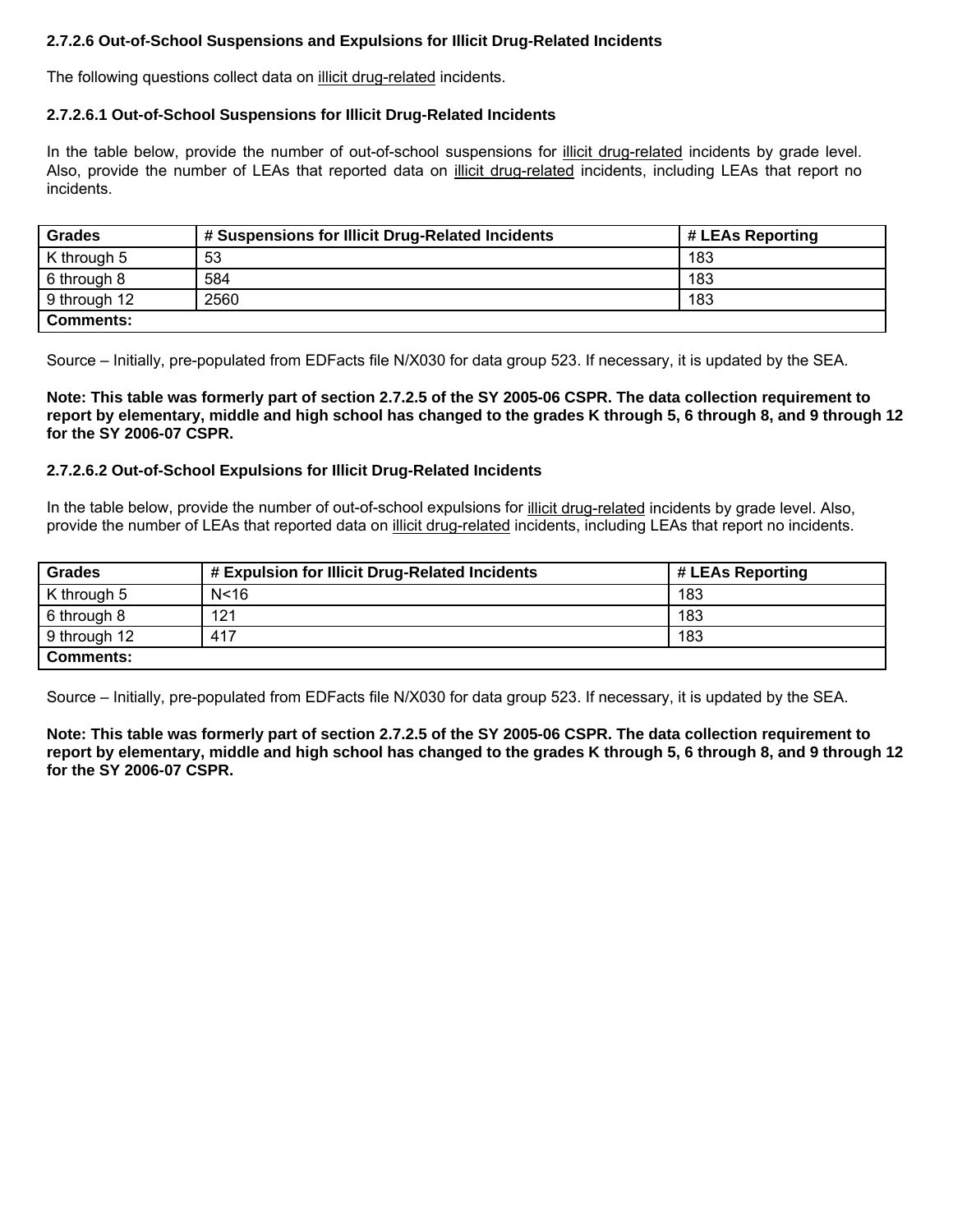### 2.7.2.6 Out-of-School Suspensions and Expulsions for Illicit Drug-Related Incidents

The following questions collect data on illicit drug-related incidents.

#### 2.7.2.6.1 Out-of-School Suspensions for Illicit Drug-Related Incidents

In the table below, provide the number of out-of-school suspensions for illicit drug-related incidents by grade level. Also, provide the number of LEAs that reported data on illicit drug-related incidents, including LEAs that report no incidents.

| Grades | # Suspensions for Illicit Drug-Related Incidents | # LEAs Reporting |
|---|---|---|
| K through 5 | 53 | 183 |
| 6 through 8 | 584 | 183 |
| 9 through 12 | 2560 | 183 |
| **Comments:** | | |

Source – Initially, pre-populated from EDFacts file N/X030 for data group 523. If necessary, it is updated by the SEA.

**Note: This table was formerly part of section 2.7.2.5 of the SY 2005-06 CSPR. The data collection requirement to report by elementary, middle and high school has changed to the grades K through 5, 6 through 8, and 9 through 12 for the SY 2006-07 CSPR.**

#### 2.7.2.6.2 Out-of-School Expulsions for Illicit Drug-Related Incidents

In the table below, provide the number of out-of-school expulsions for illicit drug-related incidents by grade level. Also, provide the number of LEAs that reported data on illicit drug-related incidents, including LEAs that report no incidents.

| Grades | # Expulsion for Illicit Drug-Related Incidents | # LEAs Reporting |
|---|---|---|
| K through 5 | N<16 | 183 |
| 6 through 8 | 121 | 183 |
| 9 through 12 | 417 | 183 |
| **Comments:** | | |

Source – Initially, pre-populated from EDFacts file N/X030 for data group 523. If necessary, it is updated by the SEA.

**Note: This table was formerly part of section 2.7.2.5 of the SY 2005-06 CSPR. The data collection requirement to report by elementary, middle and high school has changed to the grades K through 5, 6 through 8, and 9 through 12 for the SY 2006-07 CSPR.**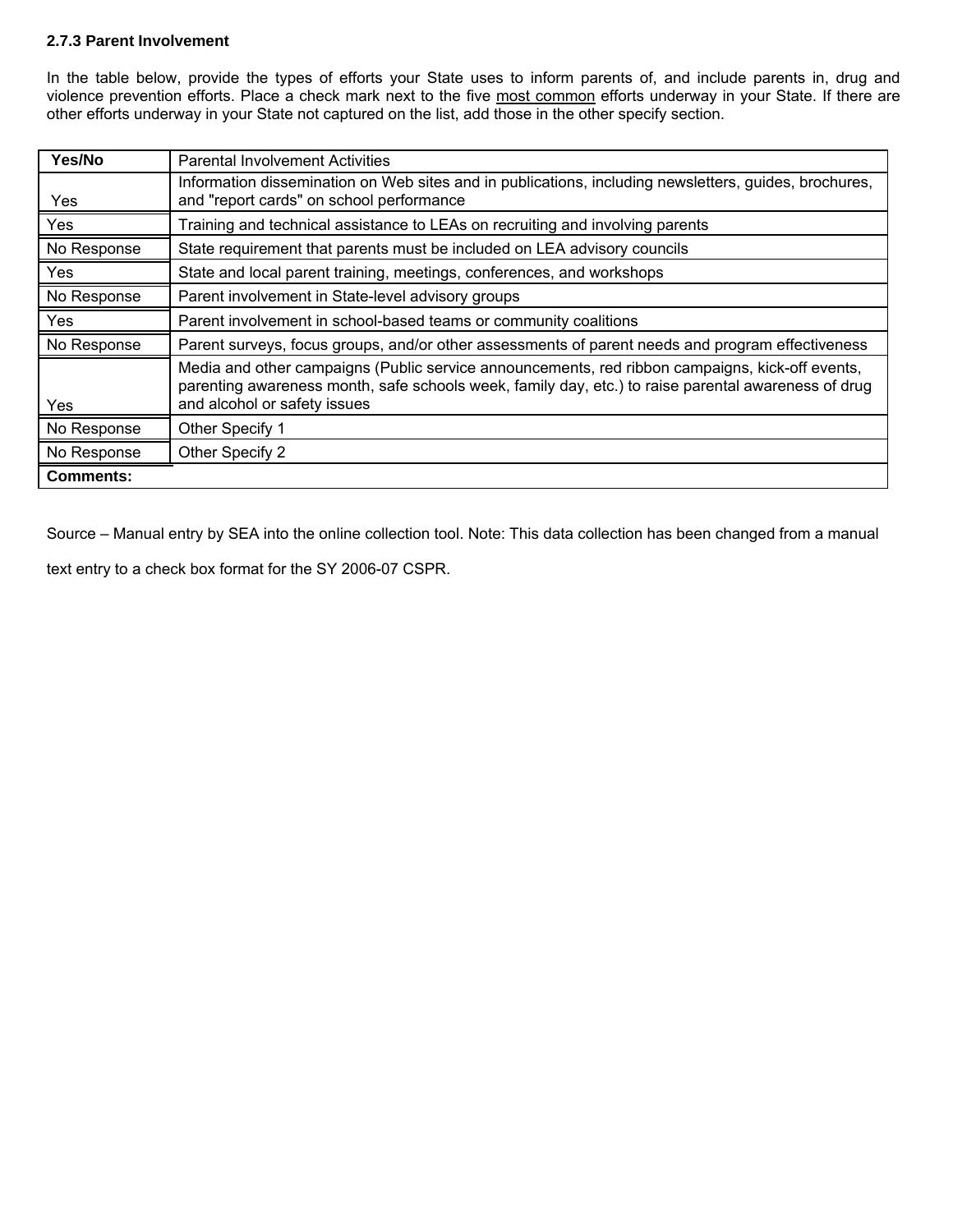### 2.7.3 Parent Involvement

In the table below, provide the types of efforts your State uses to inform parents of, and include parents in, drug and violence prevention efforts. Place a check mark next to the five <u>most common</u> efforts underway in your State. If there are other efforts underway in your State not captured on the list, add those in the other specify section.

| Yes/No | Parental Involvement Activities |
|---|---|
| Yes | Information dissemination on Web sites and in publications, including newsletters, guides, brochures, and "report cards" on school performance |
| Yes | Training and technical assistance to LEAs on recruiting and involving parents |
| No Response | State requirement that parents must be included on LEA advisory councils |
| Yes | State and local parent training, meetings, conferences, and workshops |
| No Response | Parent involvement in State-level advisory groups |
| Yes | Parent involvement in school-based teams or community coalitions |
| No Response | Parent surveys, focus groups, and/or other assessments of parent needs and program effectiveness |
| Yes | Media and other campaigns (Public service announcements, red ribbon campaigns, kick-off events, parenting awareness month, safe schools week, family day, etc.) to raise parental awareness of drug and alcohol or safety issues |
| No Response | Other Specify 1 |
| No Response | Other Specify 2 |
| **Comments:** | |

Source – Manual entry by SEA into the online collection tool. Note: This data collection has been changed from a manual text entry to a check box format for the SY 2006-07 CSPR.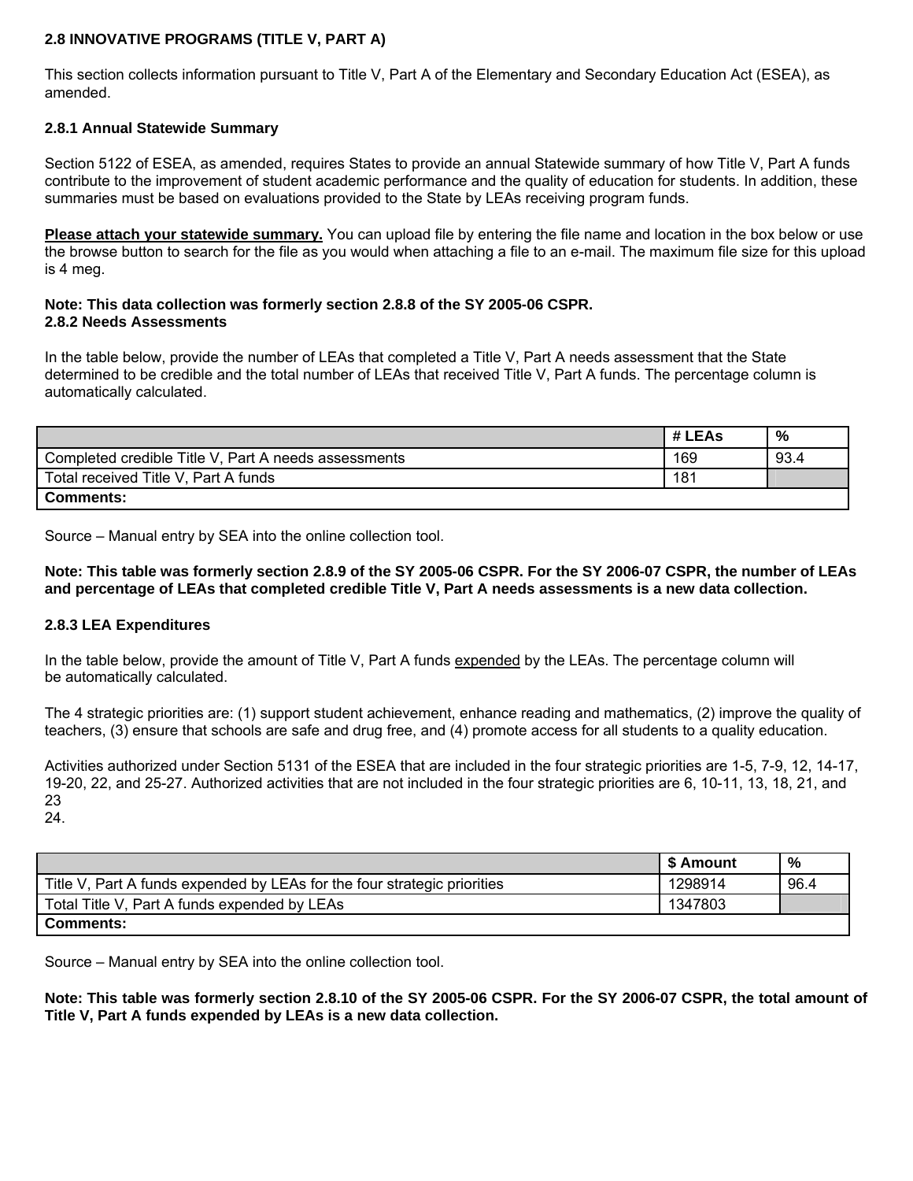### 2.8 INNOVATIVE PROGRAMS (TITLE V, PART A)

This section collects information pursuant to Title V, Part A of the Elementary and Secondary Education Act (ESEA), as amended.

#### 2.8.1 Annual Statewide Summary

Section 5122 of ESEA, as amended, requires States to provide an annual Statewide summary of how Title V, Part A funds contribute to the improvement of student academic performance and the quality of education for students. In addition, these summaries must be based on evaluations provided to the State by LEAs receiving program funds.

**Please attach your statewide summary.** You can upload file by entering the file name and location in the box below or use the browse button to search for the file as you would when attaching a file to an e-mail. The maximum file size for this upload is 4 meg.

**Note: This data collection was formerly section 2.8.8 of the SY 2005-06 CSPR.**

#### 2.8.2 Needs Assessments

In the table below, provide the number of LEAs that completed a Title V, Part A needs assessment that the State determined to be credible and the total number of LEAs that received Title V, Part A funds. The percentage column is automatically calculated.

| | # LEAs | % |
|---|---|---|
| Completed credible Title V, Part A needs assessments | 169 | 93.4 |
| Total received Title V, Part A funds | 181 | |
| **Comments:** | | |

Source – Manual entry by SEA into the online collection tool.

**Note: This table was formerly section 2.8.9 of the SY 2005-06 CSPR. For the SY 2006-07 CSPR, the number of LEAs and percentage of LEAs that completed credible Title V, Part A needs assessments is a new data collection.**

#### 2.8.3 LEA Expenditures

In the table below, provide the amount of Title V, Part A funds expended by the LEAs. The percentage column will be automatically calculated.

The 4 strategic priorities are: (1) support student achievement, enhance reading and mathematics, (2) improve the quality of teachers, (3) ensure that schools are safe and drug free, and (4) promote access for all students to a quality education.

Activities authorized under Section 5131 of the ESEA that are included in the four strategic priorities are 1-5, 7-9, 12, 14-17, 19-20, 22, and 25-27. Authorized activities that are not included in the four strategic priorities are 6, 10-11, 13, 18, 21, and 23
24.

| | $ Amount | % |
|---|---|---|
| Title V, Part A funds expended by LEAs for the four strategic priorities | 1298914 | 96.4 |
| Total Title V, Part A funds expended by LEAs | 1347803 | |
| **Comments:** | | |

Source – Manual entry by SEA into the online collection tool.

**Note: This table was formerly section 2.8.10 of the SY 2005-06 CSPR. For the SY 2006-07 CSPR, the total amount of Title V, Part A funds expended by LEAs is a new data collection.**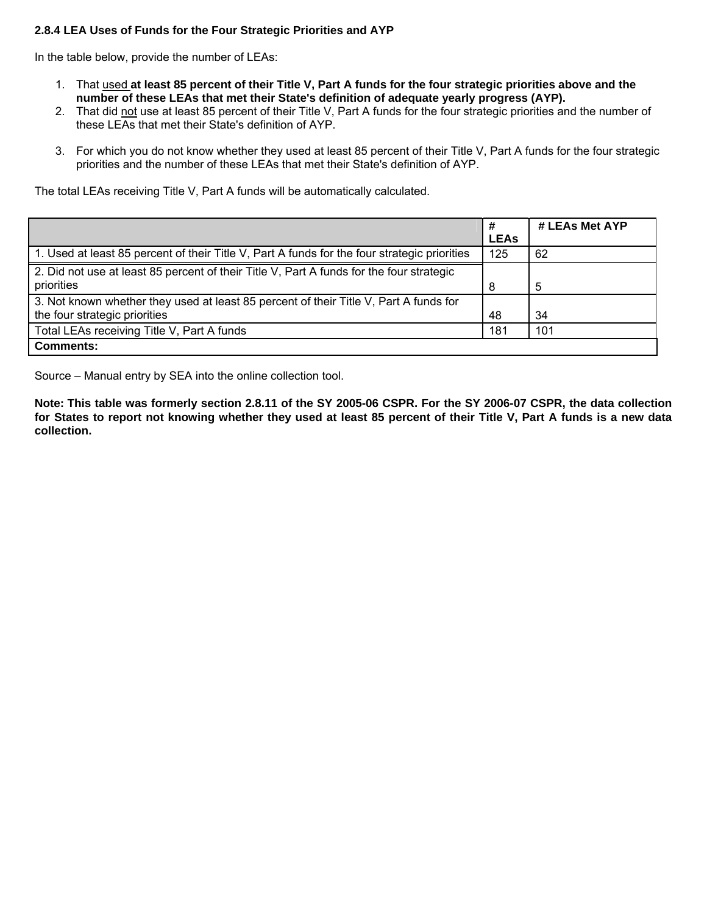### 2.8.4 LEA Uses of Funds for the Four Strategic Priorities and AYP

In the table below, provide the number of LEAs:

1. That used **at least 85 percent of their Title V, Part A funds for the four strategic priorities above and the number of these LEAs that met their State's definition of adequate yearly progress (AYP).**
2. That did not use at least 85 percent of their Title V, Part A funds for the four strategic priorities and the number of these LEAs that met their State's definition of AYP.
3. For which you do not know whether they used at least 85 percent of their Title V, Part A funds for the four strategic priorities and the number of these LEAs that met their State's definition of AYP.

The total LEAs receiving Title V, Part A funds will be automatically calculated.

| | # LEAs | # LEAs Met AYP |
|---|---|---|
| 1. Used at least 85 percent of their Title V, Part A funds for the four strategic priorities | 125 | 62 |
| 2. Did not use at least 85 percent of their Title V, Part A funds for the four strategic priorities | 8 | 5 |
| 3. Not known whether they used at least 85 percent of their Title V, Part A funds for the four strategic priorities | 48 | 34 |
| Total LEAs receiving Title V, Part A funds | 181 | 101 |
| **Comments:** | | |

Source – Manual entry by SEA into the online collection tool.

**Note: This table was formerly section 2.8.11 of the SY 2005-06 CSPR. For the SY 2006-07 CSPR, the data collection for States to report not knowing whether they used at least 85 percent of their Title V, Part A funds is a new data collection.**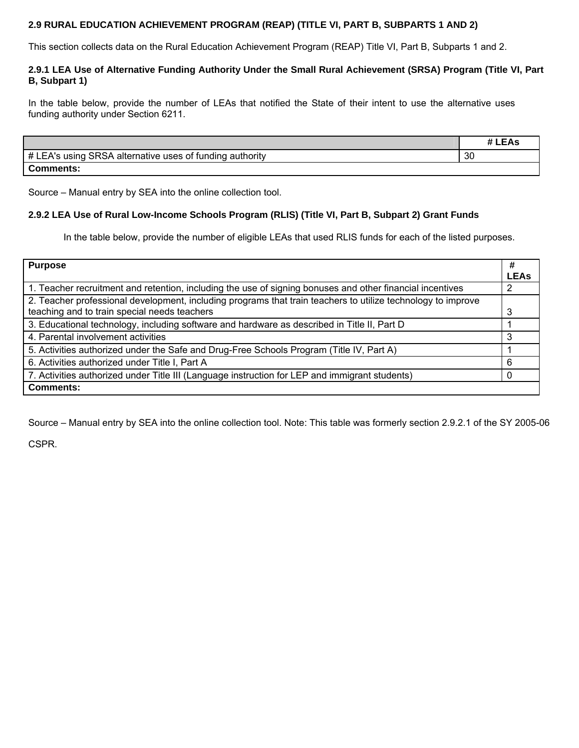## 2.9 RURAL EDUCATION ACHIEVEMENT PROGRAM (REAP) (TITLE VI, PART B, SUBPARTS 1 AND 2)

This section collects data on the Rural Education Achievement Program (REAP) Title VI, Part B, Subparts 1 and 2.

### 2.9.1 LEA Use of Alternative Funding Authority Under the Small Rural Achievement (SRSA) Program (Title VI, Part B, Subpart 1)

In the table below, provide the number of LEAs that notified the State of their intent to use the alternative uses funding authority under Section 6211.

| | # LEAs |
|---|---|
| # LEA's using SRSA alternative uses of funding authority | 30 |
| **Comments:** | |

Source – Manual entry by SEA into the online collection tool.

### 2.9.2 LEA Use of Rural Low-Income Schools Program (RLIS) (Title VI, Part B, Subpart 2) Grant Funds

In the table below, provide the number of eligible LEAs that used RLIS funds for each of the listed purposes.

| Purpose | # LEAs |
|---|---|
| 1. Teacher recruitment and retention, including the use of signing bonuses and other financial incentives | 2 |
| 2. Teacher professional development, including programs that train teachers to utilize technology to improve teaching and to train special needs teachers | 3 |
| 3. Educational technology, including software and hardware as described in Title II, Part D | 1 |
| 4. Parental involvement activities | 3 |
| 5. Activities authorized under the Safe and Drug-Free Schools Program (Title IV, Part A) | 1 |
| 6. Activities authorized under Title I, Part A | 6 |
| 7. Activities authorized under Title III (Language instruction for LEP and immigrant students) | 0 |
| **Comments:** | |

Source – Manual entry by SEA into the online collection tool. Note: This table was formerly section 2.9.2.1 of the SY 2005-06 CSPR.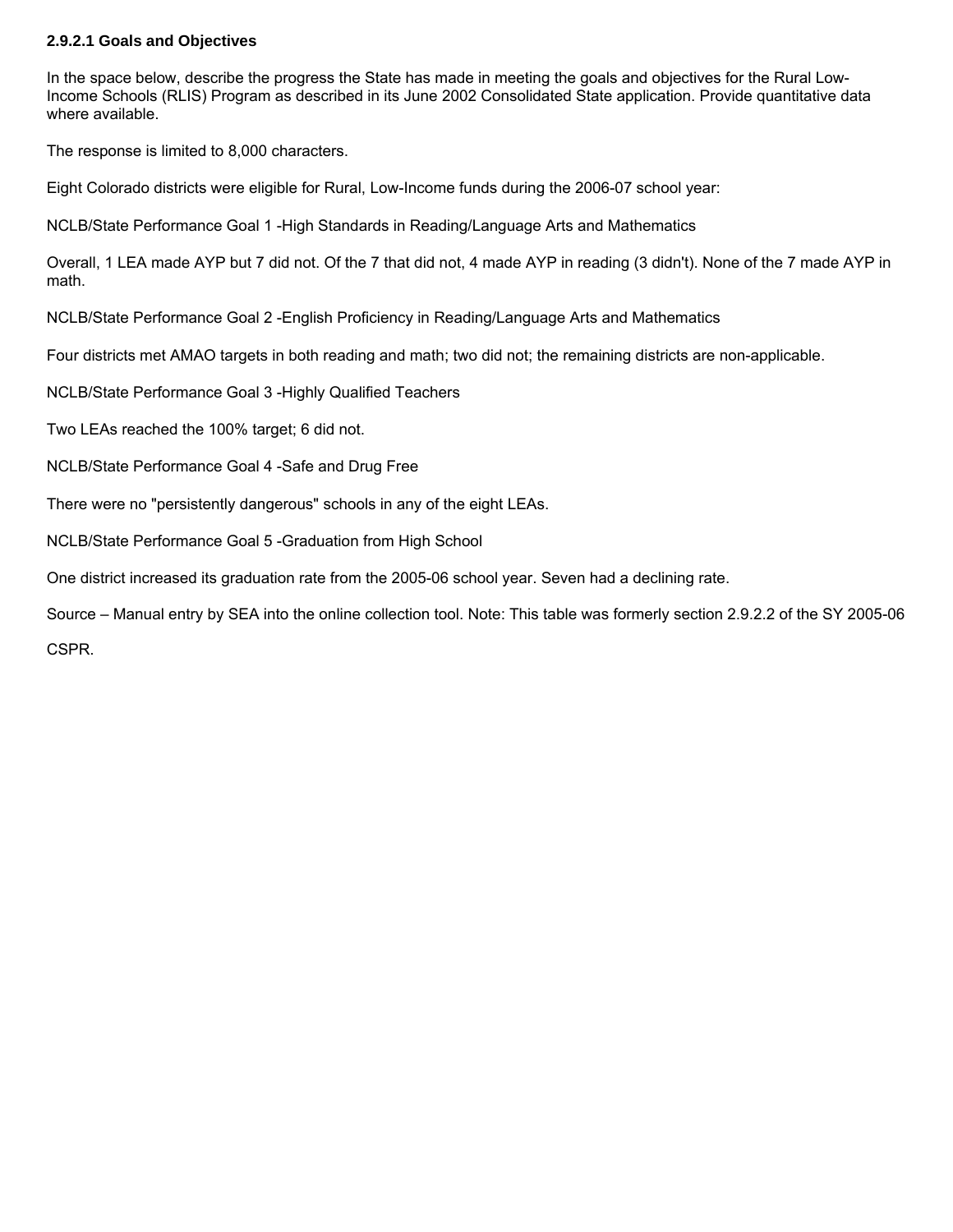#### 2.9.2.1 Goals and Objectives

In the space below, describe the progress the State has made in meeting the goals and objectives for the Rural Low-Income Schools (RLIS) Program as described in its June 2002 Consolidated State application. Provide quantitative data where available.

The response is limited to 8,000 characters.

Eight Colorado districts were eligible for Rural, Low-Income funds during the 2006-07 school year:

NCLB/State Performance Goal 1 -High Standards in Reading/Language Arts and Mathematics

Overall, 1 LEA made AYP but 7 did not. Of the 7 that did not, 4 made AYP in reading (3 didn't). None of the 7 made AYP in math.

NCLB/State Performance Goal 2 -English Proficiency in Reading/Language Arts and Mathematics

Four districts met AMAO targets in both reading and math; two did not; the remaining districts are non-applicable.

NCLB/State Performance Goal 3 -Highly Qualified Teachers

Two LEAs reached the 100% target; 6 did not.

NCLB/State Performance Goal 4 -Safe and Drug Free

There were no "persistently dangerous" schools in any of the eight LEAs.

NCLB/State Performance Goal 5 -Graduation from High School

One district increased its graduation rate from the 2005-06 school year. Seven had a declining rate.

Source – Manual entry by SEA into the online collection tool. Note: This table was formerly section 2.9.2.2 of the SY 2005-06 CSPR.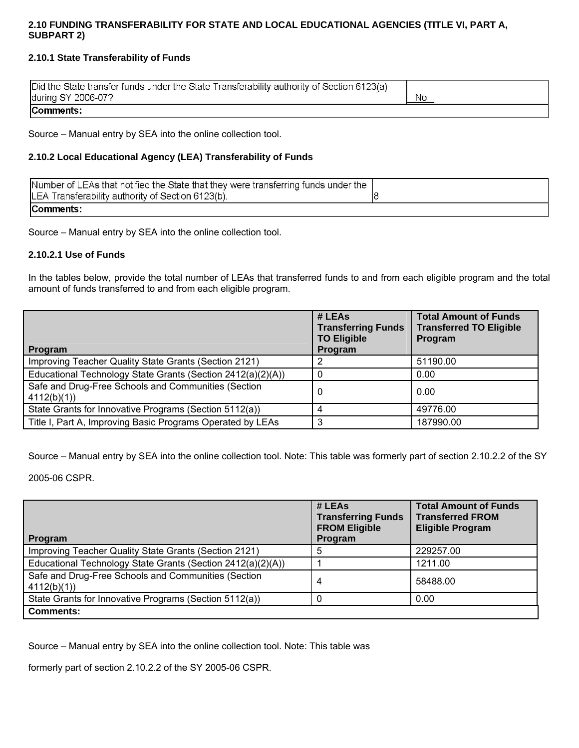### 2.10 FUNDING TRANSFERABILITY FOR STATE AND LOCAL EDUCATIONAL AGENCIES (TITLE VI, PART A, SUBPART 2)

#### 2.10.1 State Transferability of Funds

| Did the State transfer funds under the State Transferability authority of Section 6123(a) during SY 2006-07? | No |
|---|---|
| **Comments:** | |

Source – Manual entry by SEA into the online collection tool.

#### 2.10.2 Local Educational Agency (LEA) Transferability of Funds

| Number of LEAs that notified the State that they were transferring funds under the LEA Transferability authority of Section 6123(b). | 8 |
|---|---|
| **Comments:** | |

Source – Manual entry by SEA into the online collection tool.

#### 2.10.2.1 Use of Funds

In the tables below, provide the total number of LEAs that transferred funds to and from each eligible program and the total amount of funds transferred to and from each eligible program.

| Program | # LEAs Transferring Funds TO Eligible Program | Total Amount of Funds Transferred TO Eligible Program |
|---|---|---|
| Improving Teacher Quality State Grants (Section 2121) | 2 | 51190.00 |
| Educational Technology State Grants (Section 2412(a)(2)(A)) | 0 | 0.00 |
| Safe and Drug-Free Schools and Communities (Section 4112(b)(1)) | 0 | 0.00 |
| State Grants for Innovative Programs (Section 5112(a)) | 4 | 49776.00 |
| Title I, Part A, Improving Basic Programs Operated by LEAs | 3 | 187990.00 |

Source – Manual entry by SEA into the online collection tool. Note: This table was formerly part of section 2.10.2.2 of the SY 2005-06 CSPR.

| Program | # LEAs Transferring Funds FROM Eligible Program | Total Amount of Funds Transferred FROM Eligible Program |
|---|---|---|
| Improving Teacher Quality State Grants (Section 2121) | 5 | 229257.00 |
| Educational Technology State Grants (Section 2412(a)(2)(A)) | 1 | 1211.00 |
| Safe and Drug-Free Schools and Communities (Section 4112(b)(1)) | 4 | 58488.00 |
| State Grants for Innovative Programs (Section 5112(a)) | 0 | 0.00 |
| **Comments:** | | |

Source – Manual entry by SEA into the online collection tool. Note: This table was formerly part of section 2.10.2.2 of the SY 2005-06 CSPR.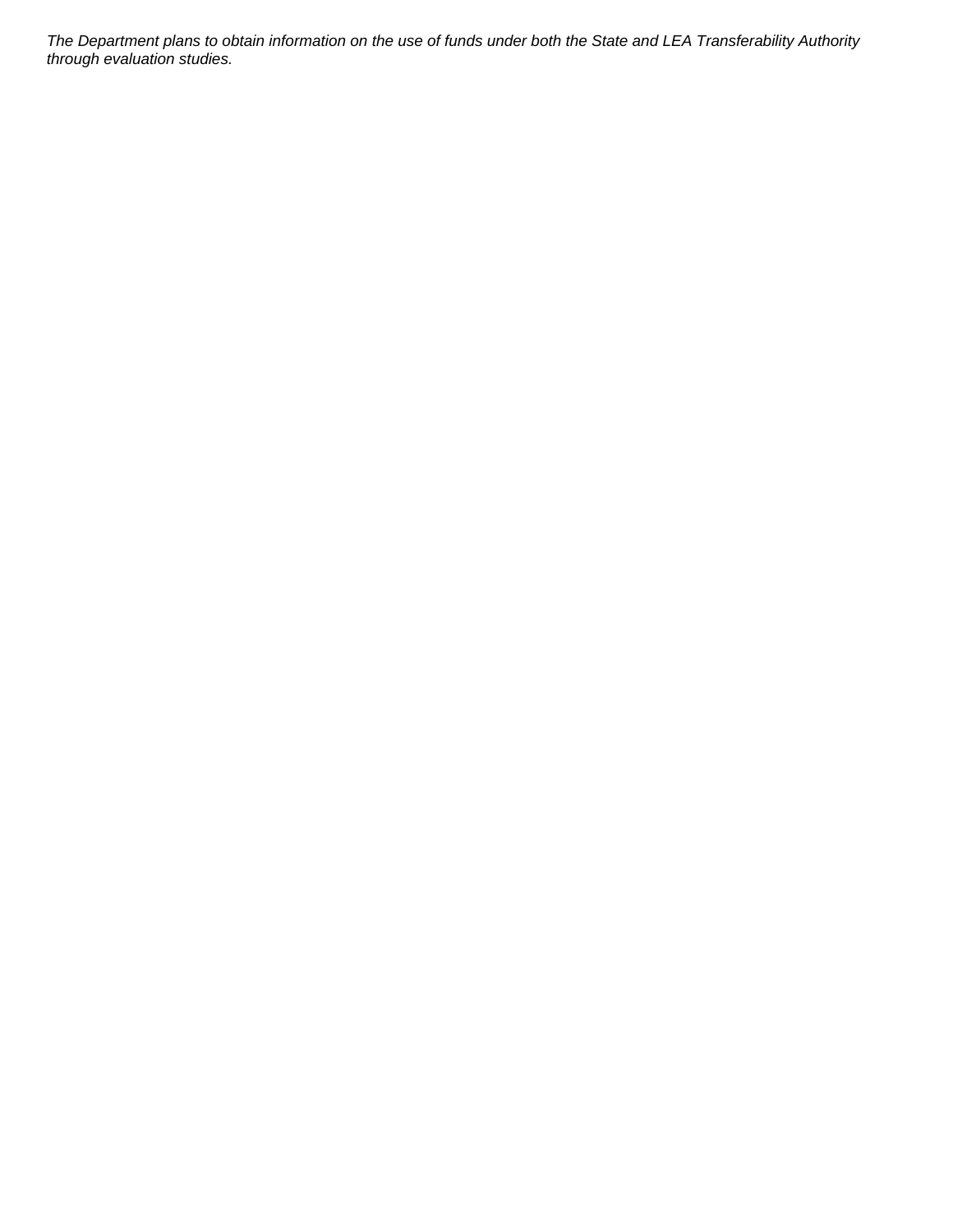*The Department plans to obtain information on the use of funds under both the State and LEA Transferability Authority through evaluation studies.*